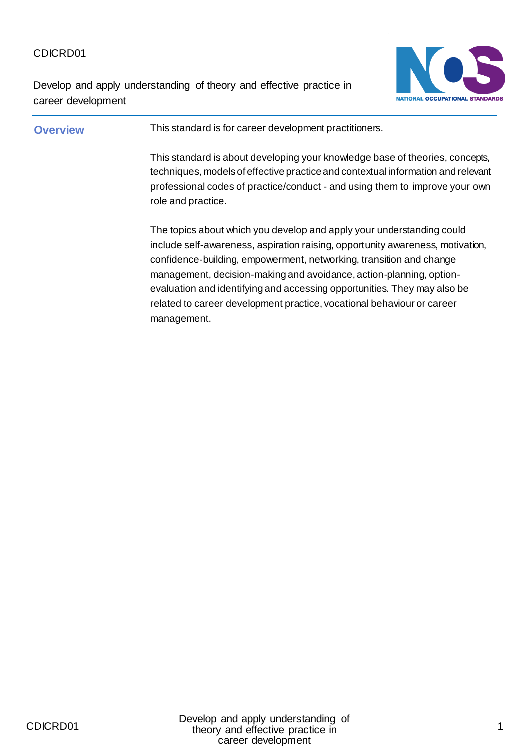CDICRD01

Develop and apply understanding of theory and effective practice in career development

## Overview

This standard is for career development practitioners.

This standard is about developing your knowledge base of theories, concepts, techniques, models of effective practice and contextual information and relevant professional codes of practice/conduct - and using them to improve your own role and practice.

The topics about which you develop and apply your understanding could include self-awareness, aspiration raising, opportunity awareness, motivation, confidence-building, empowerment, networking, transition and change management, decision-making and avoidance, action-planning, option-evaluation and identifying and accessing opportunities. They may also be related to career development practice, vocational behaviour or career management.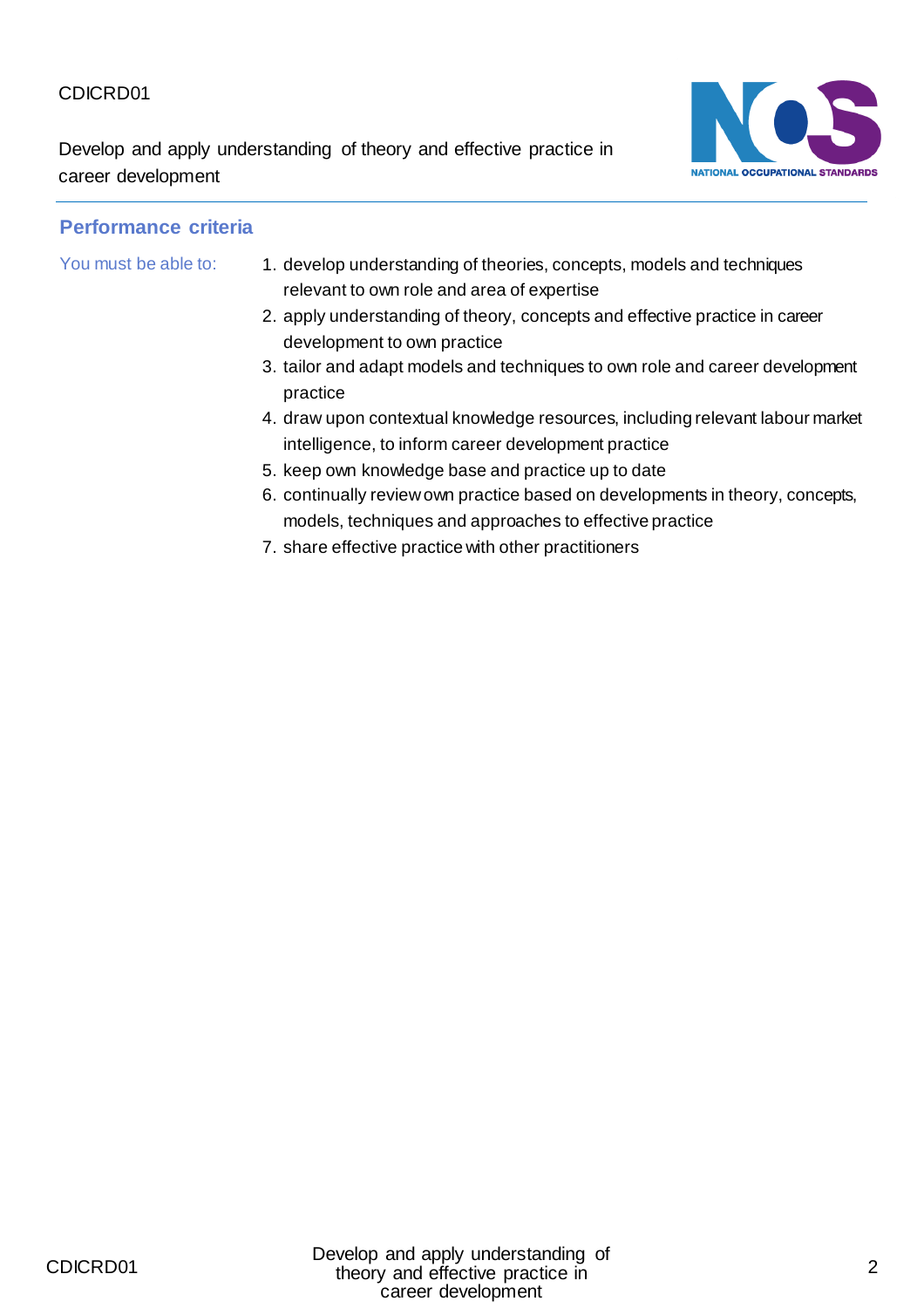## Performance criteria

You must be able to:

1. develop understanding of theories, concepts, models and techniques relevant to own role and area of expertise
2. apply understanding of theory, concepts and effective practice in career development to own practice
3. tailor and adapt models and techniques to own role and career development practice
4. draw upon contextual knowledge resources, including relevant labour market intelligence, to inform career development practice
5. keep own knowledge base and practice up to date
6. continually review own practice based on developments in theory, concepts, models, techniques and approaches to effective practice
7. share effective practice with other practitioners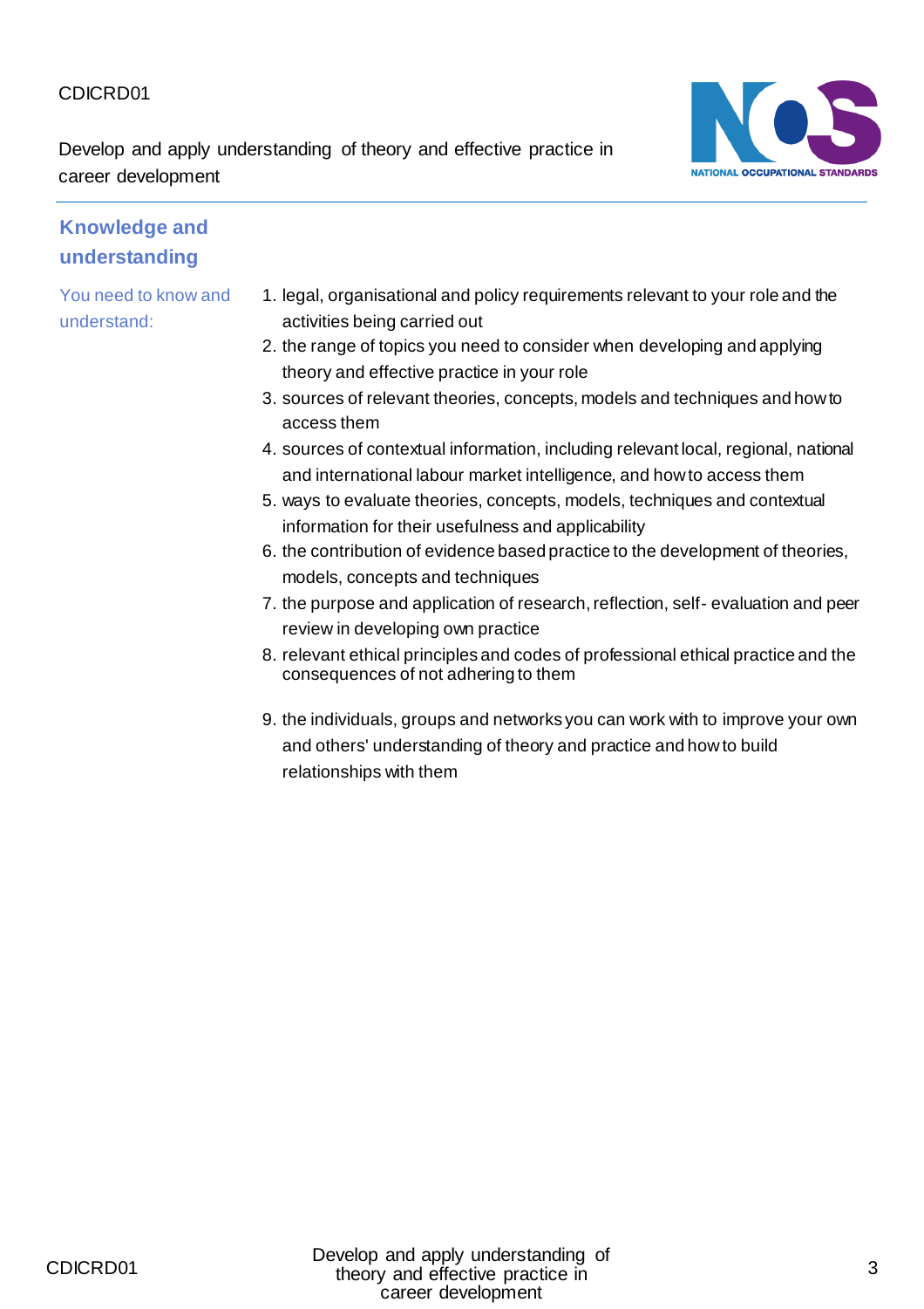## Knowledge and understanding

You need to know and understand:

1. legal, organisational and policy requirements relevant to your role and the activities being carried out
2. the range of topics you need to consider when developing and applying theory and effective practice in your role
3. sources of relevant theories, concepts, models and techniques and how to access them
4. sources of contextual information, including relevant local, regional, national and international labour market intelligence, and how to access them
5. ways to evaluate theories, concepts, models, techniques and contextual information for their usefulness and applicability
6. the contribution of evidence based practice to the development of theories, models, concepts and techniques
7. the purpose and application of research, reflection, self- evaluation and peer review in developing own practice
8. relevant ethical principles and codes of professional ethical practice and the consequences of not adhering to them
9. the individuals, groups and networks you can work with to improve your own and others' understanding of theory and practice and how to build relationships with them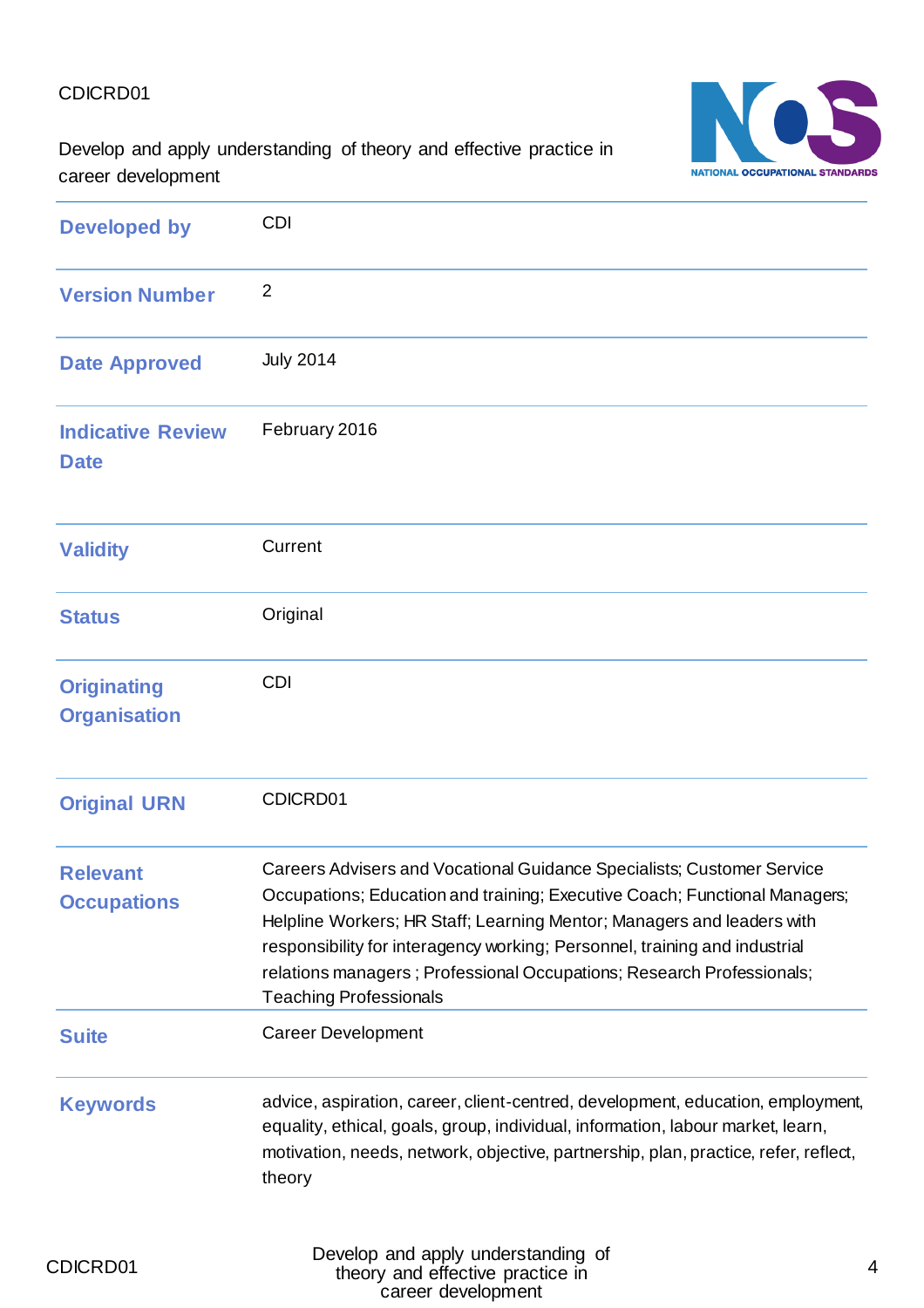CDICRD01

Develop and apply understanding of theory and effective practice in career development

| | |
|---|---|
| **Developed by** | CDI |
| **Version Number** | 2 |
| **Date Approved** | July 2014 |
| **Indicative Review Date** | February 2016 |
| **Validity** | Current |
| **Status** | Original |
| **Originating Organisation** | CDI |
| **Original URN** | CDICRD01 |
| **Relevant Occupations** | Careers Advisers and Vocational Guidance Specialists; Customer Service Occupations; Education and training; Executive Coach; Functional Managers; Helpline Workers; HR Staff; Learning Mentor; Managers and leaders with responsibility for interagency working; Personnel, training and industrial relations managers ; Professional Occupations; Research Professionals; Teaching Professionals |
| **Suite** | Career Development |
| **Keywords** | advice, aspiration, career, client-centred, development, education, employment, equality, ethical, goals, group, individual, information, labour market, learn, motivation, needs, network, objective, partnership, plan, practice, refer, reflect, theory |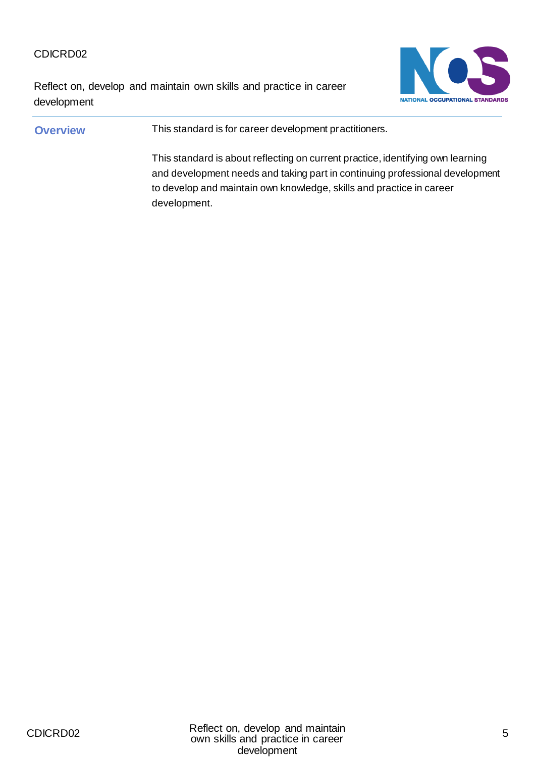CDICRD02

Reflect on, develop and maintain own skills and practice in career development

## Overview

This standard is for career development practitioners.

This standard is about reflecting on current practice, identifying own learning and development needs and taking part in continuing professional development to develop and maintain own knowledge, skills and practice in career development.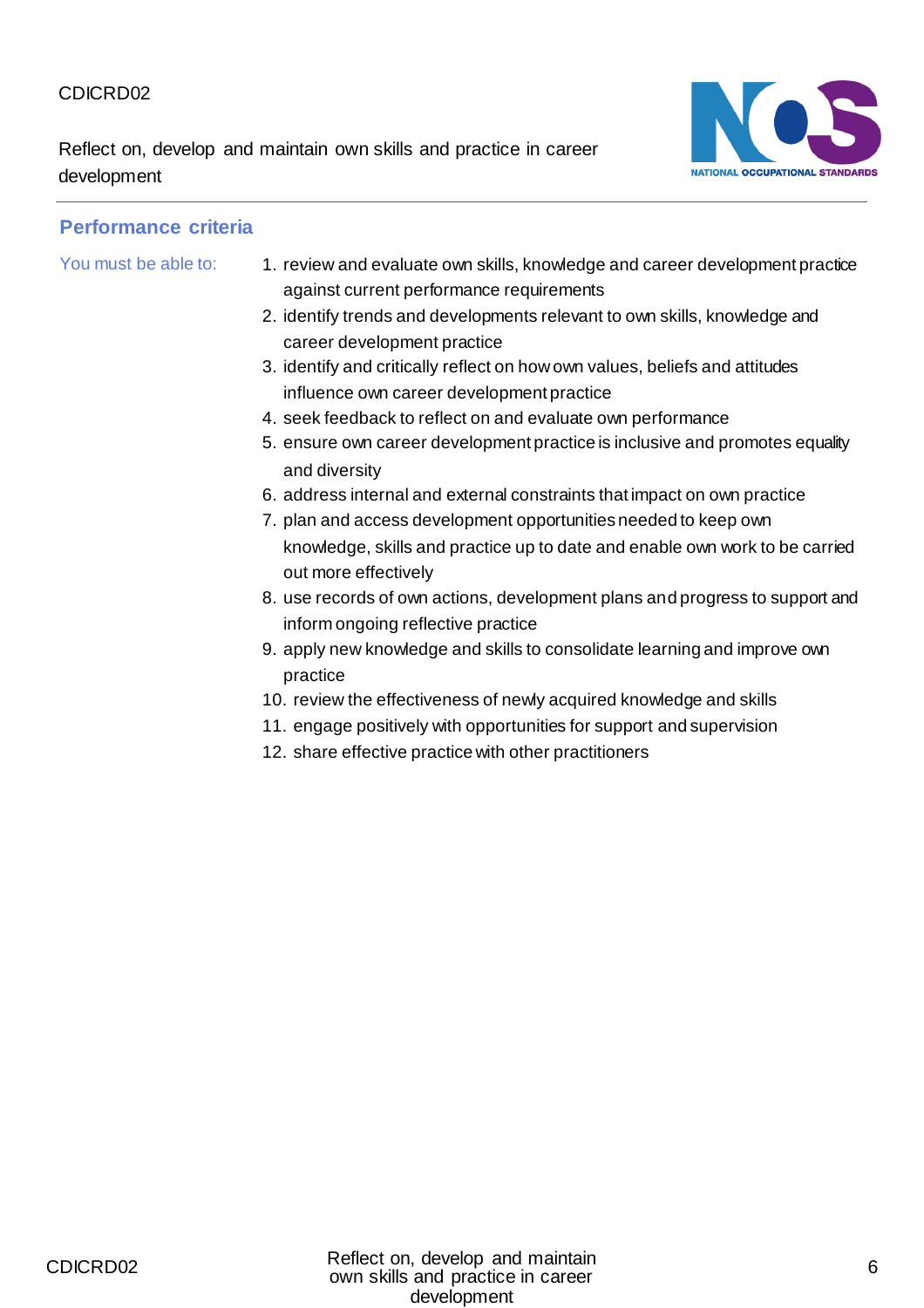## Performance criteria

You must be able to:

1. review and evaluate own skills, knowledge and career development practice against current performance requirements
2. identify trends and developments relevant to own skills, knowledge and career development practice
3. identify and critically reflect on how own values, beliefs and attitudes influence own career development practice
4. seek feedback to reflect on and evaluate own performance
5. ensure own career development practice is inclusive and promotes equality and diversity
6. address internal and external constraints that impact on own practice
7. plan and access development opportunities needed to keep own knowledge, skills and practice up to date and enable own work to be carried out more effectively
8. use records of own actions, development plans and progress to support and inform ongoing reflective practice
9. apply new knowledge and skills to consolidate learning and improve own practice
10. review the effectiveness of newly acquired knowledge and skills
11. engage positively with opportunities for support and supervision
12. share effective practice with other practitioners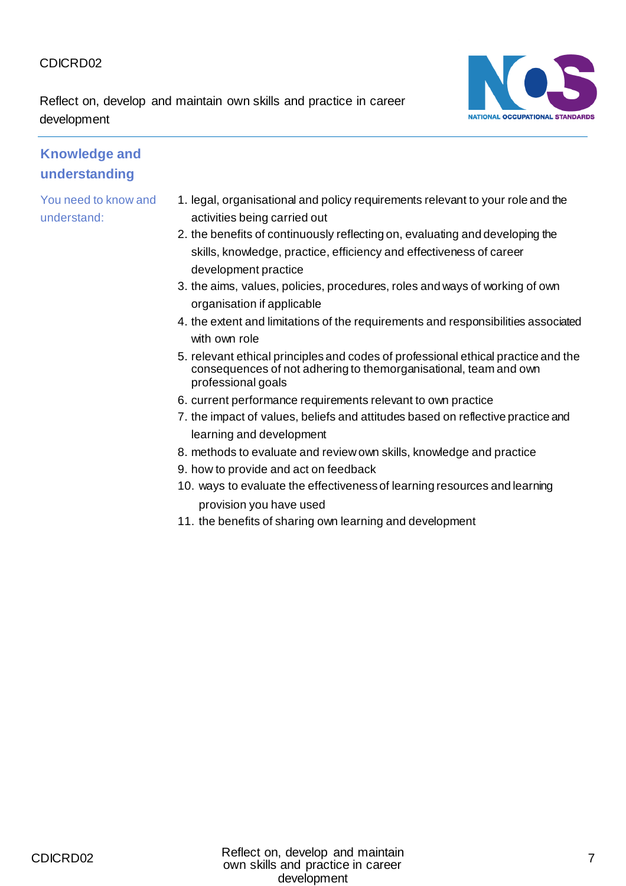## Knowledge and understanding

You need to know and understand:

1. legal, organisational and policy requirements relevant to your role and the activities being carried out
2. the benefits of continuously reflecting on, evaluating and developing the skills, knowledge, practice, efficiency and effectiveness of career development practice
3. the aims, values, policies, procedures, roles and ways of working of own organisation if applicable
4. the extent and limitations of the requirements and responsibilities associated with own role
5. relevant ethical principles and codes of professional ethical practice and the consequences of not adhering to themorganisational, team and own professional goals
6. current performance requirements relevant to own practice
7. the impact of values, beliefs and attitudes based on reflective practice and learning and development
8. methods to evaluate and review own skills, knowledge and practice
9. how to provide and act on feedback
10. ways to evaluate the effectiveness of learning resources and learning provision you have used
11. the benefits of sharing own learning and development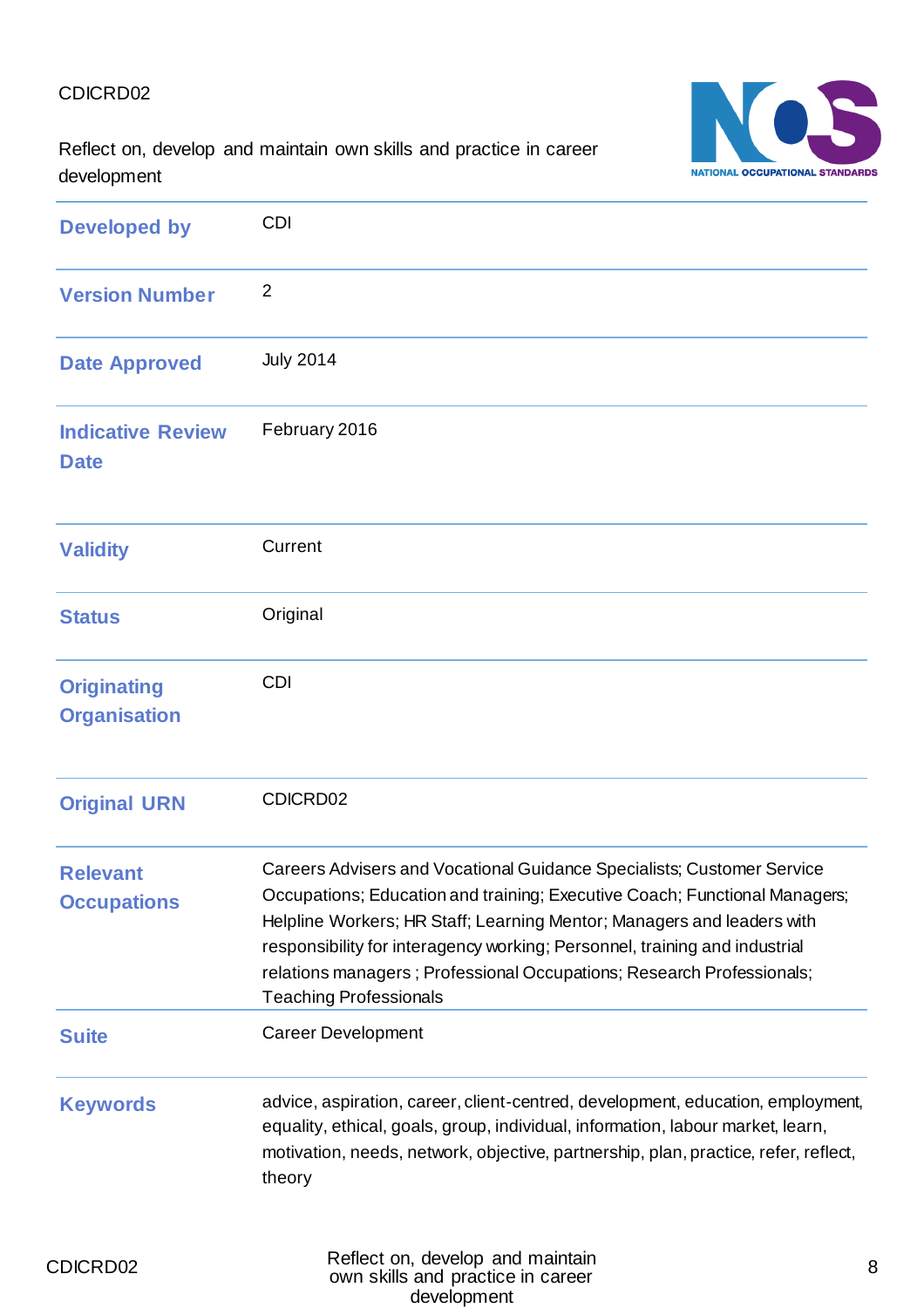| | |
|---|---|
| **Developed by** | CDI |
| **Version Number** | 2 |
| **Date Approved** | July 2014 |
| **Indicative Review Date** | February 2016 |
| **Validity** | Current |
| **Status** | Original |
| **Originating Organisation** | CDI |
| **Original URN** | CDICRD02 |
| **Relevant Occupations** | Careers Advisers and Vocational Guidance Specialists; Customer Service Occupations; Education and training; Executive Coach; Functional Managers; Helpline Workers; HR Staff; Learning Mentor; Managers and leaders with responsibility for interagency working; Personnel, training and industrial relations managers ; Professional Occupations; Research Professionals; Teaching Professionals |
| **Suite** | Career Development |
| **Keywords** | advice, aspiration, career, client-centred, development, education, employment, equality, ethical, goals, group, individual, information, labour market, learn, motivation, needs, network, objective, partnership, plan, practice, refer, reflect, theory |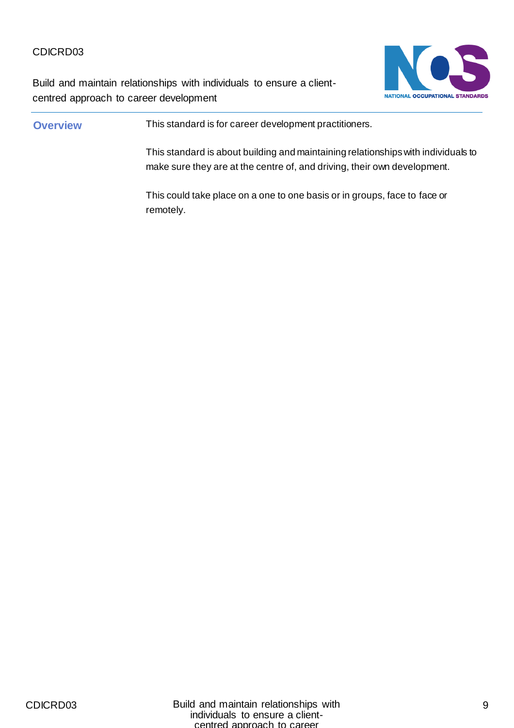CDICRD03

Build and maintain relationships with individuals to ensure a client-centred approach to career development

## Overview

This standard is for career development practitioners.

This standard is about building and maintaining relationships with individuals to make sure they are at the centre of, and driving, their own development.

This could take place on a one to one basis or in groups, face to face or remotely.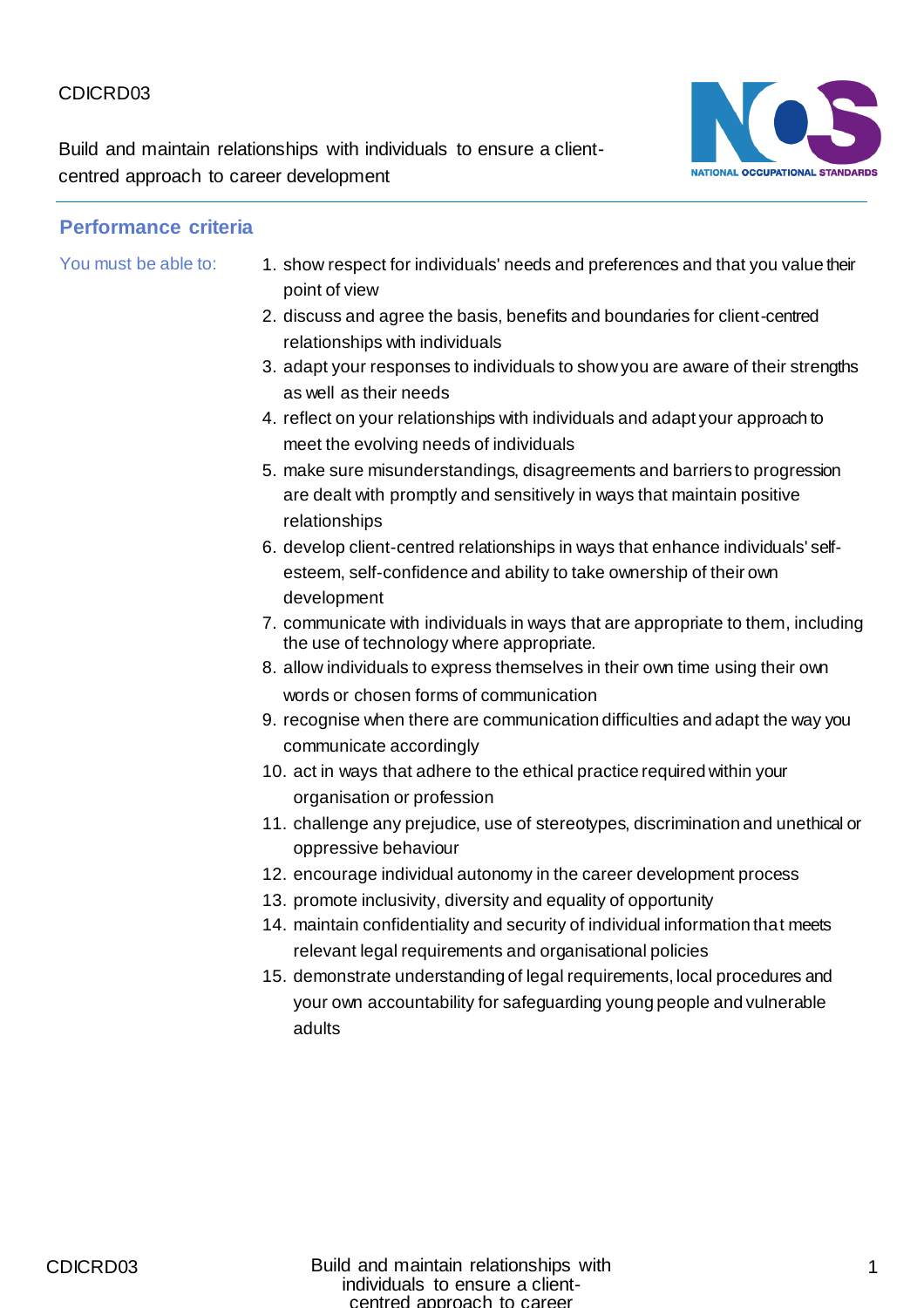CDICRD03

Build and maintain relationships with individuals to ensure a client-centred approach to career development

## Performance criteria

You must be able to:

1. show respect for individuals' needs and preferences and that you value their point of view
2. discuss and agree the basis, benefits and boundaries for client-centred relationships with individuals
3. adapt your responses to individuals to show you are aware of their strengths as well as their needs
4. reflect on your relationships with individuals and adapt your approach to meet the evolving needs of individuals
5. make sure misunderstandings, disagreements and barriers to progression are dealt with promptly and sensitively in ways that maintain positive relationships
6. develop client-centred relationships in ways that enhance individuals' self-esteem, self-confidence and ability to take ownership of their own development
7. communicate with individuals in ways that are appropriate to them, including the use of technology where appropriate.
8. allow individuals to express themselves in their own time using their own words or chosen forms of communication
9. recognise when there are communication difficulties and adapt the way you communicate accordingly
10. act in ways that adhere to the ethical practice required within your organisation or profession
11. challenge any prejudice, use of stereotypes, discrimination and unethical or oppressive behaviour
12. encourage individual autonomy in the career development process
13. promote inclusivity, diversity and equality of opportunity
14. maintain confidentiality and security of individual information that meets relevant legal requirements and organisational policies
15. demonstrate understanding of legal requirements, local procedures and your own accountability for safeguarding young people and vulnerable adults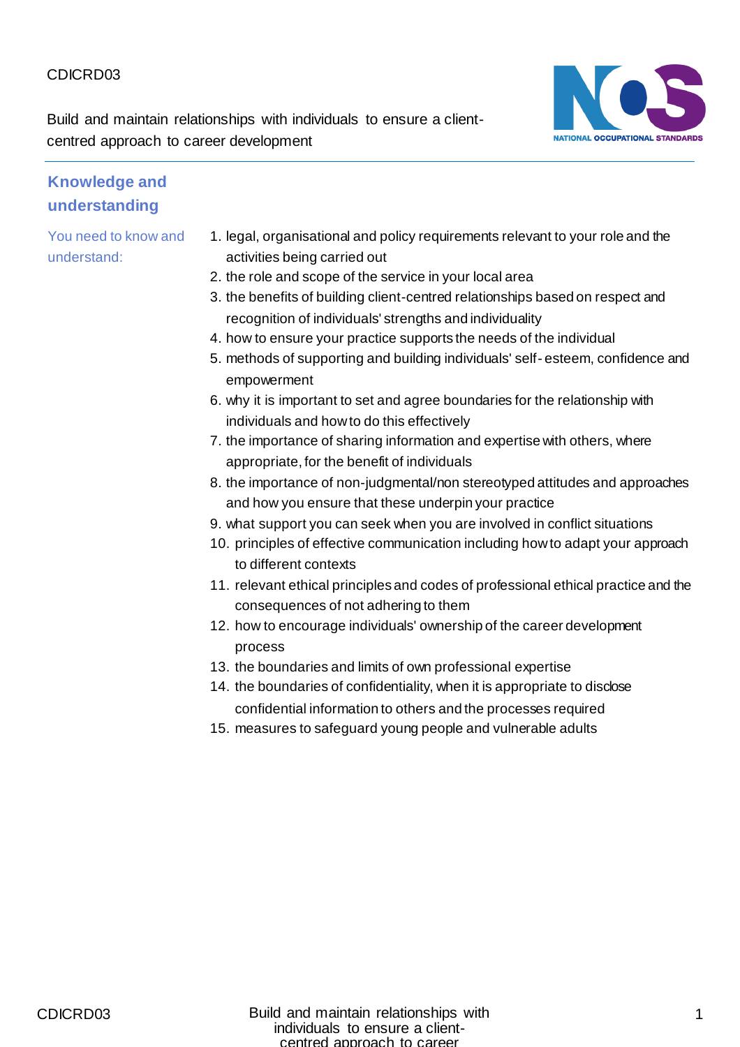CDICRD03

Build and maintain relationships with individuals to ensure a client-centred approach to career development

## Knowledge and understanding

You need to know and understand:

1. legal, organisational and policy requirements relevant to your role and the activities being carried out
2. the role and scope of the service in your local area
3. the benefits of building client-centred relationships based on respect and recognition of individuals' strengths and individuality
4. how to ensure your practice supports the needs of the individual
5. methods of supporting and building individuals' self-esteem, confidence and empowerment
6. why it is important to set and agree boundaries for the relationship with individuals and how to do this effectively
7. the importance of sharing information and expertise with others, where appropriate, for the benefit of individuals
8. the importance of non-judgmental/non stereotyped attitudes and approaches and how you ensure that these underpin your practice
9. what support you can seek when you are involved in conflict situations
10. principles of effective communication including how to adapt your approach to different contexts
11. relevant ethical principles and codes of professional ethical practice and the consequences of not adhering to them
12. how to encourage individuals' ownership of the career development process
13. the boundaries and limits of own professional expertise
14. the boundaries of confidentiality, when it is appropriate to disclose confidential information to others and the processes required
15. measures to safeguard young people and vulnerable adults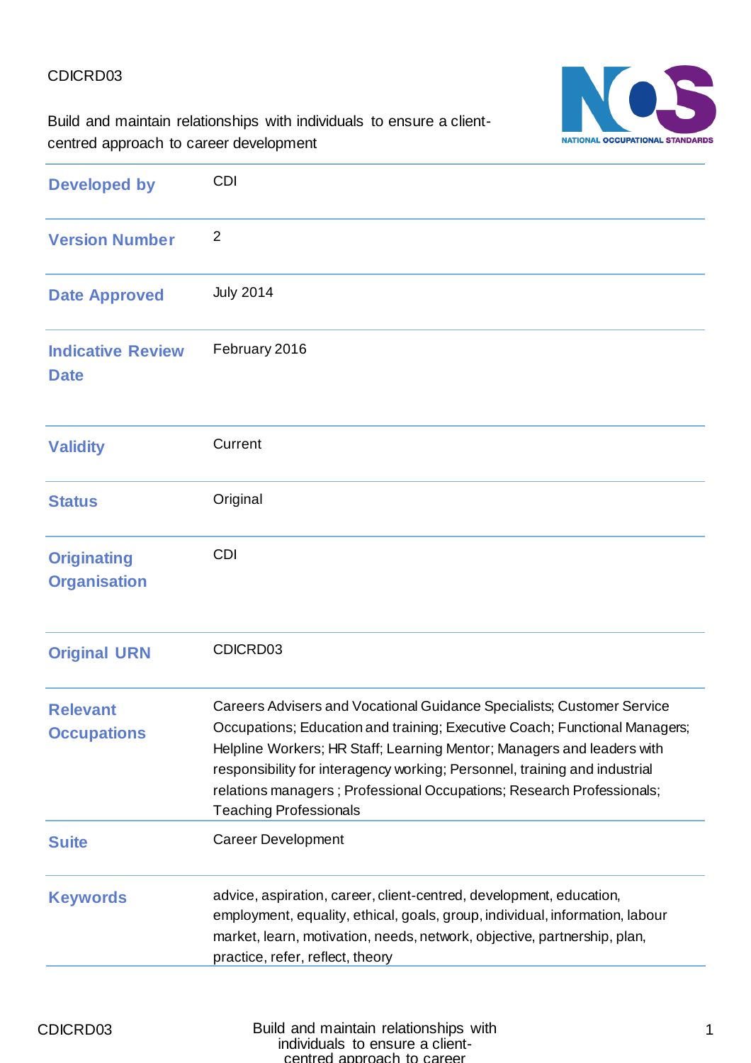CDICRD03

Build and maintain relationships with individuals to ensure a client-centred approach to career development

| | |
|---|---|
| **Developed by** | CDI |
| **Version Number** | 2 |
| **Date Approved** | July 2014 |
| **Indicative Review Date** | February 2016 |
| **Validity** | Current |
| **Status** | Original |
| **Originating Organisation** | CDI |
| **Original URN** | CDICRD03 |
| **Relevant Occupations** | Careers Advisers and Vocational Guidance Specialists; Customer Service Occupations; Education and training; Executive Coach; Functional Managers; Helpline Workers; HR Staff; Learning Mentor; Managers and leaders with responsibility for interagency working; Personnel, training and industrial relations managers ; Professional Occupations; Research Professionals; Teaching Professionals |
| **Suite** | Career Development |
| **Keywords** | advice, aspiration, career, client-centred, development, education, employment, equality, ethical, goals, group, individual, information, labour market, learn, motivation, needs, network, objective, partnership, plan, practice, refer, reflect, theory |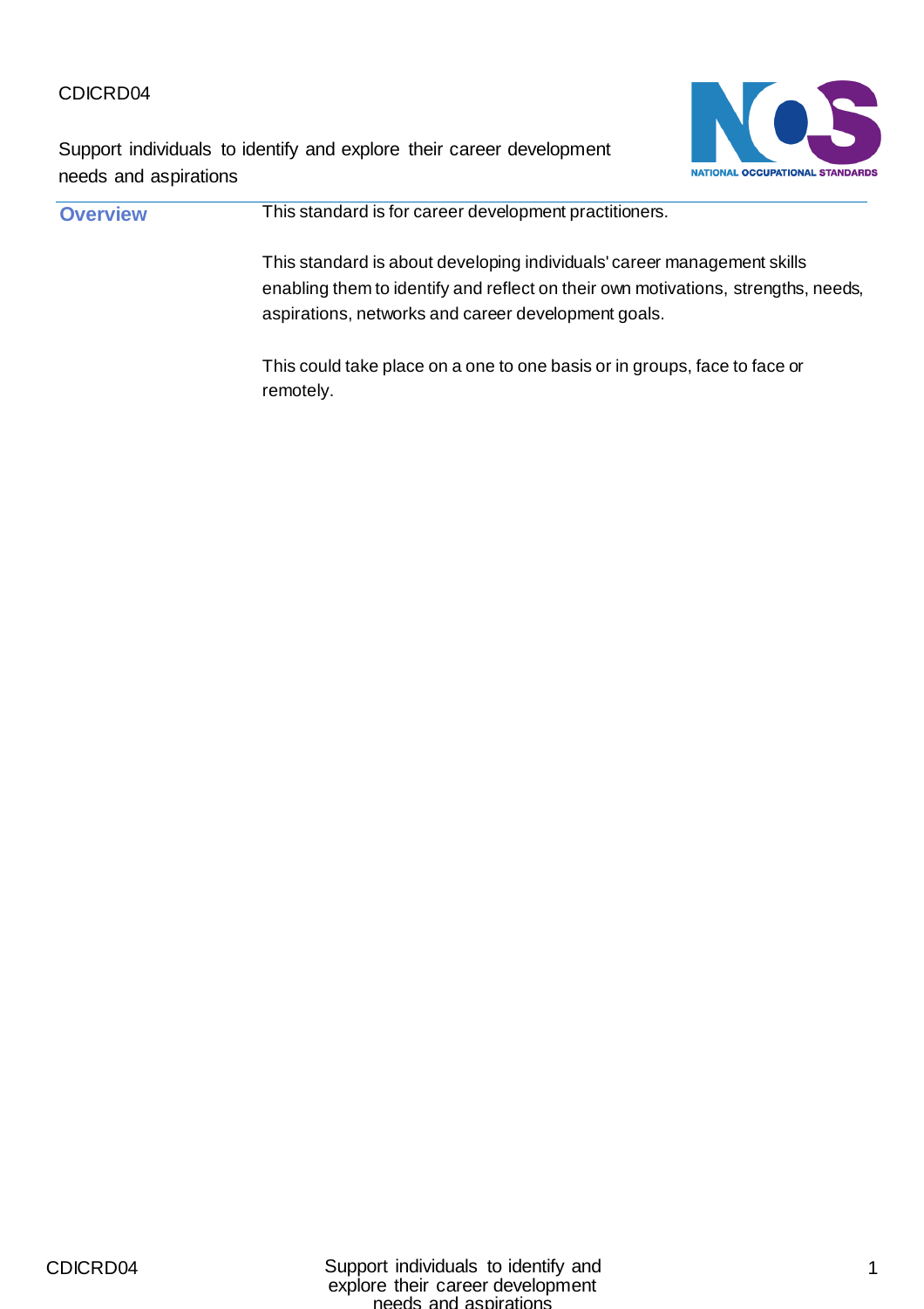CDICRD04

Support individuals to identify and explore their career development needs and aspirations

## Overview

This standard is for career development practitioners.

This standard is about developing individuals' career management skills enabling them to identify and reflect on their own motivations, strengths, needs, aspirations, networks and career development goals.

This could take place on a one to one basis or in groups, face to face or remotely.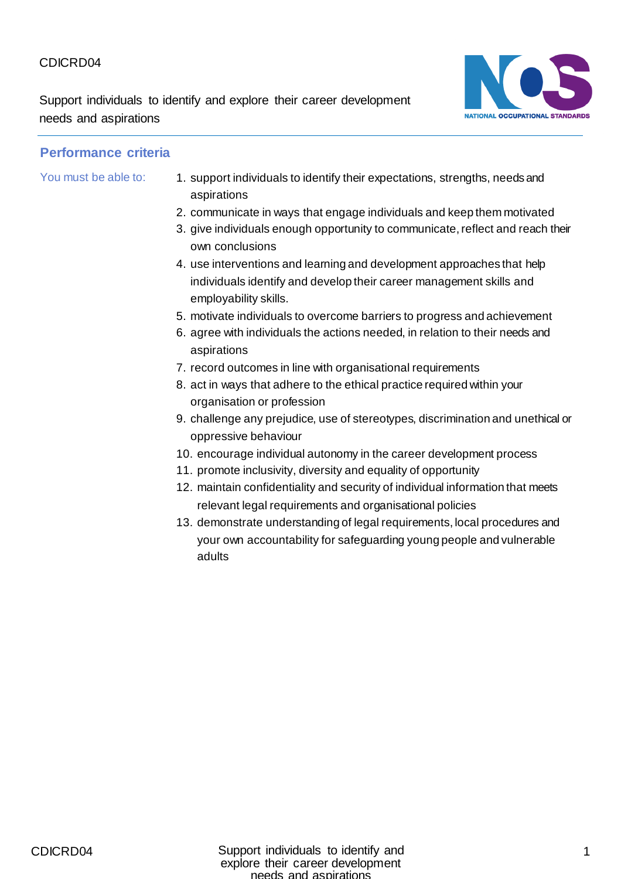CDICRD04

Support individuals to identify and explore their career development needs and aspirations

## Performance criteria

You must be able to:

1. support individuals to identify their expectations, strengths, needs and aspirations
2. communicate in ways that engage individuals and keep them motivated
3. give individuals enough opportunity to communicate, reflect and reach their own conclusions
4. use interventions and learning and development approaches that help individuals identify and develop their career management skills and employability skills.
5. motivate individuals to overcome barriers to progress and achievement
6. agree with individuals the actions needed, in relation to their needs and aspirations
7. record outcomes in line with organisational requirements
8. act in ways that adhere to the ethical practice required within your organisation or profession
9. challenge any prejudice, use of stereotypes, discrimination and unethical or oppressive behaviour
10. encourage individual autonomy in the career development process
11. promote inclusivity, diversity and equality of opportunity
12. maintain confidentiality and security of individual information that meets relevant legal requirements and organisational policies
13. demonstrate understanding of legal requirements, local procedures and your own accountability for safeguarding young people and vulnerable adults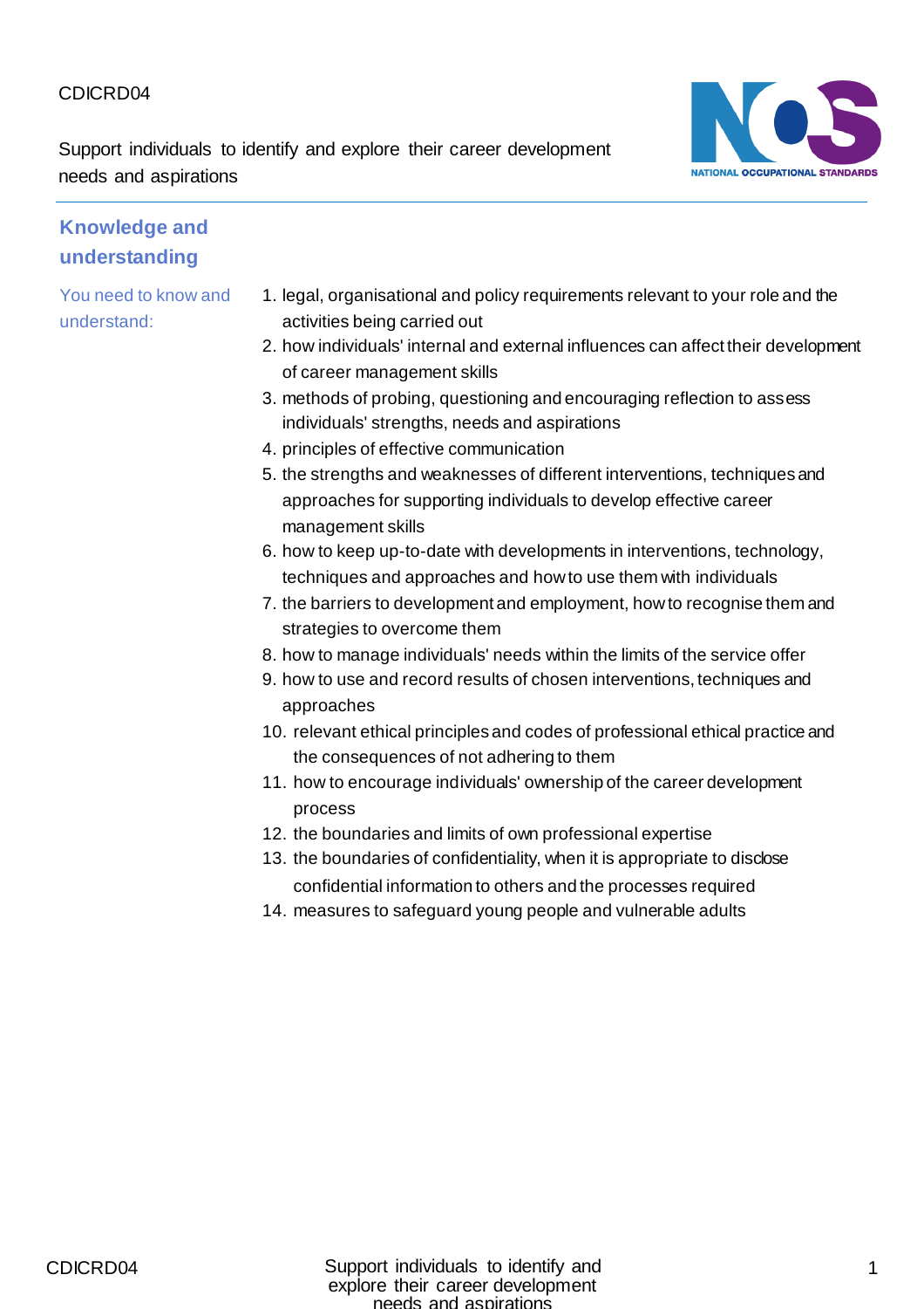## Knowledge and understanding

You need to know and understand:

1. legal, organisational and policy requirements relevant to your role and the activities being carried out
2. how individuals' internal and external influences can affect their development of career management skills
3. methods of probing, questioning and encouraging reflection to assess individuals' strengths, needs and aspirations
4. principles of effective communication
5. the strengths and weaknesses of different interventions, techniques and approaches for supporting individuals to develop effective career management skills
6. how to keep up-to-date with developments in interventions, technology, techniques and approaches and how to use them with individuals
7. the barriers to development and employment, how to recognise them and strategies to overcome them
8. how to manage individuals' needs within the limits of the service offer
9. how to use and record results of chosen interventions, techniques and approaches
10. relevant ethical principles and codes of professional ethical practice and the consequences of not adhering to them
11. how to encourage individuals' ownership of the career development process
12. the boundaries and limits of own professional expertise
13. the boundaries of confidentiality, when it is appropriate to disclose confidential information to others and the processes required
14. measures to safeguard young people and vulnerable adults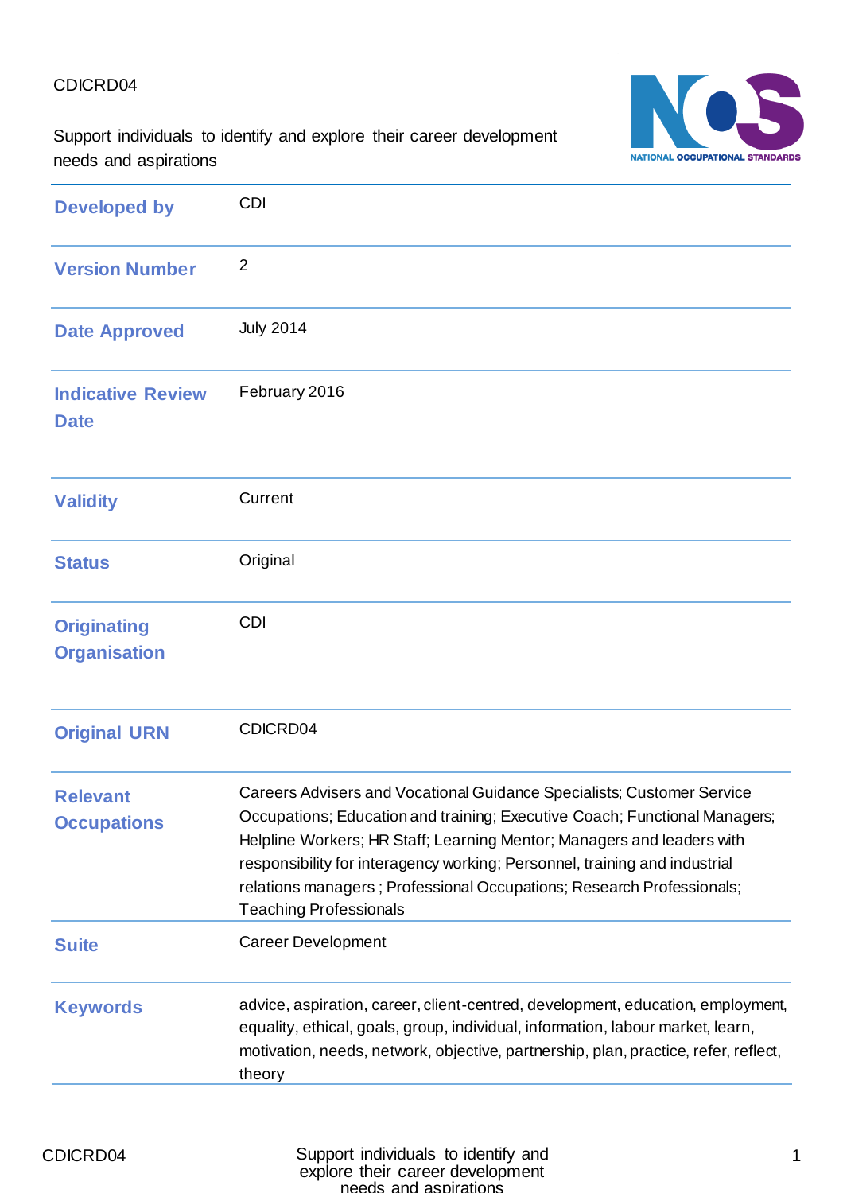CDICRD04

Support individuals to identify and explore their career development needs and aspirations

| | |
|---|---|
| **Developed by** | CDI |
| **Version Number** | 2 |
| **Date Approved** | July 2014 |
| **Indicative Review Date** | February 2016 |
| **Validity** | Current |
| **Status** | Original |
| **Originating Organisation** | CDI |
| **Original URN** | CDICRD04 |
| **Relevant Occupations** | Careers Advisers and Vocational Guidance Specialists; Customer Service Occupations; Education and training; Executive Coach; Functional Managers; Helpline Workers; HR Staff; Learning Mentor; Managers and leaders with responsibility for interagency working; Personnel, training and industrial relations managers ; Professional Occupations; Research Professionals; Teaching Professionals |
| **Suite** | Career Development |
| **Keywords** | advice, aspiration, career, client-centred, development, education, employment, equality, ethical, goals, group, individual, information, labour market, learn, motivation, needs, network, objective, partnership, plan, practice, refer, reflect, theory |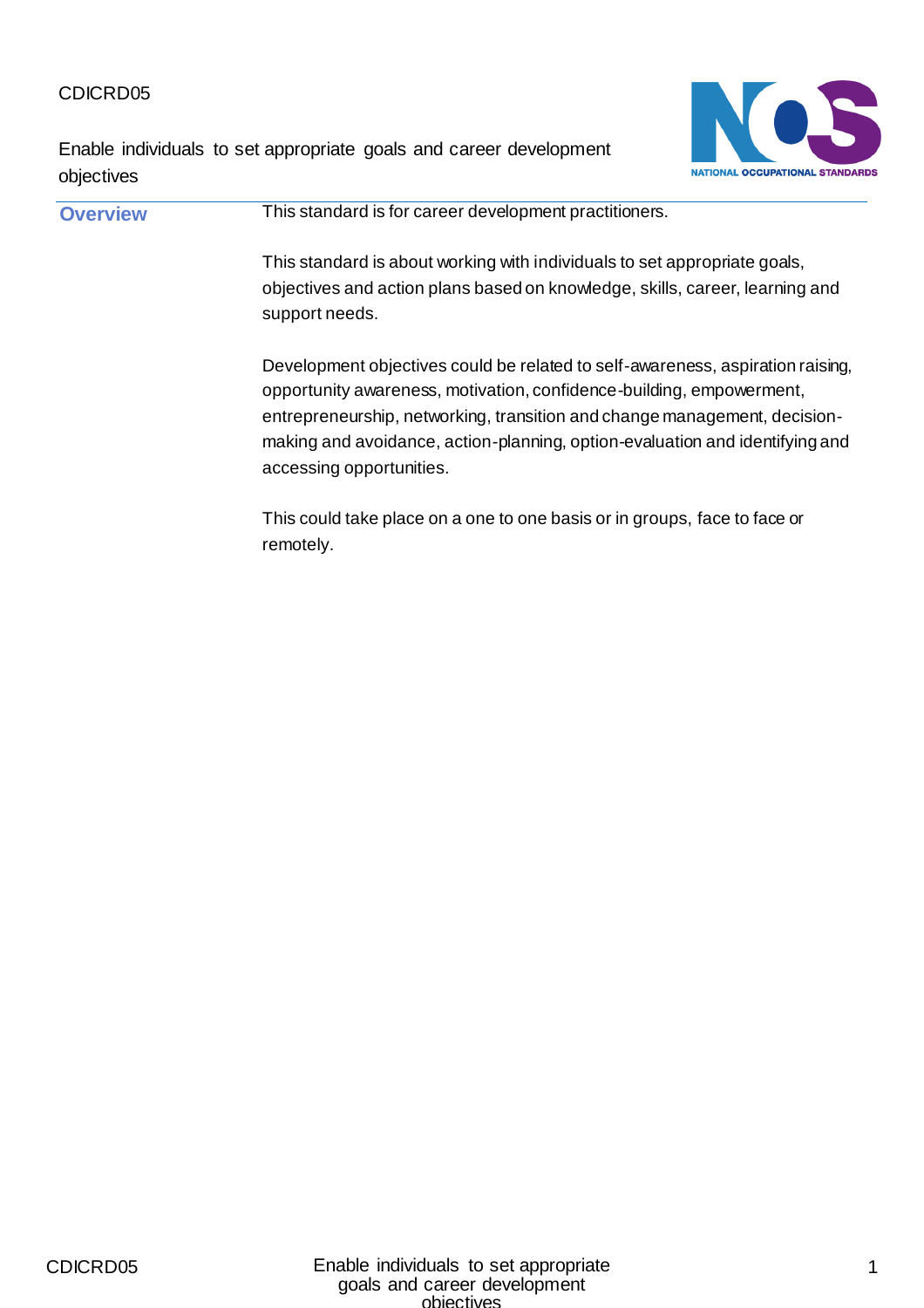CDICRD05

Enable individuals to set appropriate goals and career development objectives

## Overview

This standard is for career development practitioners.

This standard is about working with individuals to set appropriate goals, objectives and action plans based on knowledge, skills, career, learning and support needs.

Development objectives could be related to self-awareness, aspiration raising, opportunity awareness, motivation, confidence-building, empowerment, entrepreneurship, networking, transition and change management, decision-making and avoidance, action-planning, option-evaluation and identifying and accessing opportunities.

This could take place on a one to one basis or in groups, face to face or remotely.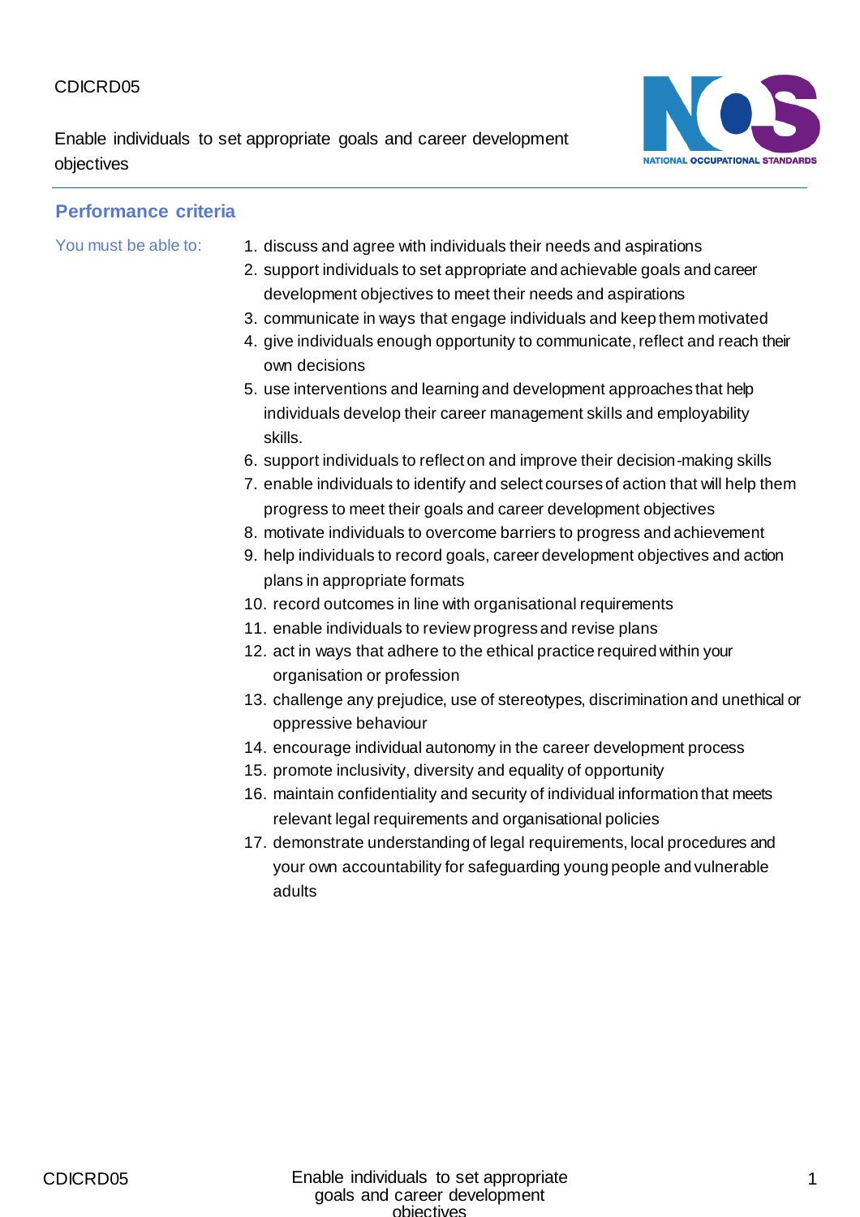CDICRD05

Enable individuals to set appropriate goals and career development objectives

## Performance criteria

You must be able to:

1. discuss and agree with individuals their needs and aspirations
2. support individuals to set appropriate and achievable goals and career development objectives to meet their needs and aspirations
3. communicate in ways that engage individuals and keep them motivated
4. give individuals enough opportunity to communicate, reflect and reach their own decisions
5. use interventions and learning and development approaches that help individuals develop their career management skills and employability skills.
6. support individuals to reflect on and improve their decision-making skills
7. enable individuals to identify and select courses of action that will help them progress to meet their goals and career development objectives
8. motivate individuals to overcome barriers to progress and achievement
9. help individuals to record goals, career development objectives and action plans in appropriate formats
10. record outcomes in line with organisational requirements
11. enable individuals to review progress and revise plans
12. act in ways that adhere to the ethical practice required within your organisation or profession
13. challenge any prejudice, use of stereotypes, discrimination and unethical or oppressive behaviour
14. encourage individual autonomy in the career development process
15. promote inclusivity, diversity and equality of opportunity
16. maintain confidentiality and security of individual information that meets relevant legal requirements and organisational policies
17. demonstrate understanding of legal requirements, local procedures and your own accountability for safeguarding young people and vulnerable adults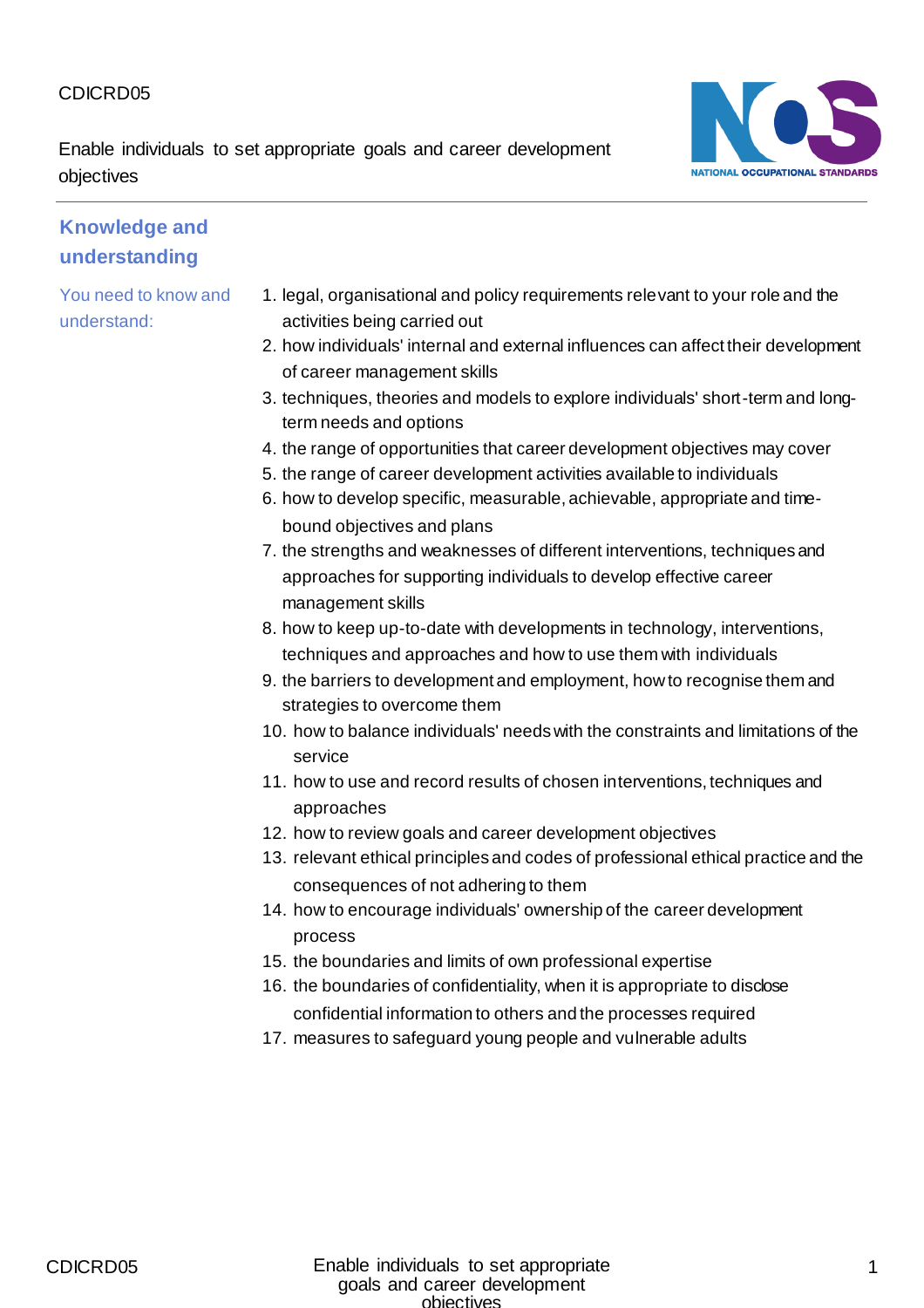## Knowledge and understanding

You need to know and understand:

1. legal, organisational and policy requirements relevant to your role and the activities being carried out
2. how individuals' internal and external influences can affect their development of career management skills
3. techniques, theories and models to explore individuals' short-term and long-term needs and options
4. the range of opportunities that career development objectives may cover
5. the range of career development activities available to individuals
6. how to develop specific, measurable, achievable, appropriate and time-bound objectives and plans
7. the strengths and weaknesses of different interventions, techniques and approaches for supporting individuals to develop effective career management skills
8. how to keep up-to-date with developments in technology, interventions, techniques and approaches and how to use them with individuals
9. the barriers to development and employment, how to recognise them and strategies to overcome them
10. how to balance individuals' needs with the constraints and limitations of the service
11. how to use and record results of chosen interventions, techniques and approaches
12. how to review goals and career development objectives
13. relevant ethical principles and codes of professional ethical practice and the consequences of not adhering to them
14. how to encourage individuals' ownership of the career development process
15. the boundaries and limits of own professional expertise
16. the boundaries of confidentiality, when it is appropriate to disclose confidential information to others and the processes required
17. measures to safeguard young people and vulnerable adults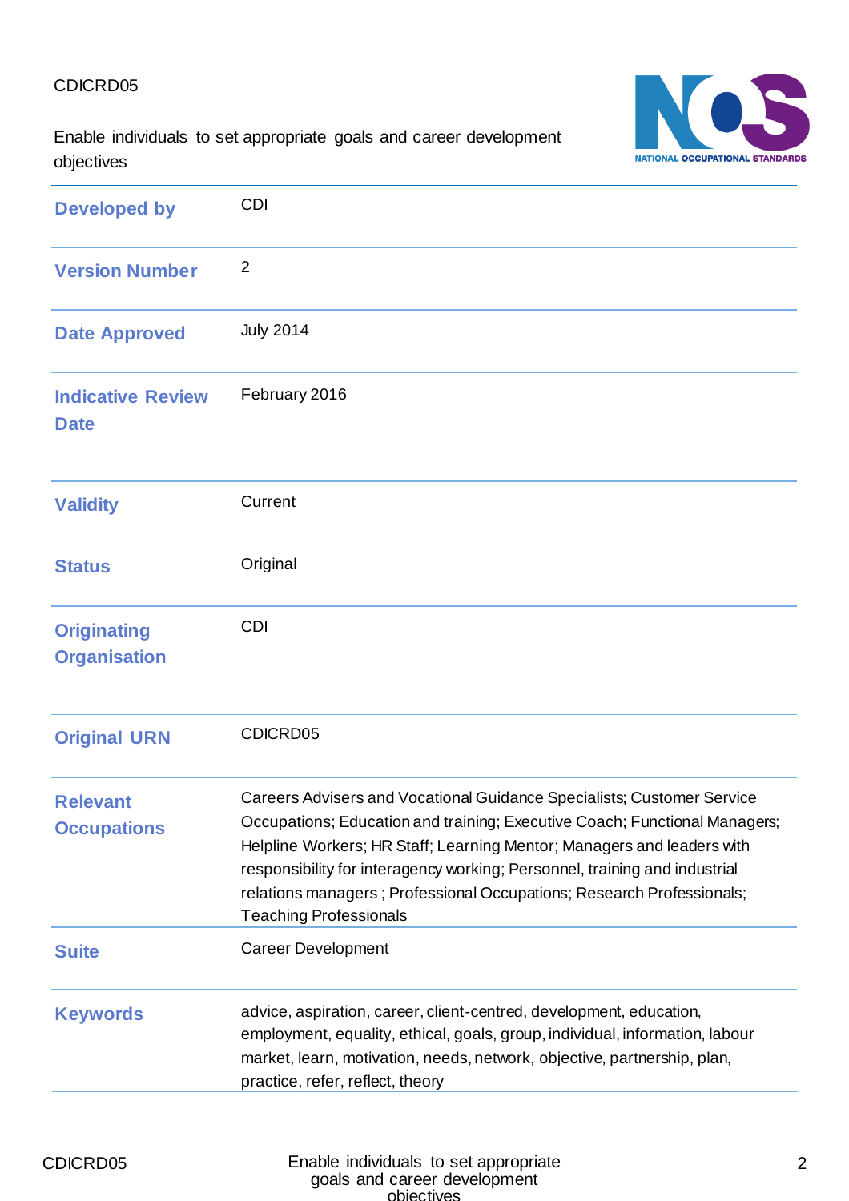CDICRD05

Enable individuals to set appropriate goals and career development objectives

| | |
|---|---|
| **Developed by** | CDI |
| **Version Number** | 2 |
| **Date Approved** | July 2014 |
| **Indicative Review Date** | February 2016 |
| **Validity** | Current |
| **Status** | Original |
| **Originating Organisation** | CDI |
| **Original URN** | CDICRD05 |
| **Relevant Occupations** | Careers Advisers and Vocational Guidance Specialists; Customer Service Occupations; Education and training; Executive Coach; Functional Managers; Helpline Workers; HR Staff; Learning Mentor; Managers and leaders with responsibility for interagency working; Personnel, training and industrial relations managers ; Professional Occupations; Research Professionals; Teaching Professionals |
| **Suite** | Career Development |
| **Keywords** | advice, aspiration, career, client-centred, development, education, employment, equality, ethical, goals, group, individual, information, labour market, learn, motivation, needs, network, objective, partnership, plan, practice, refer, reflect, theory |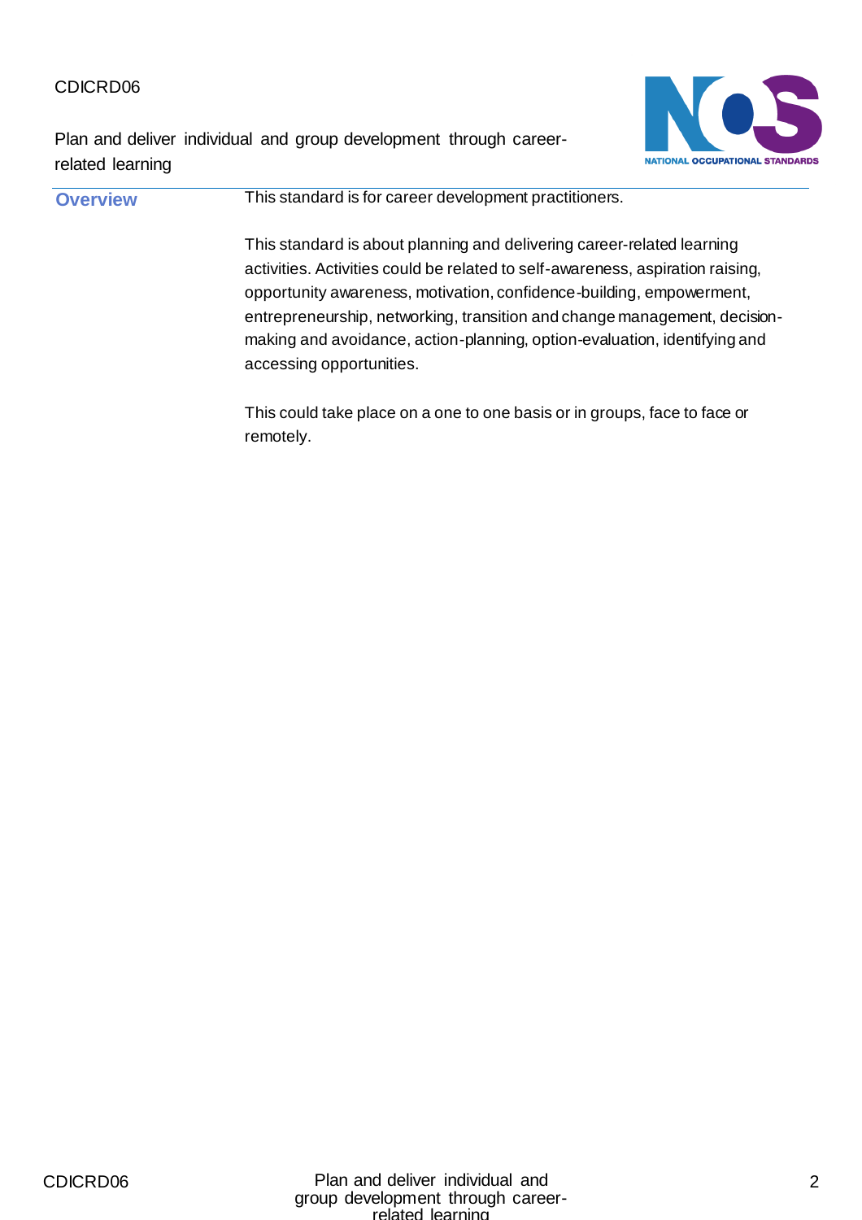CDICRD06

Plan and deliver individual and group development through career-related learning

| | |
|---|---|
| **Overview** | This standard is for career development practitioners.<br><br>This standard is about planning and delivering career-related learning activities. Activities could be related to self-awareness, aspiration raising, opportunity awareness, motivation, confidence-building, empowerment, entrepreneurship, networking, transition and change management, decision-making and avoidance, action-planning, option-evaluation, identifying and accessing opportunities.<br><br>This could take place on a one to one basis or in groups, face to face or remotely. |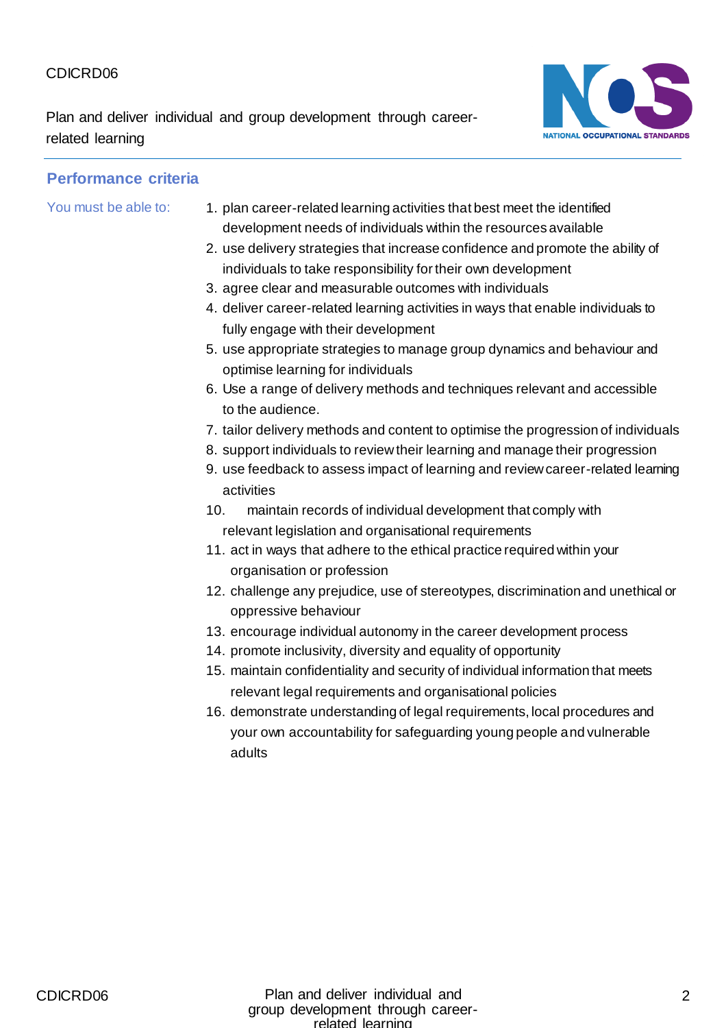## Performance criteria

You must be able to:

1. plan career-related learning activities that best meet the identified development needs of individuals within the resources available
2. use delivery strategies that increase confidence and promote the ability of individuals to take responsibility for their own development
3. agree clear and measurable outcomes with individuals
4. deliver career-related learning activities in ways that enable individuals to fully engage with their development
5. use appropriate strategies to manage group dynamics and behaviour and optimise learning for individuals
6. Use a range of delivery methods and techniques relevant and accessible to the audience.
7. tailor delivery methods and content to optimise the progression of individuals
8. support individuals to review their learning and manage their progression
9. use feedback to assess impact of learning and review career-related learning activities
10. maintain records of individual development that comply with relevant legislation and organisational requirements
11. act in ways that adhere to the ethical practice required within your organisation or profession
12. challenge any prejudice, use of stereotypes, discrimination and unethical or oppressive behaviour
13. encourage individual autonomy in the career development process
14. promote inclusivity, diversity and equality of opportunity
15. maintain confidentiality and security of individual information that meets relevant legal requirements and organisational policies
16. demonstrate understanding of legal requirements, local procedures and your own accountability for safeguarding young people and vulnerable adults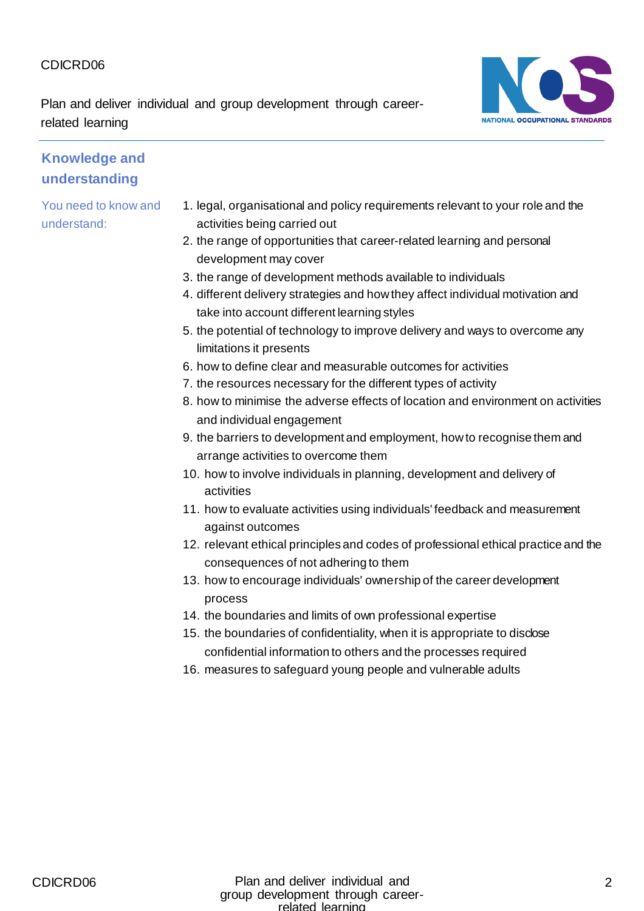## Knowledge and understanding

You need to know and understand:

1. legal, organisational and policy requirements relevant to your role and the activities being carried out
2. the range of opportunities that career-related learning and personal development may cover
3. the range of development methods available to individuals
4. different delivery strategies and how they affect individual motivation and take into account different learning styles
5. the potential of technology to improve delivery and ways to overcome any limitations it presents
6. how to define clear and measurable outcomes for activities
7. the resources necessary for the different types of activity
8. how to minimise the adverse effects of location and environment on activities and individual engagement
9. the barriers to development and employment, how to recognise them and arrange activities to overcome them
10. how to involve individuals in planning, development and delivery of activities
11. how to evaluate activities using individuals' feedback and measurement against outcomes
12. relevant ethical principles and codes of professional ethical practice and the consequences of not adhering to them
13. how to encourage individuals' ownership of the career development process
14. the boundaries and limits of own professional expertise
15. the boundaries of confidentiality, when it is appropriate to disclose confidential information to others and the processes required
16. measures to safeguard young people and vulnerable adults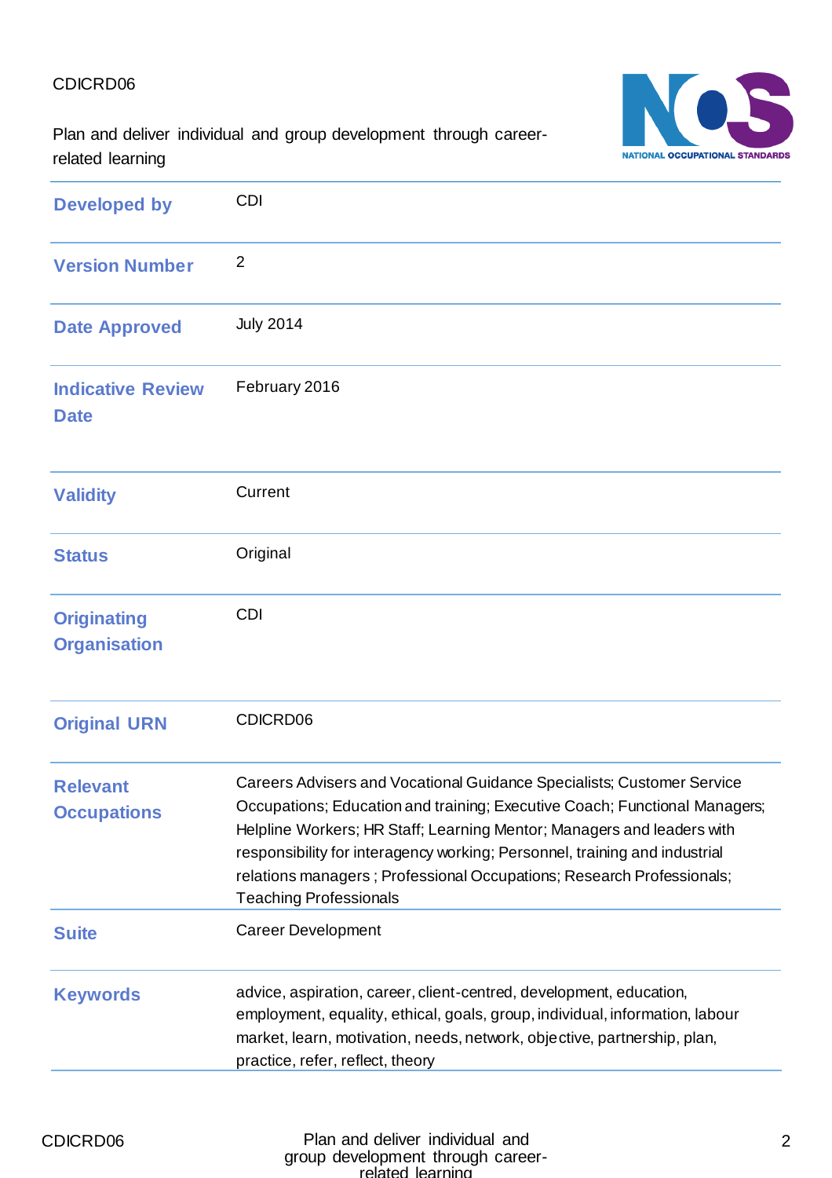CDICRD06

Plan and deliver individual and group development through career-related learning

| | |
|---|---|
| **Developed by** | CDI |
| **Version Number** | 2 |
| **Date Approved** | July 2014 |
| **Indicative Review Date** | February 2016 |
| **Validity** | Current |
| **Status** | Original |
| **Originating Organisation** | CDI |
| **Original URN** | CDICRD06 |
| **Relevant Occupations** | Careers Advisers and Vocational Guidance Specialists; Customer Service Occupations; Education and training; Executive Coach; Functional Managers; Helpline Workers; HR Staff; Learning Mentor; Managers and leaders with responsibility for interagency working; Personnel, training and industrial relations managers ; Professional Occupations; Research Professionals; Teaching Professionals |
| **Suite** | Career Development |
| **Keywords** | advice, aspiration, career, client-centred, development, education, employment, equality, ethical, goals, group, individual, information, labour market, learn, motivation, needs, network, objective, partnership, plan, practice, refer, reflect, theory |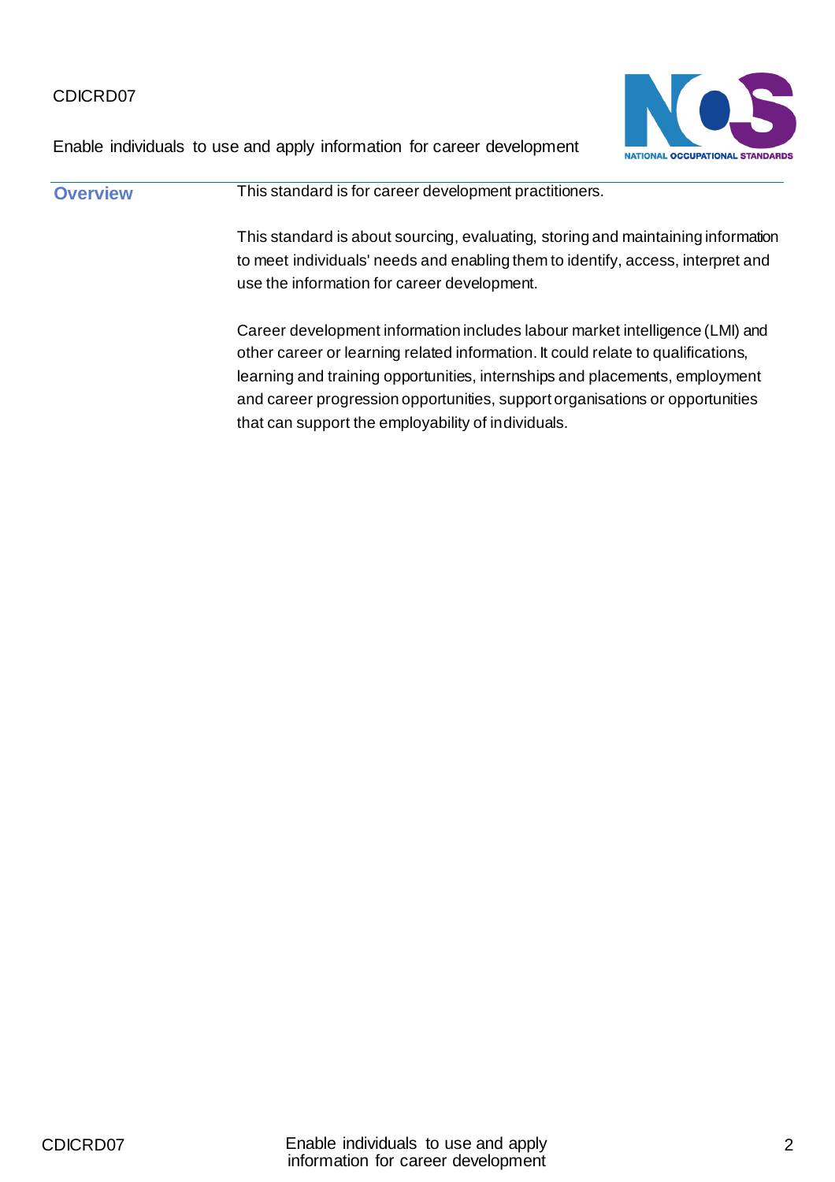CDICRD07

Enable individuals to use and apply information for career development

## Overview

This standard is for career development practitioners.

This standard is about sourcing, evaluating, storing and maintaining information to meet individuals' needs and enabling them to identify, access, interpret and use the information for career development.

Career development information includes labour market intelligence (LMI) and other career or learning related information. It could relate to qualifications, learning and training opportunities, internships and placements, employment and career progression opportunities, support organisations or opportunities that can support the employability of individuals.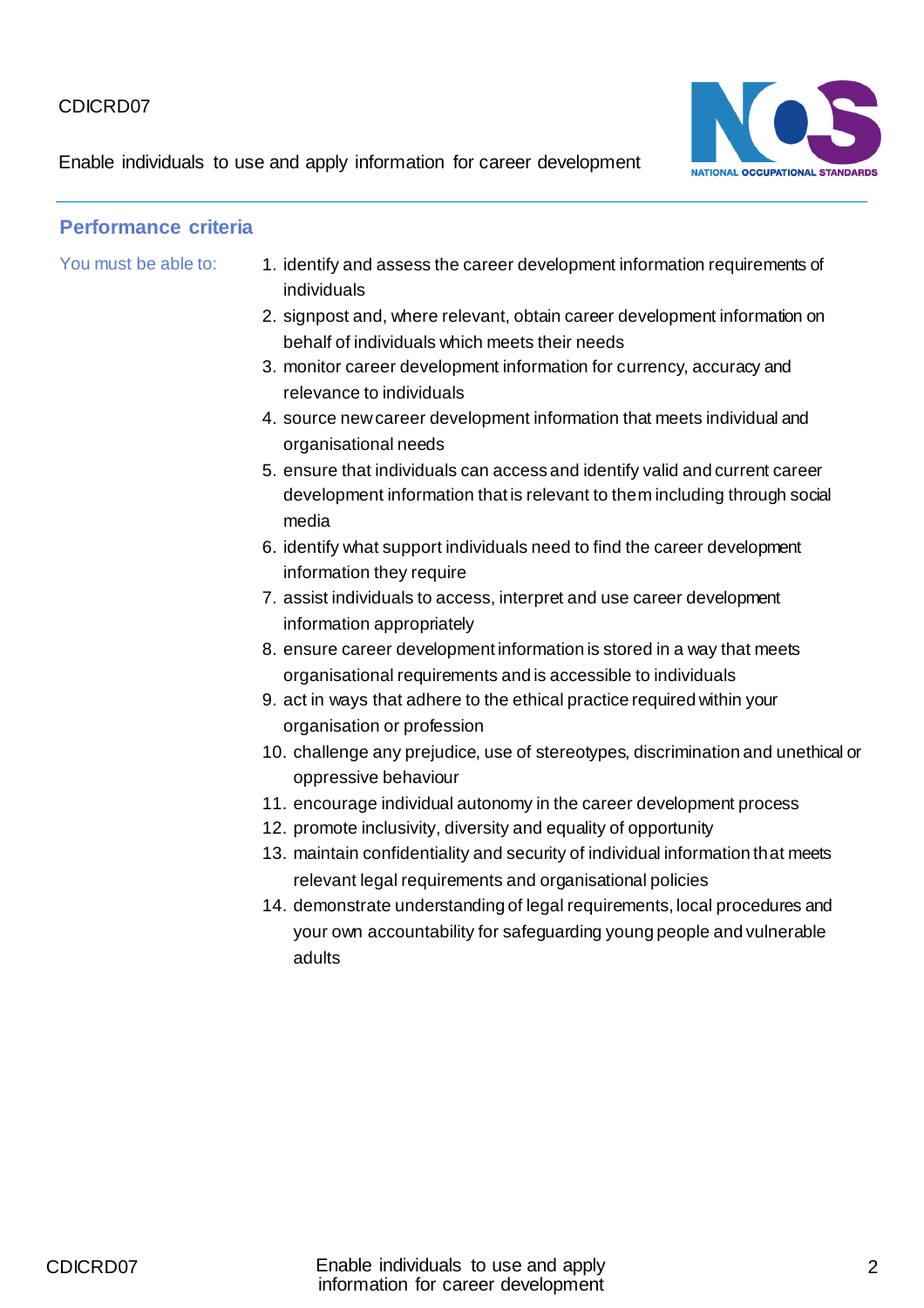## Performance criteria

You must be able to:

1. identify and assess the career development information requirements of individuals
2. signpost and, where relevant, obtain career development information on behalf of individuals which meets their needs
3. monitor career development information for currency, accuracy and relevance to individuals
4. source new career development information that meets individual and organisational needs
5. ensure that individuals can access and identify valid and current career development information that is relevant to them including through social media
6. identify what support individuals need to find the career development information they require
7. assist individuals to access, interpret and use career development information appropriately
8. ensure career development information is stored in a way that meets organisational requirements and is accessible to individuals
9. act in ways that adhere to the ethical practice required within your organisation or profession
10. challenge any prejudice, use of stereotypes, discrimination and unethical or oppressive behaviour
11. encourage individual autonomy in the career development process
12. promote inclusivity, diversity and equality of opportunity
13. maintain confidentiality and security of individual information that meets relevant legal requirements and organisational policies
14. demonstrate understanding of legal requirements, local procedures and your own accountability for safeguarding young people and vulnerable adults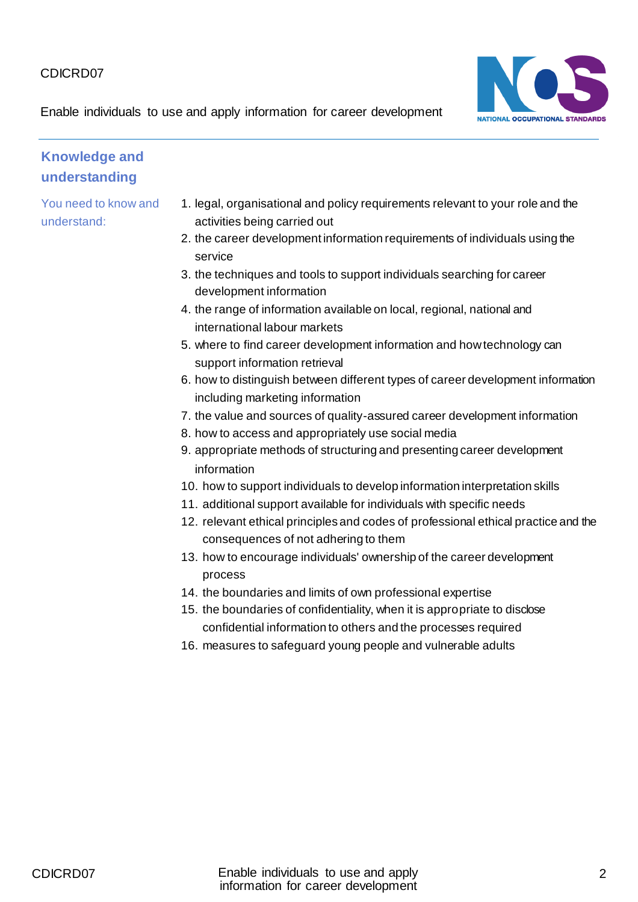## Knowledge and understanding

You need to know and understand:

1. legal, organisational and policy requirements relevant to your role and the activities being carried out
2. the career development information requirements of individuals using the service
3. the techniques and tools to support individuals searching for career development information
4. the range of information available on local, regional, national and international labour markets
5. where to find career development information and how technology can support information retrieval
6. how to distinguish between different types of career development information including marketing information
7. the value and sources of quality-assured career development information
8. how to access and appropriately use social media
9. appropriate methods of structuring and presenting career development information
10. how to support individuals to develop information interpretation skills
11. additional support available for individuals with specific needs
12. relevant ethical principles and codes of professional ethical practice and the consequences of not adhering to them
13. how to encourage individuals' ownership of the career development process
14. the boundaries and limits of own professional expertise
15. the boundaries of confidentiality, when it is appropriate to disclose confidential information to others and the processes required
16. measures to safeguard young people and vulnerable adults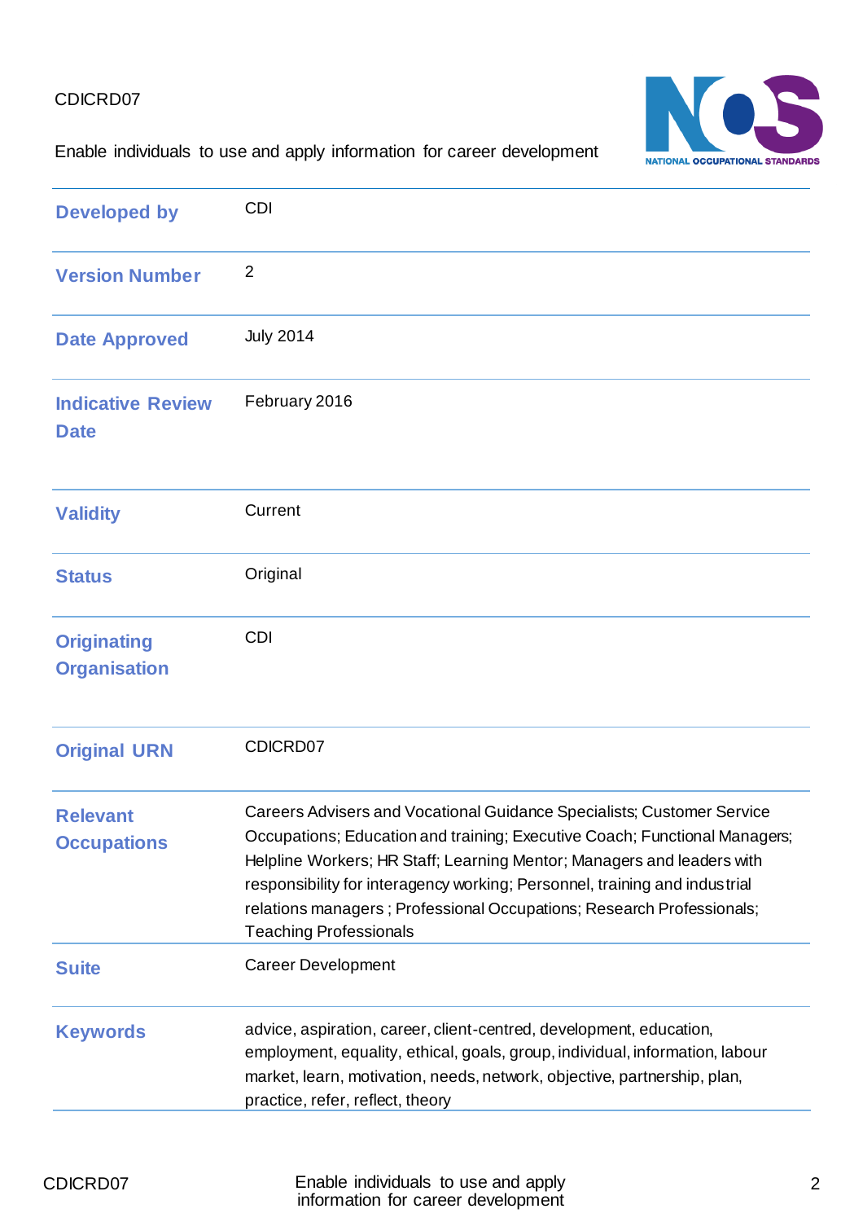CDICRD07

Enable individuals to use and apply information for career development

| | |
|---|---|
| **Developed by** | CDI |
| **Version Number** | 2 |
| **Date Approved** | July 2014 |
| **Indicative Review Date** | February 2016 |
| **Validity** | Current |
| **Status** | Original |
| **Originating Organisation** | CDI |
| **Original URN** | CDICRD07 |
| **Relevant Occupations** | Careers Advisers and Vocational Guidance Specialists; Customer Service Occupations; Education and training; Executive Coach; Functional Managers; Helpline Workers; HR Staff; Learning Mentor; Managers and leaders with responsibility for interagency working; Personnel, training and industrial relations managers ; Professional Occupations; Research Professionals; Teaching Professionals |
| **Suite** | Career Development |
| **Keywords** | advice, aspiration, career, client-centred, development, education, employment, equality, ethical, goals, group, individual, information, labour market, learn, motivation, needs, network, objective, partnership, plan, practice, refer, reflect, theory |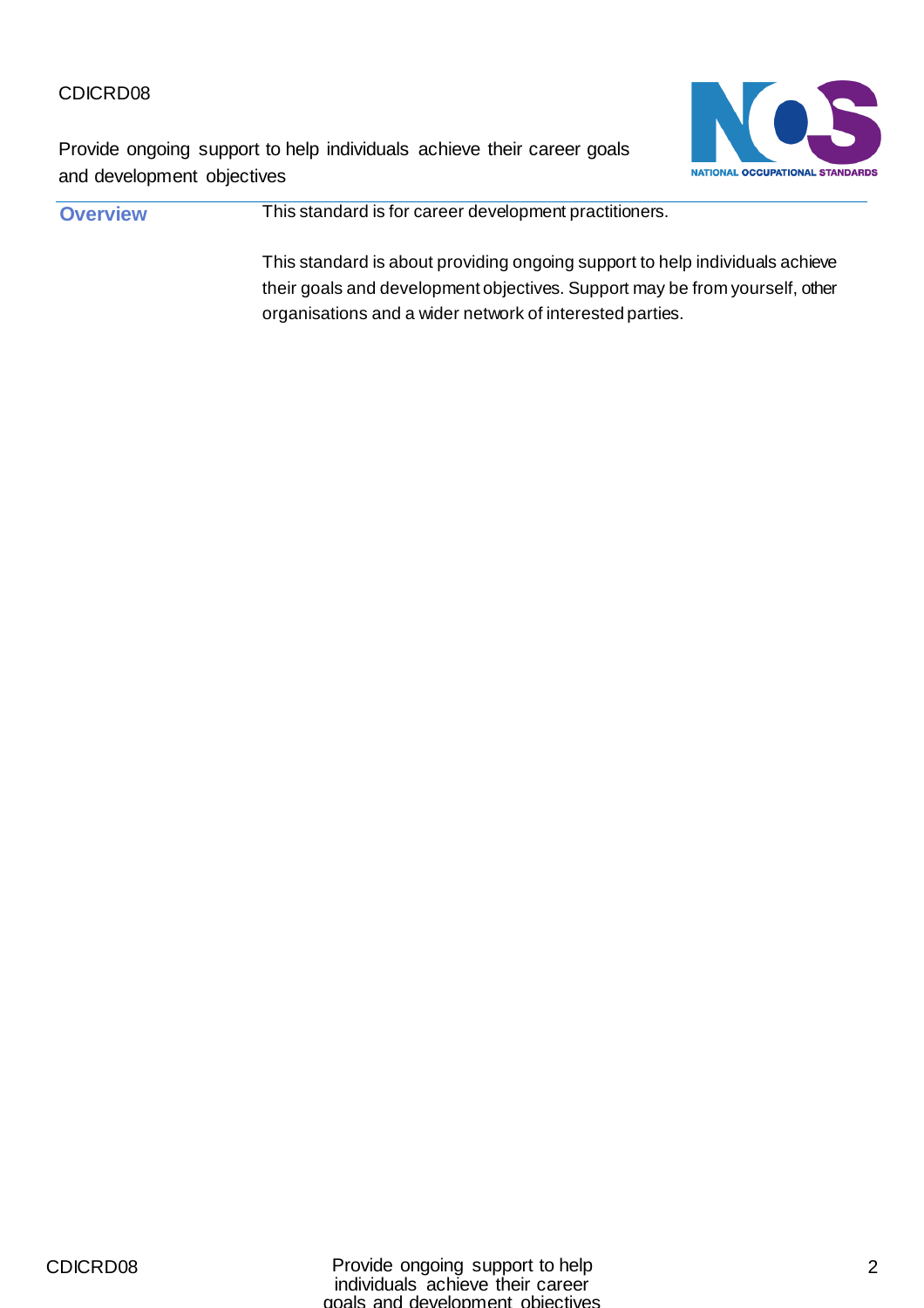CDICRD08

Provide ongoing support to help individuals achieve their career goals and development objectives

## Overview

This standard is for career development practitioners.

This standard is about providing ongoing support to help individuals achieve their goals and development objectives. Support may be from yourself, other organisations and a wider network of interested parties.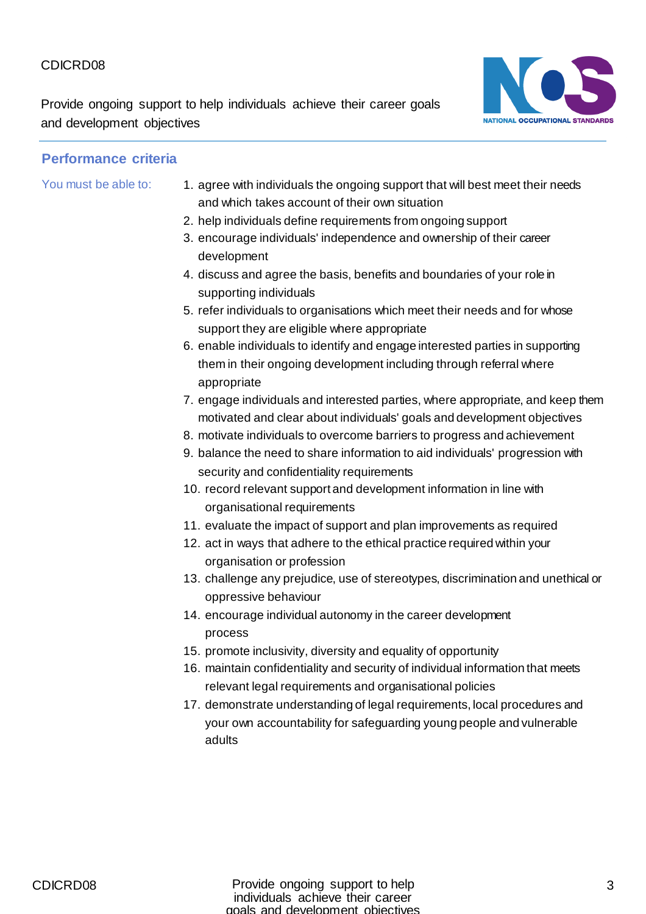## Performance criteria

You must be able to:

1. agree with individuals the ongoing support that will best meet their needs and which takes account of their own situation
2. help individuals define requirements from ongoing support
3. encourage individuals' independence and ownership of their career development
4. discuss and agree the basis, benefits and boundaries of your role in supporting individuals
5. refer individuals to organisations which meet their needs and for whose support they are eligible where appropriate
6. enable individuals to identify and engage interested parties in supporting them in their ongoing development including through referral where appropriate
7. engage individuals and interested parties, where appropriate, and keep them motivated and clear about individuals' goals and development objectives
8. motivate individuals to overcome barriers to progress and achievement
9. balance the need to share information to aid individuals' progression with security and confidentiality requirements
10. record relevant support and development information in line with organisational requirements
11. evaluate the impact of support and plan improvements as required
12. act in ways that adhere to the ethical practice required within your organisation or profession
13. challenge any prejudice, use of stereotypes, discrimination and unethical or oppressive behaviour
14. encourage individual autonomy in the career development process
15. promote inclusivity, diversity and equality of opportunity
16. maintain confidentiality and security of individual information that meets relevant legal requirements and organisational policies
17. demonstrate understanding of legal requirements, local procedures and your own accountability for safeguarding young people and vulnerable adults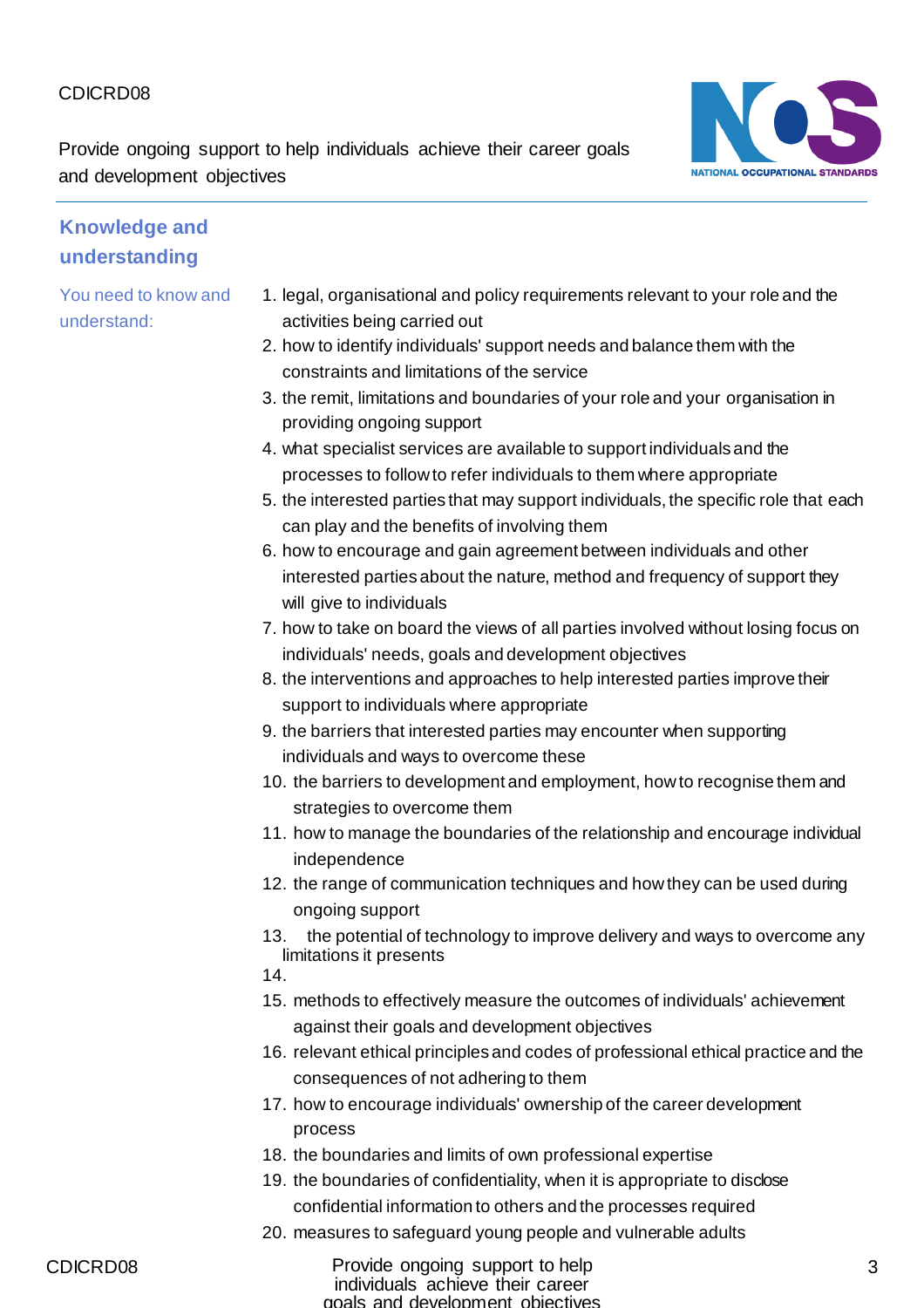## Knowledge and understanding

You need to know and understand:

1. legal, organisational and policy requirements relevant to your role and the activities being carried out
2. how to identify individuals' support needs and balance them with the constraints and limitations of the service
3. the remit, limitations and boundaries of your role and your organisation in providing ongoing support
4. what specialist services are available to support individuals and the processes to follow to refer individuals to them where appropriate
5. the interested parties that may support individuals, the specific role that each can play and the benefits of involving them
6. how to encourage and gain agreement between individuals and other interested parties about the nature, method and frequency of support they will give to individuals
7. how to take on board the views of all parties involved without losing focus on individuals' needs, goals and development objectives
8. the interventions and approaches to help interested parties improve their support to individuals where appropriate
9. the barriers that interested parties may encounter when supporting individuals and ways to overcome these
10. the barriers to development and employment, how to recognise them and strategies to overcome them
11. how to manage the boundaries of the relationship and encourage individual independence
12. the range of communication techniques and how they can be used during ongoing support
13. the potential of technology to improve delivery and ways to overcome any limitations it presents
14. 
15. methods to effectively measure the outcomes of individuals' achievement against their goals and development objectives
16. relevant ethical principles and codes of professional ethical practice and the consequences of not adhering to them
17. how to encourage individuals' ownership of the career development process
18. the boundaries and limits of own professional expertise
19. the boundaries of confidentiality, when it is appropriate to disclose confidential information to others and the processes required
20. measures to safeguard young people and vulnerable adults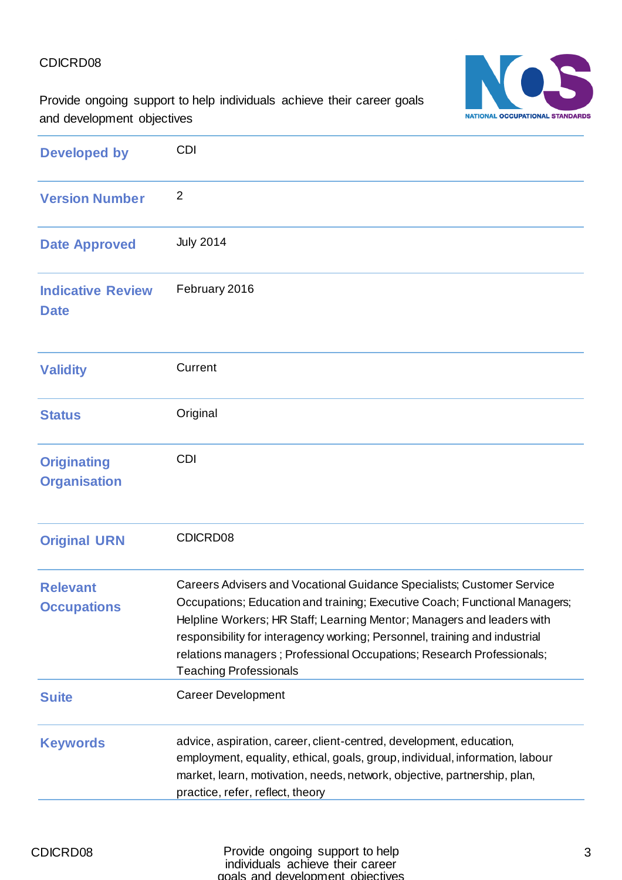CDICRD08

Provide ongoing support to help individuals achieve their career goals and development objectives

| | |
|---|---|
| **Developed by** | CDI |
| **Version Number** | 2 |
| **Date Approved** | July 2014 |
| **Indicative Review Date** | February 2016 |
| **Validity** | Current |
| **Status** | Original |
| **Originating Organisation** | CDI |
| **Original URN** | CDICRD08 |
| **Relevant Occupations** | Careers Advisers and Vocational Guidance Specialists; Customer Service Occupations; Education and training; Executive Coach; Functional Managers; Helpline Workers; HR Staff; Learning Mentor; Managers and leaders with responsibility for interagency working; Personnel, training and industrial relations managers ; Professional Occupations; Research Professionals; Teaching Professionals |
| **Suite** | Career Development |
| **Keywords** | advice, aspiration, career, client-centred, development, education, employment, equality, ethical, goals, group, individual, information, labour market, learn, motivation, needs, network, objective, partnership, plan, practice, refer, reflect, theory |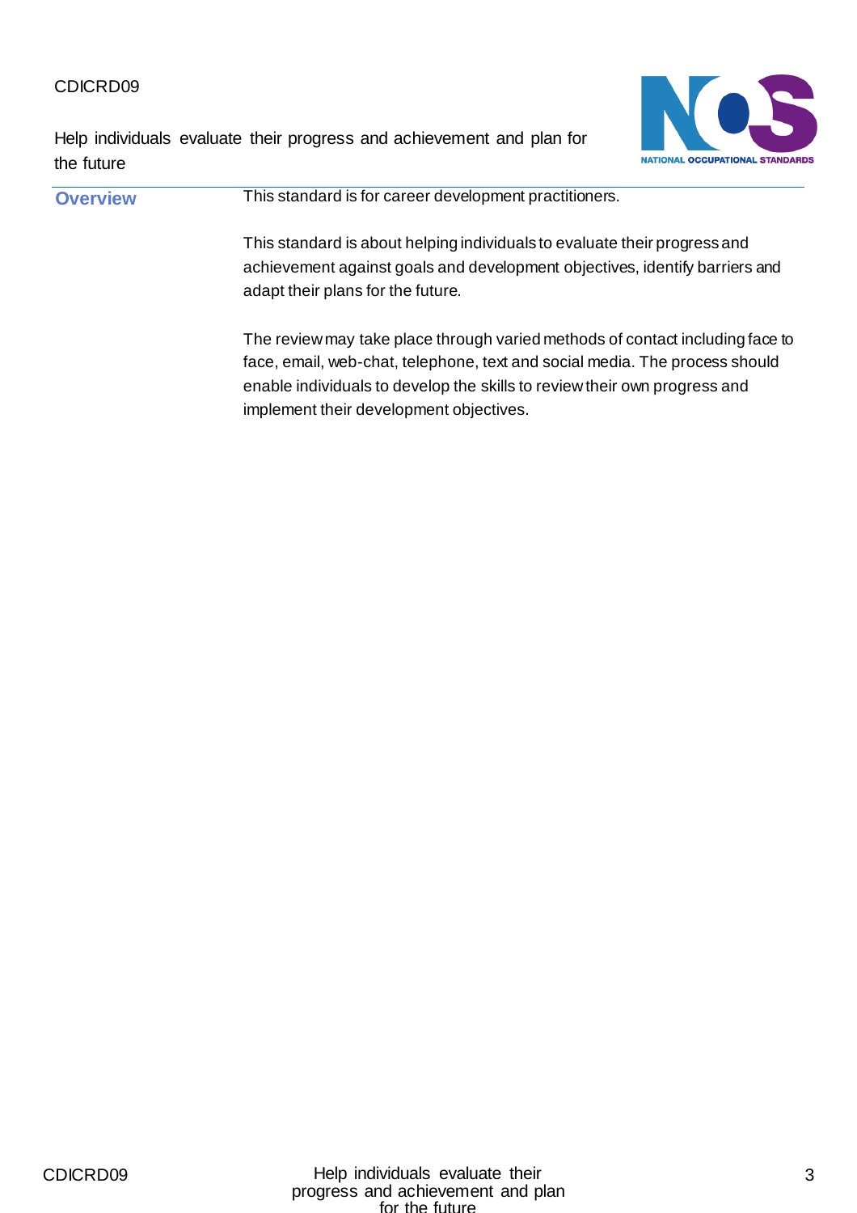CDICRD09

Help individuals evaluate their progress and achievement and plan for the future

## Overview

This standard is for career development practitioners.

This standard is about helping individuals to evaluate their progress and achievement against goals and development objectives, identify barriers and adapt their plans for the future.

The review may take place through varied methods of contact including face to face, email, web-chat, telephone, text and social media. The process should enable individuals to develop the skills to review their own progress and implement their development objectives.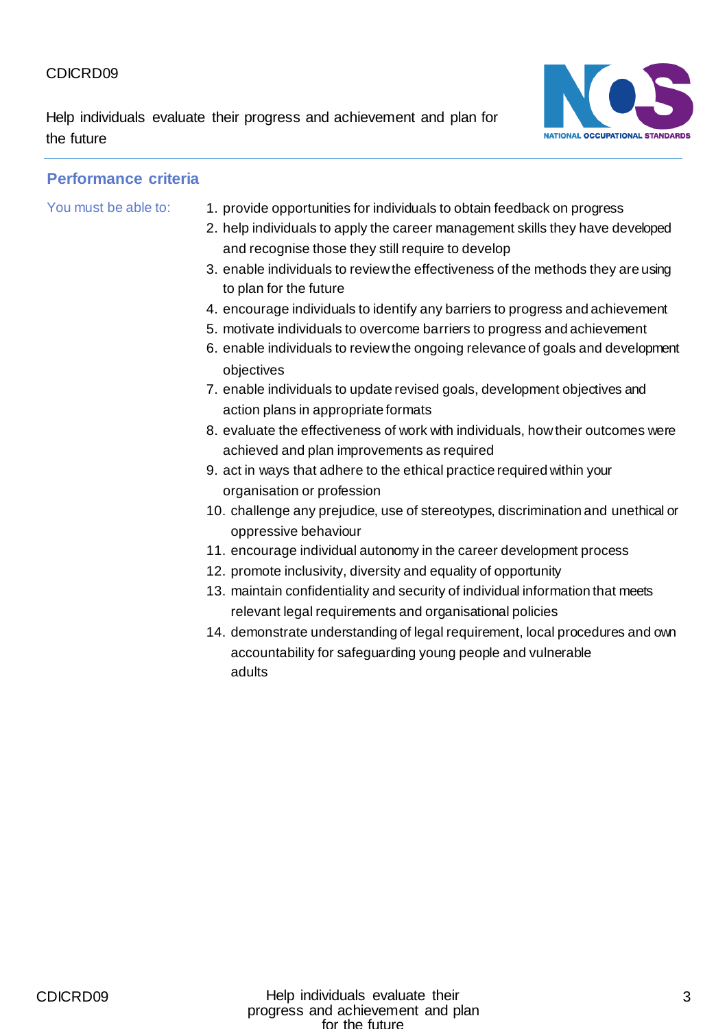## Performance criteria

*You must be able to:*

1. provide opportunities for individuals to obtain feedback on progress
2. help individuals to apply the career management skills they have developed and recognise those they still require to develop
3. enable individuals to review the effectiveness of the methods they are using to plan for the future
4. encourage individuals to identify any barriers to progress and achievement
5. motivate individuals to overcome barriers to progress and achievement
6. enable individuals to review the ongoing relevance of goals and development objectives
7. enable individuals to update revised goals, development objectives and action plans in appropriate formats
8. evaluate the effectiveness of work with individuals, how their outcomes were achieved and plan improvements as required
9. act in ways that adhere to the ethical practice required within your organisation or profession
10. challenge any prejudice, use of stereotypes, discrimination and unethical or oppressive behaviour
11. encourage individual autonomy in the career development process
12. promote inclusivity, diversity and equality of opportunity
13. maintain confidentiality and security of individual information that meets relevant legal requirements and organisational policies
14. demonstrate understanding of legal requirement, local procedures and own accountability for safeguarding young people and vulnerable adults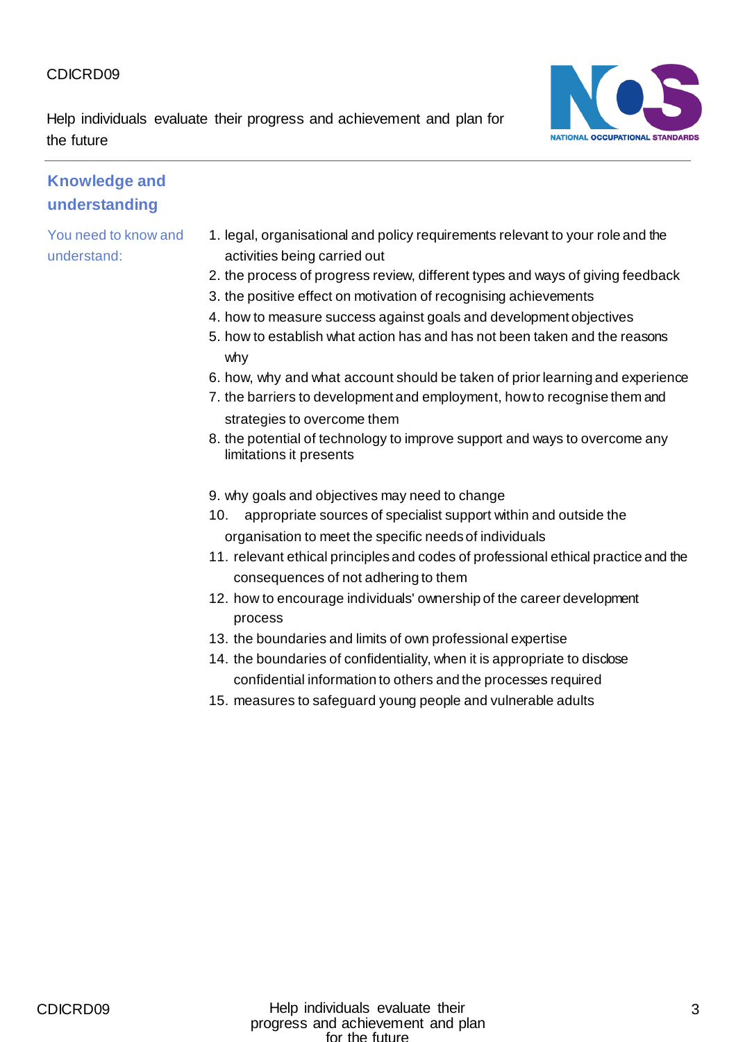## Knowledge and understanding

You need to know and understand:

1. legal, organisational and policy requirements relevant to your role and the activities being carried out
2. the process of progress review, different types and ways of giving feedback
3. the positive effect on motivation of recognising achievements
4. how to measure success against goals and development objectives
5. how to establish what action has and has not been taken and the reasons why
6. how, why and what account should be taken of prior learning and experience
7. the barriers to development and employment, how to recognise them and strategies to overcome them
8. the potential of technology to improve support and ways to overcome any limitations it presents
9. why goals and objectives may need to change
10. appropriate sources of specialist support within and outside the organisation to meet the specific needs of individuals
11. relevant ethical principles and codes of professional ethical practice and the consequences of not adhering to them
12. how to encourage individuals' ownership of the career development process
13. the boundaries and limits of own professional expertise
14. the boundaries of confidentiality, when it is appropriate to disclose confidential information to others and the processes required
15. measures to safeguard young people and vulnerable adults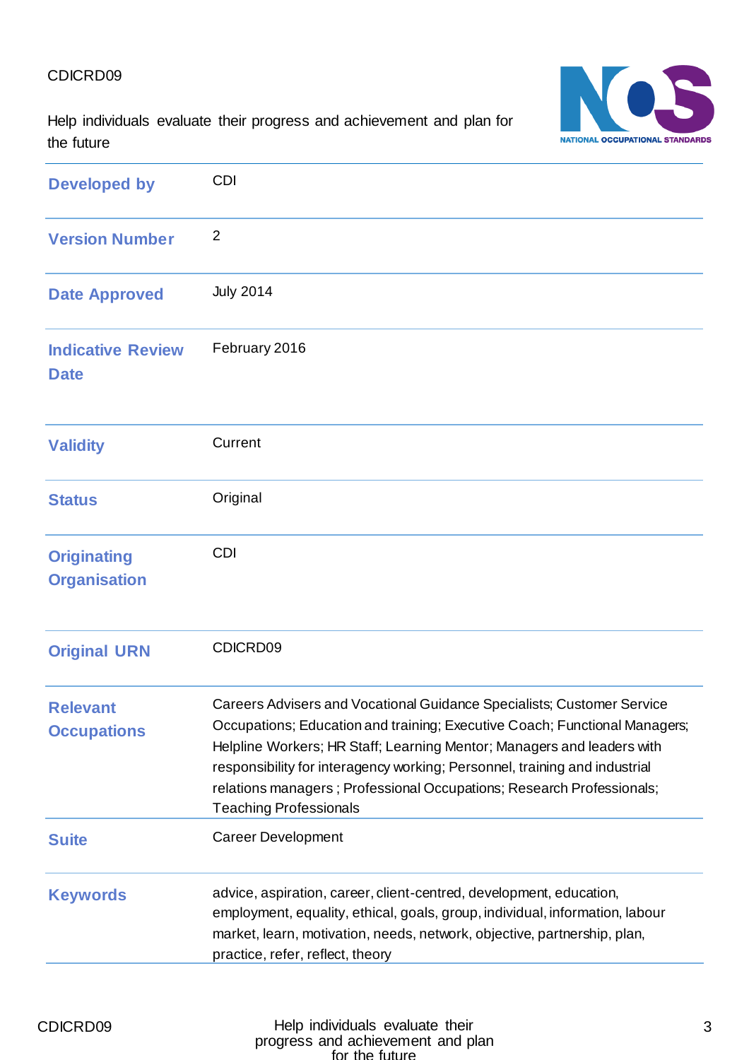CDICRD09

Help individuals evaluate their progress and achievement and plan for the future

| | |
|---|---|
| **Developed by** | CDI |
| **Version Number** | 2 |
| **Date Approved** | July 2014 |
| **Indicative Review Date** | February 2016 |
| **Validity** | Current |
| **Status** | Original |
| **Originating Organisation** | CDI |
| **Original URN** | CDICRD09 |
| **Relevant Occupations** | Careers Advisers and Vocational Guidance Specialists; Customer Service Occupations; Education and training; Executive Coach; Functional Managers; Helpline Workers; HR Staff; Learning Mentor; Managers and leaders with responsibility for interagency working; Personnel, training and industrial relations managers ; Professional Occupations; Research Professionals; Teaching Professionals |
| **Suite** | Career Development |
| **Keywords** | advice, aspiration, career, client-centred, development, education, employment, equality, ethical, goals, group, individual, information, labour market, learn, motivation, needs, network, objective, partnership, plan, practice, refer, reflect, theory |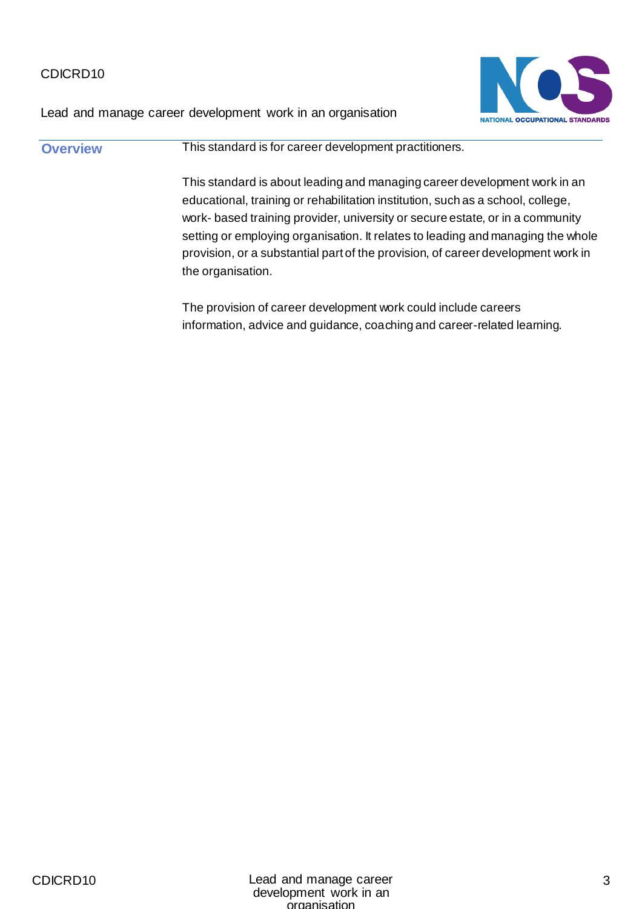CDICRD10

Lead and manage career development work in an organisation

## Overview

This standard is for career development practitioners.

This standard is about leading and managing career development work in an educational, training or rehabilitation institution, such as a school, college, work- based training provider, university or secure estate, or in a community setting or employing organisation. It relates to leading and managing the whole provision, or a substantial part of the provision, of career development work in the organisation.

The provision of career development work could include careers information, advice and guidance, coaching and career-related learning.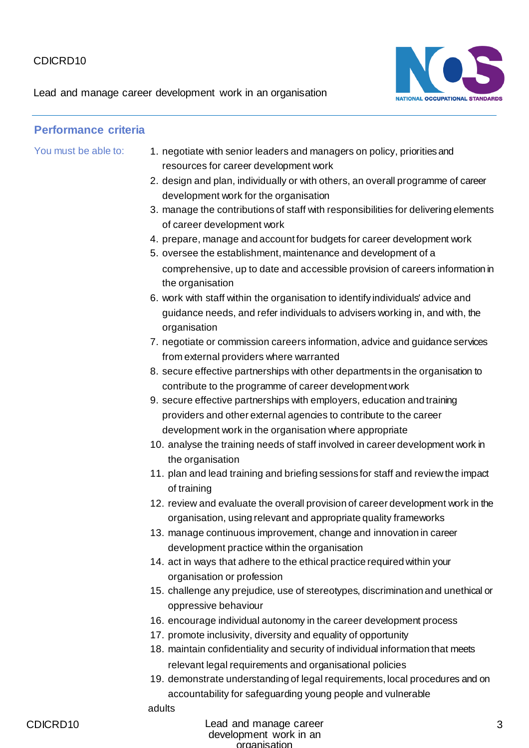## Performance criteria

You must be able to:

1. negotiate with senior leaders and managers on policy, priorities and resources for career development work
2. design and plan, individually or with others, an overall programme of career development work for the organisation
3. manage the contributions of staff with responsibilities for delivering elements of career development work
4. prepare, manage and account for budgets for career development work
5. oversee the establishment, maintenance and development of a comprehensive, up to date and accessible provision of careers information in the organisation
6. work with staff within the organisation to identify individuals' advice and guidance needs, and refer individuals to advisers working in, and with, the organisation
7. negotiate or commission careers information, advice and guidance services from external providers where warranted
8. secure effective partnerships with other departments in the organisation to contribute to the programme of career development work
9. secure effective partnerships with employers, education and training providers and other external agencies to contribute to the career development work in the organisation where appropriate
10. analyse the training needs of staff involved in career development work in the organisation
11. plan and lead training and briefing sessions for staff and review the impact of training
12. review and evaluate the overall provision of career development work in the organisation, using relevant and appropriate quality frameworks
13. manage continuous improvement, change and innovation in career development practice within the organisation
14. act in ways that adhere to the ethical practice required within your organisation or profession
15. challenge any prejudice, use of stereotypes, discrimination and unethical or oppressive behaviour
16. encourage individual autonomy in the career development process
17. promote inclusivity, diversity and equality of opportunity
18. maintain confidentiality and security of individual information that meets relevant legal requirements and organisational policies
19. demonstrate understanding of legal requirements, local procedures and on accountability for safeguarding young people and vulnerable adults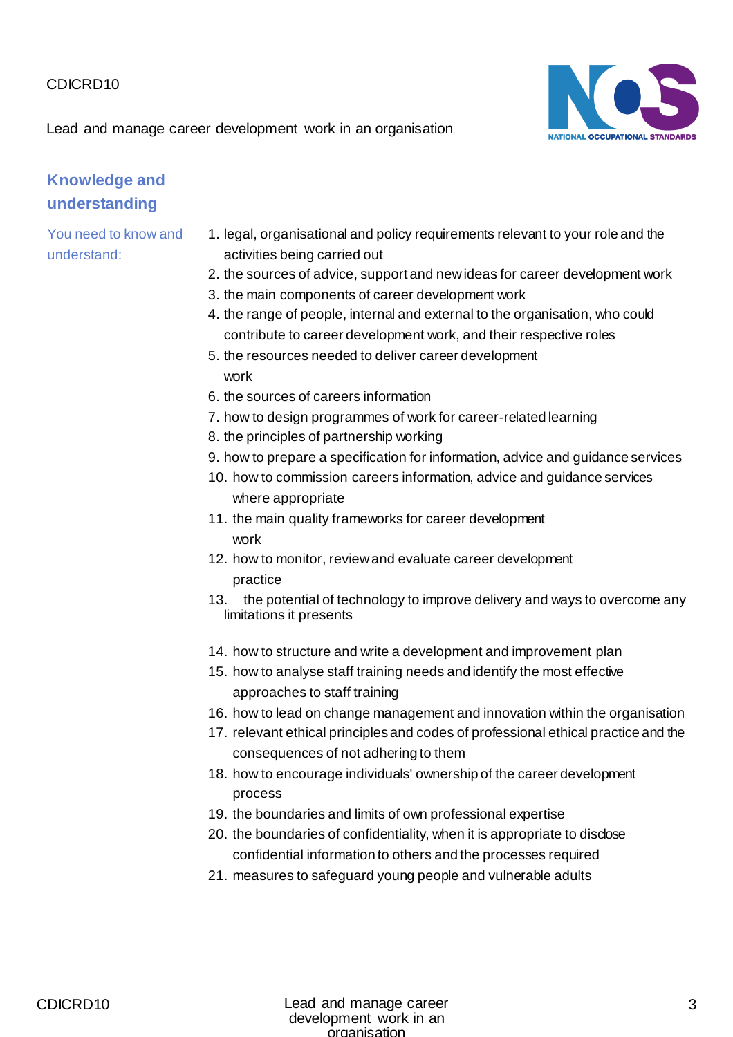## Knowledge and understanding

You need to know and understand:

1. legal, organisational and policy requirements relevant to your role and the activities being carried out
2. the sources of advice, support and new ideas for career development work
3. the main components of career development work
4. the range of people, internal and external to the organisation, who could contribute to career development work, and their respective roles
5. the resources needed to deliver career development work
6. the sources of careers information
7. how to design programmes of work for career-related learning
8. the principles of partnership working
9. how to prepare a specification for information, advice and guidance services
10. how to commission careers information, advice and guidance services where appropriate
11. the main quality frameworks for career development work
12. how to monitor, review and evaluate career development practice
13. the potential of technology to improve delivery and ways to overcome any limitations it presents
14. how to structure and write a development and improvement plan
15. how to analyse staff training needs and identify the most effective approaches to staff training
16. how to lead on change management and innovation within the organisation
17. relevant ethical principles and codes of professional ethical practice and the consequences of not adhering to them
18. how to encourage individuals' ownership of the career development process
19. the boundaries and limits of own professional expertise
20. the boundaries of confidentiality, when it is appropriate to disclose confidential information to others and the processes required
21. measures to safeguard young people and vulnerable adults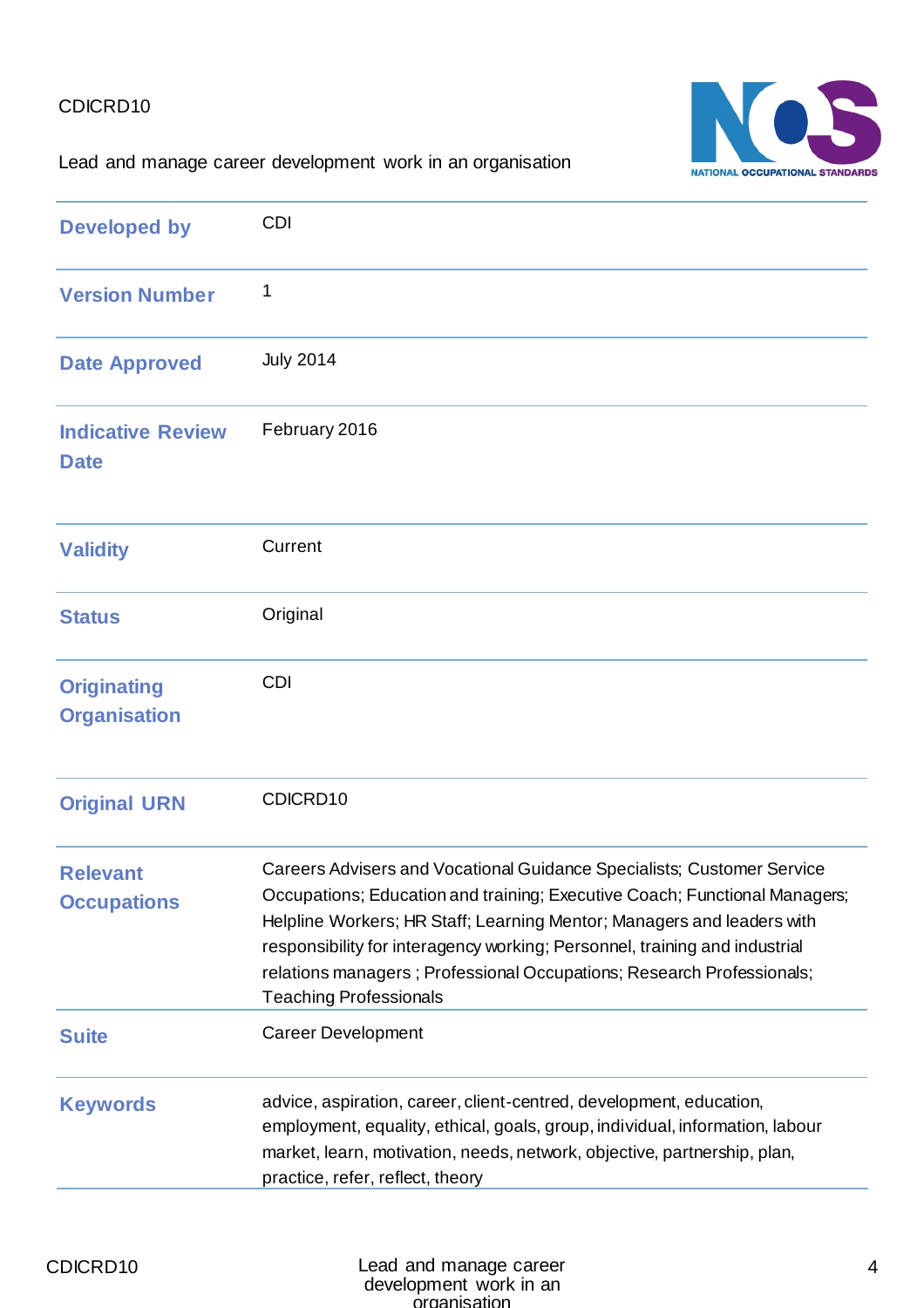CDICRD10

Lead and manage career development work in an organisation

| | |
|---|---|
| **Developed by** | CDI |
| **Version Number** | 1 |
| **Date Approved** | July 2014 |
| **Indicative Review Date** | February 2016 |
| **Validity** | Current |
| **Status** | Original |
| **Originating Organisation** | CDI |
| **Original URN** | CDICRD10 |
| **Relevant Occupations** | Careers Advisers and Vocational Guidance Specialists; Customer Service Occupations; Education and training; Executive Coach; Functional Managers; Helpline Workers; HR Staff; Learning Mentor; Managers and leaders with responsibility for interagency working; Personnel, training and industrial relations managers ; Professional Occupations; Research Professionals; Teaching Professionals |
| **Suite** | Career Development |
| **Keywords** | advice, aspiration, career, client-centred, development, education, employment, equality, ethical, goals, group, individual, information, labour market, learn, motivation, needs, network, objective, partnership, plan, practice, refer, reflect, theory |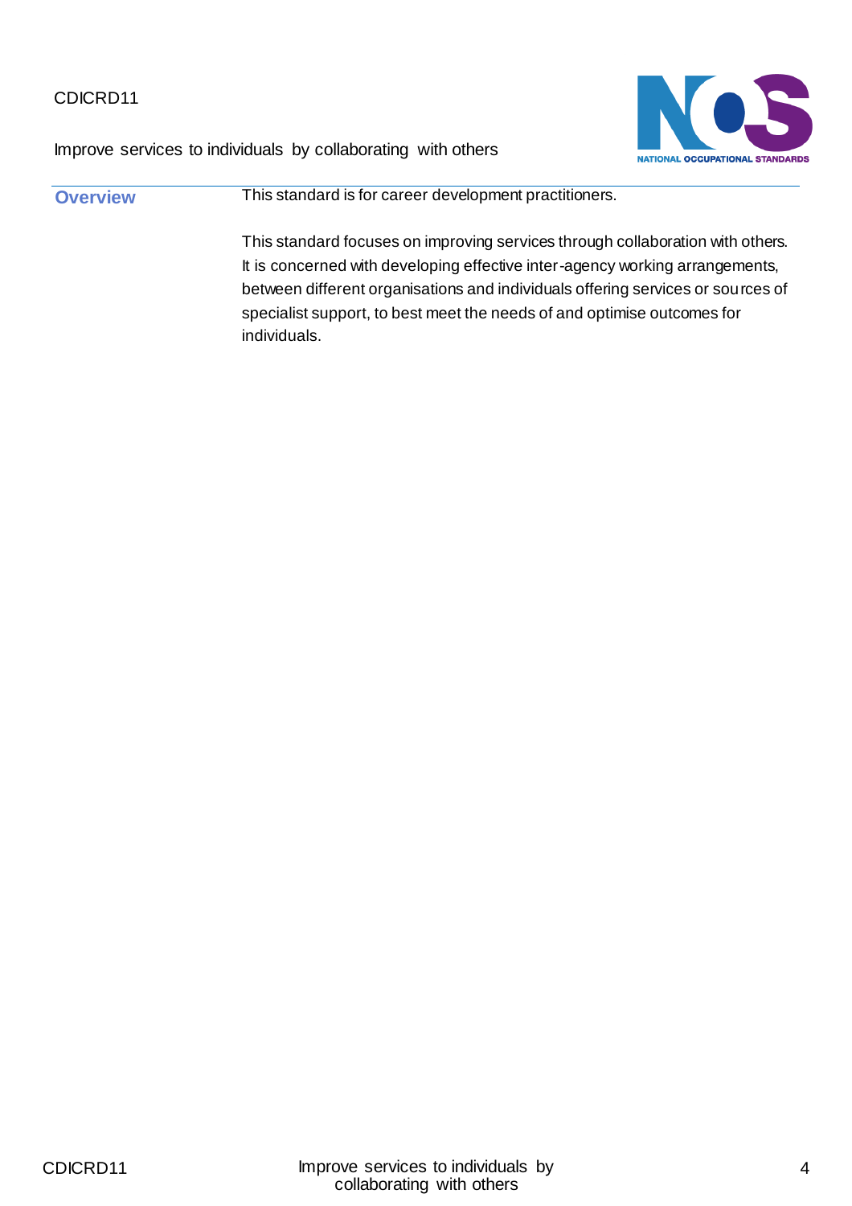CDICRD11

Improve services to individuals by collaborating with others

## Overview

This standard is for career development practitioners.

This standard focuses on improving services through collaboration with others. It is concerned with developing effective inter-agency working arrangements, between different organisations and individuals offering services or sources of specialist support, to best meet the needs of and optimise outcomes for individuals.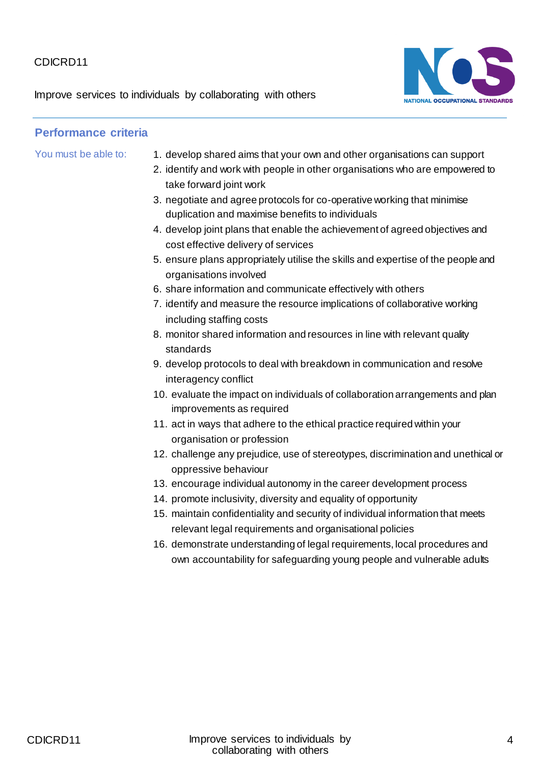## Performance criteria

You must be able to:

1. develop shared aims that your own and other organisations can support
2. identify and work with people in other organisations who are empowered to take forward joint work
3. negotiate and agree protocols for co-operative working that minimise duplication and maximise benefits to individuals
4. develop joint plans that enable the achievement of agreed objectives and cost effective delivery of services
5. ensure plans appropriately utilise the skills and expertise of the people and organisations involved
6. share information and communicate effectively with others
7. identify and measure the resource implications of collaborative working including staffing costs
8. monitor shared information and resources in line with relevant quality standards
9. develop protocols to deal with breakdown in communication and resolve interagency conflict
10. evaluate the impact on individuals of collaboration arrangements and plan improvements as required
11. act in ways that adhere to the ethical practice required within your organisation or profession
12. challenge any prejudice, use of stereotypes, discrimination and unethical or oppressive behaviour
13. encourage individual autonomy in the career development process
14. promote inclusivity, diversity and equality of opportunity
15. maintain confidentiality and security of individual information that meets relevant legal requirements and organisational policies
16. demonstrate understanding of legal requirements, local procedures and own accountability for safeguarding young people and vulnerable adults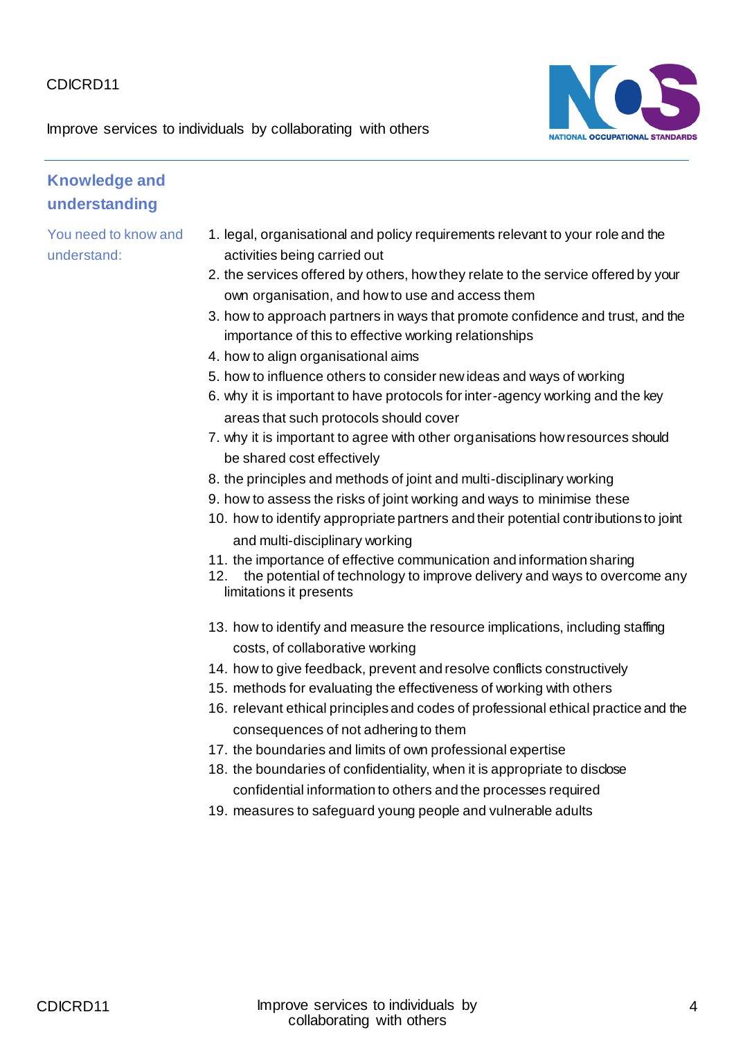## Knowledge and understanding

You need to know and understand:

1. legal, organisational and policy requirements relevant to your role and the activities being carried out
2. the services offered by others, how they relate to the service offered by your own organisation, and how to use and access them
3. how to approach partners in ways that promote confidence and trust, and the importance of this to effective working relationships
4. how to align organisational aims
5. how to influence others to consider new ideas and ways of working
6. why it is important to have protocols for inter-agency working and the key areas that such protocols should cover
7. why it is important to agree with other organisations how resources should be shared cost effectively
8. the principles and methods of joint and multi-disciplinary working
9. how to assess the risks of joint working and ways to minimise these
10. how to identify appropriate partners and their potential contributions to joint and multi-disciplinary working
11. the importance of effective communication and information sharing
12. the potential of technology to improve delivery and ways to overcome any limitations it presents
13. how to identify and measure the resource implications, including staffing costs, of collaborative working
14. how to give feedback, prevent and resolve conflicts constructively
15. methods for evaluating the effectiveness of working with others
16. relevant ethical principles and codes of professional ethical practice and the consequences of not adhering to them
17. the boundaries and limits of own professional expertise
18. the boundaries of confidentiality, when it is appropriate to disclose confidential information to others and the processes required
19. measures to safeguard young people and vulnerable adults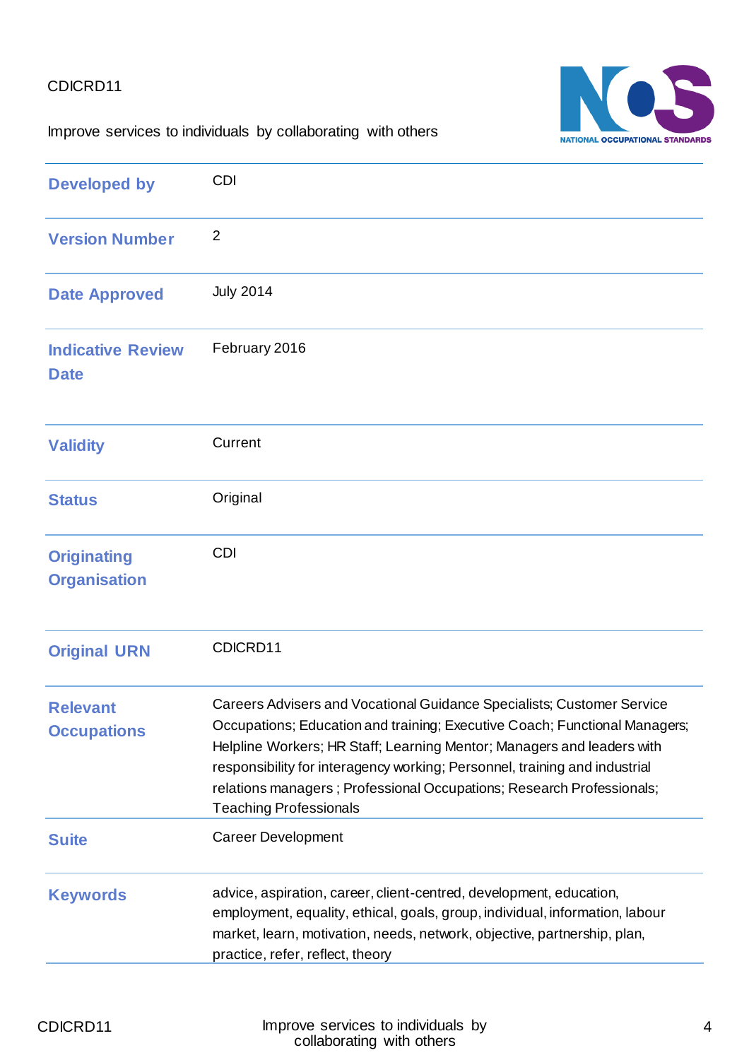| | |
|---|---|
| **Developed by** | CDI |
| **Version Number** | 2 |
| **Date Approved** | July 2014 |
| **Indicative Review Date** | February 2016 |
| **Validity** | Current |
| **Status** | Original |
| **Originating Organisation** | CDI |
| **Original URN** | CDICRD11 |
| **Relevant Occupations** | Careers Advisers and Vocational Guidance Specialists; Customer Service Occupations; Education and training; Executive Coach; Functional Managers; Helpline Workers; HR Staff; Learning Mentor; Managers and leaders with responsibility for interagency working; Personnel, training and industrial relations managers ; Professional Occupations; Research Professionals; Teaching Professionals |
| **Suite** | Career Development |
| **Keywords** | advice, aspiration, career, client-centred, development, education, employment, equality, ethical, goals, group, individual, information, labour market, learn, motivation, needs, network, objective, partnership, plan, practice, refer, reflect, theory |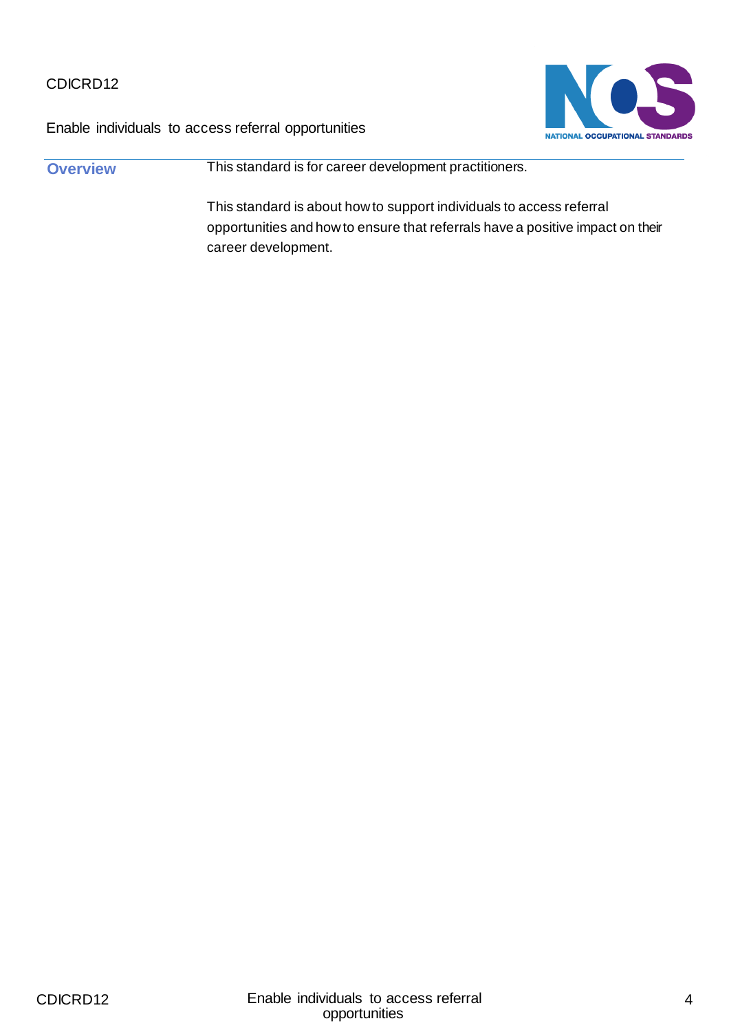CDICRD12

Enable individuals to access referral opportunities

## Overview

This standard is for career development practitioners.

This standard is about how to support individuals to access referral opportunities and how to ensure that referrals have a positive impact on their career development.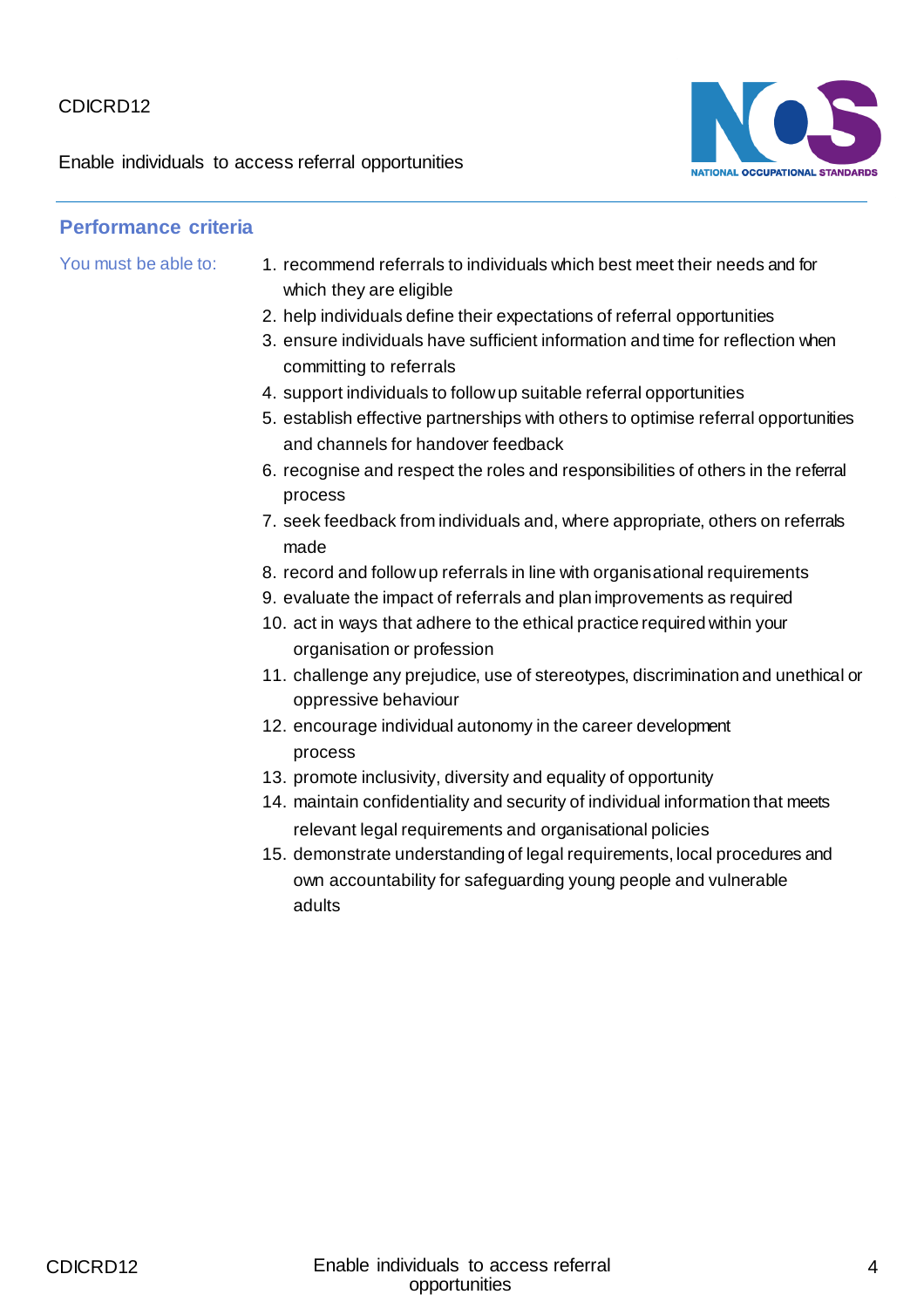## Performance criteria

*You must be able to:*

1. recommend referrals to individuals which best meet their needs and for which they are eligible
2. help individuals define their expectations of referral opportunities
3. ensure individuals have sufficient information and time for reflection when committing to referrals
4. support individuals to follow up suitable referral opportunities
5. establish effective partnerships with others to optimise referral opportunities and channels for handover feedback
6. recognise and respect the roles and responsibilities of others in the referral process
7. seek feedback from individuals and, where appropriate, others on referrals made
8. record and follow up referrals in line with organisational requirements
9. evaluate the impact of referrals and plan improvements as required
10. act in ways that adhere to the ethical practice required within your organisation or profession
11. challenge any prejudice, use of stereotypes, discrimination and unethical or oppressive behaviour
12. encourage individual autonomy in the career development process
13. promote inclusivity, diversity and equality of opportunity
14. maintain confidentiality and security of individual information that meets relevant legal requirements and organisational policies
15. demonstrate understanding of legal requirements, local procedures and own accountability for safeguarding young people and vulnerable adults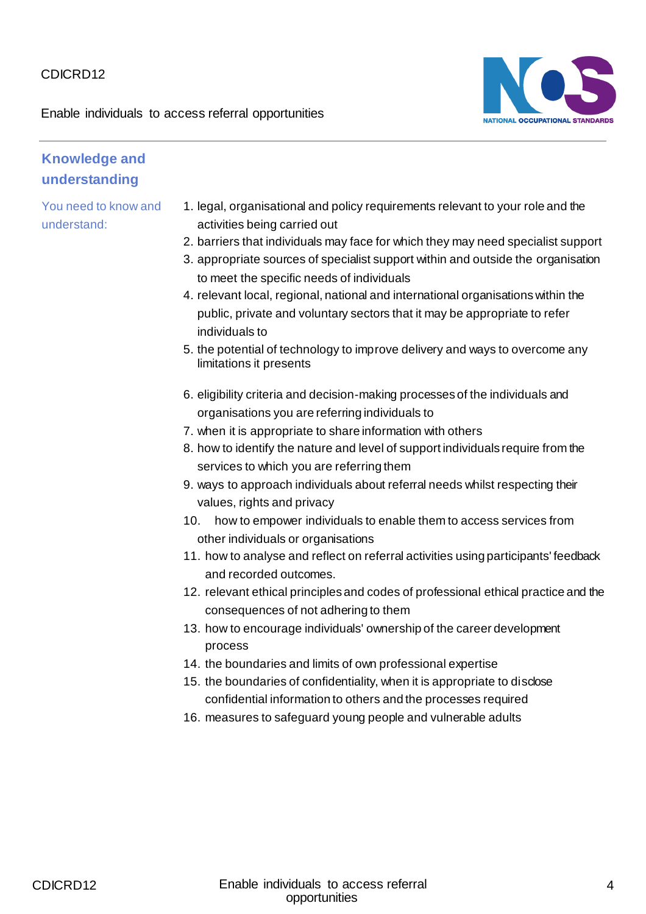## Knowledge and understanding

You need to know and understand:

1. legal, organisational and policy requirements relevant to your role and the activities being carried out
2. barriers that individuals may face for which they may need specialist support
3. appropriate sources of specialist support within and outside the organisation to meet the specific needs of individuals
4. relevant local, regional, national and international organisations within the public, private and voluntary sectors that it may be appropriate to refer individuals to
5. the potential of technology to improve delivery and ways to overcome any limitations it presents
6. eligibility criteria and decision-making processes of the individuals and organisations you are referring individuals to
7. when it is appropriate to share information with others
8. how to identify the nature and level of support individuals require from the services to which you are referring them
9. ways to approach individuals about referral needs whilst respecting their values, rights and privacy
10. how to empower individuals to enable them to access services from other individuals or organisations
11. how to analyse and reflect on referral activities using participants' feedback and recorded outcomes.
12. relevant ethical principles and codes of professional ethical practice and the consequences of not adhering to them
13. how to encourage individuals' ownership of the career development process
14. the boundaries and limits of own professional expertise
15. the boundaries of confidentiality, when it is appropriate to disclose confidential information to others and the processes required
16. measures to safeguard young people and vulnerable adults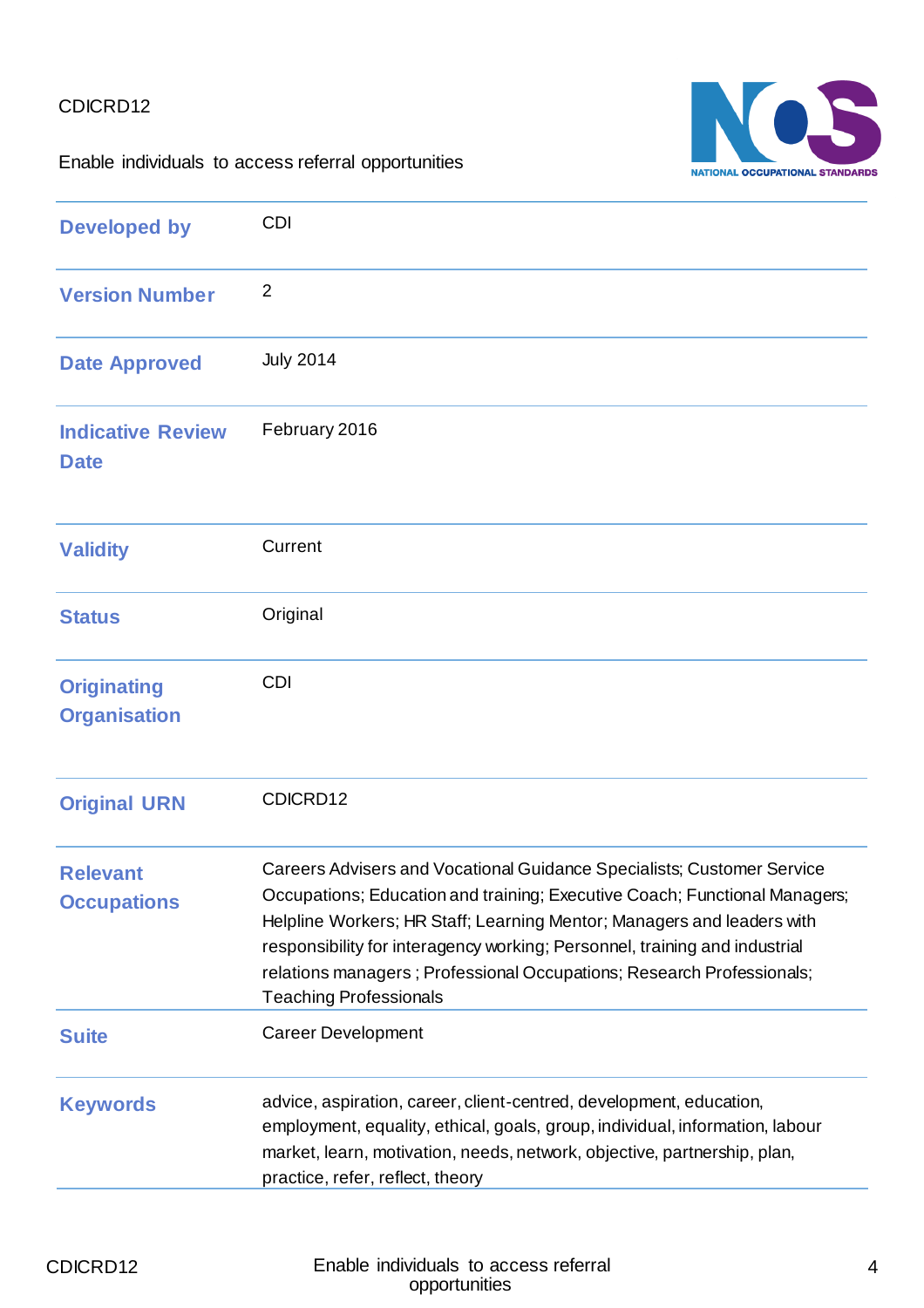CDICRD12

Enable individuals to access referral opportunities

| | |
|---|---|
| **Developed by** | CDI |
| **Version Number** | 2 |
| **Date Approved** | July 2014 |
| **Indicative Review Date** | February 2016 |
| **Validity** | Current |
| **Status** | Original |
| **Originating Organisation** | CDI |
| **Original URN** | CDICRD12 |
| **Relevant Occupations** | Careers Advisers and Vocational Guidance Specialists; Customer Service Occupations; Education and training; Executive Coach; Functional Managers; Helpline Workers; HR Staff; Learning Mentor; Managers and leaders with responsibility for interagency working; Personnel, training and industrial relations managers ; Professional Occupations; Research Professionals; Teaching Professionals |
| **Suite** | Career Development |
| **Keywords** | advice, aspiration, career, client-centred, development, education, employment, equality, ethical, goals, group, individual, information, labour market, learn, motivation, needs, network, objective, partnership, plan, practice, refer, reflect, theory |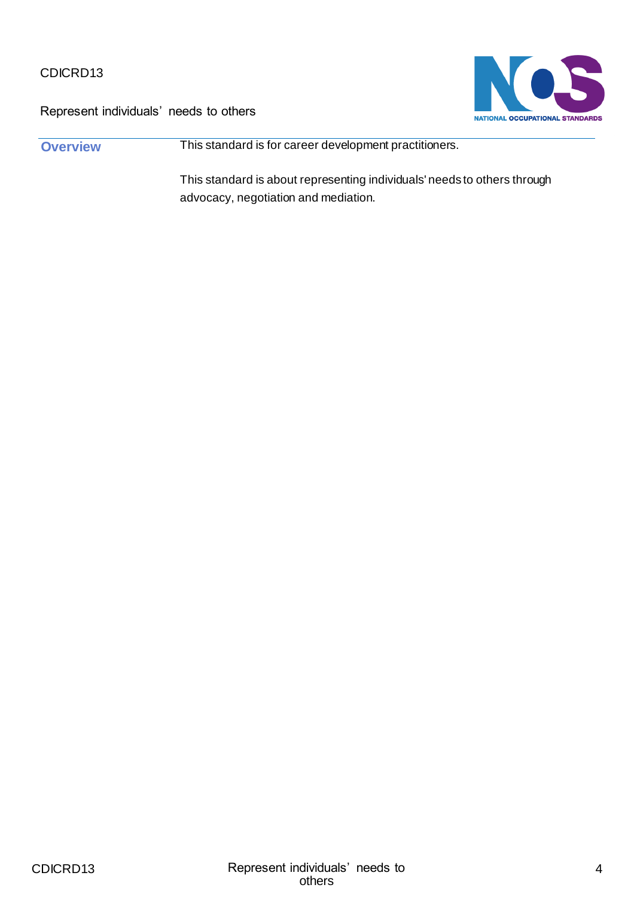CDICRD13

Represent individuals' needs to others

| **Overview** | This standard is for career development practitioners.<br><br>This standard is about representing individuals' needs to others through advocacy, negotiation and mediation. |
| --- | --- |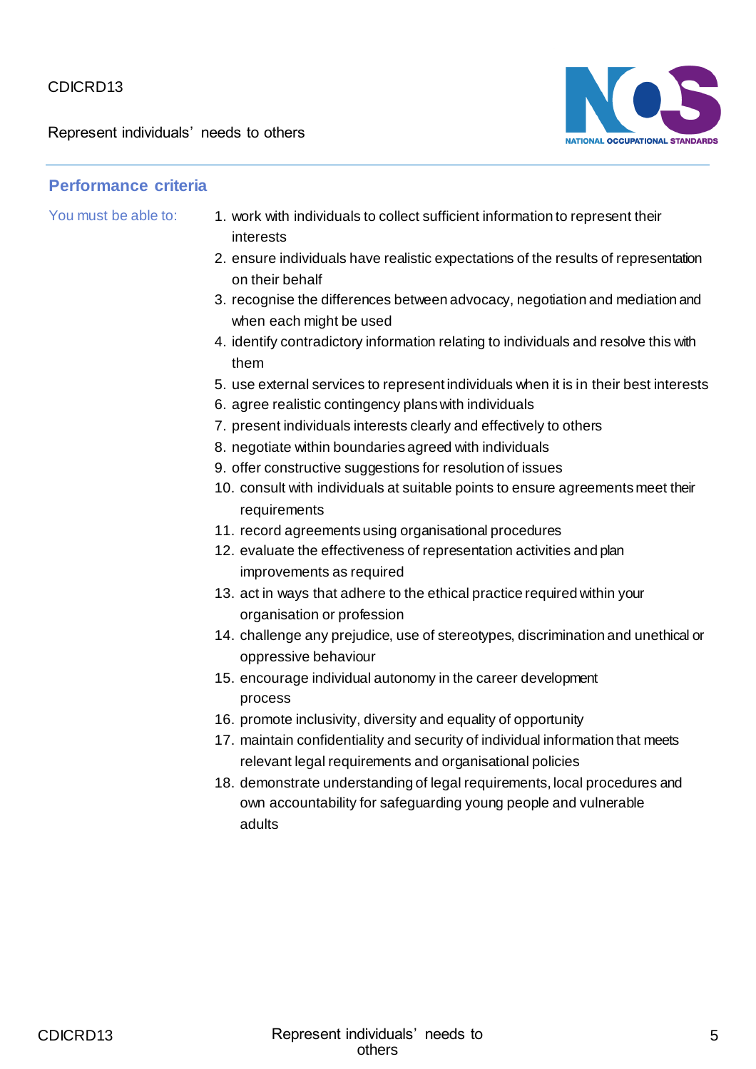## Performance criteria

You must be able to:

1. work with individuals to collect sufficient information to represent their interests
2. ensure individuals have realistic expectations of the results of representation on their behalf
3. recognise the differences between advocacy, negotiation and mediation and when each might be used
4. identify contradictory information relating to individuals and resolve this with them
5. use external services to represent individuals when it is in their best interests
6. agree realistic contingency plans with individuals
7. present individuals interests clearly and effectively to others
8. negotiate within boundaries agreed with individuals
9. offer constructive suggestions for resolution of issues
10. consult with individuals at suitable points to ensure agreements meet their requirements
11. record agreements using organisational procedures
12. evaluate the effectiveness of representation activities and plan improvements as required
13. act in ways that adhere to the ethical practice required within your organisation or profession
14. challenge any prejudice, use of stereotypes, discrimination and unethical or oppressive behaviour
15. encourage individual autonomy in the career development process
16. promote inclusivity, diversity and equality of opportunity
17. maintain confidentiality and security of individual information that meets relevant legal requirements and organisational policies
18. demonstrate understanding of legal requirements, local procedures and own accountability for safeguarding young people and vulnerable adults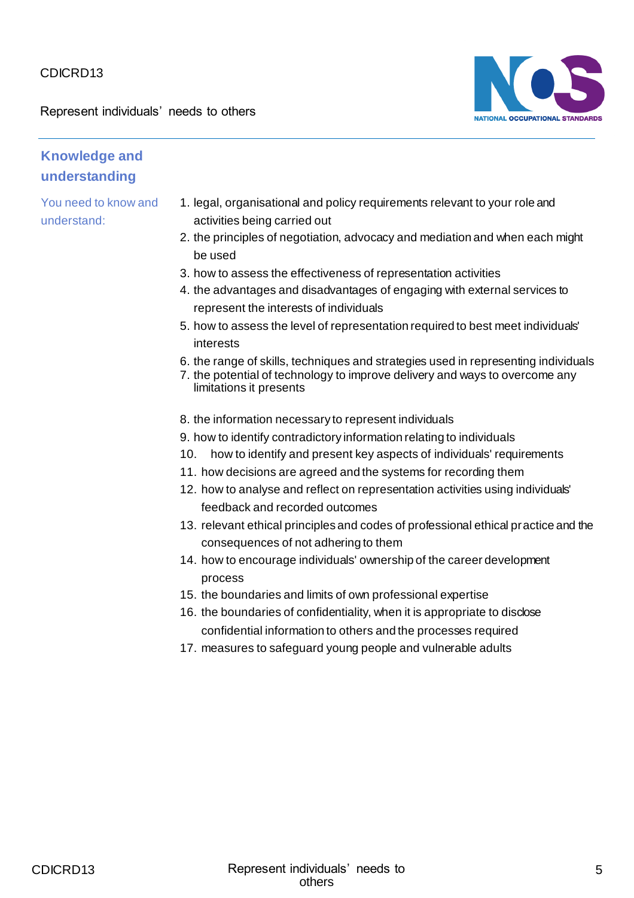## Knowledge and understanding

You need to know and understand:

1. legal, organisational and policy requirements relevant to your role and activities being carried out
2. the principles of negotiation, advocacy and mediation and when each might be used
3. how to assess the effectiveness of representation activities
4. the advantages and disadvantages of engaging with external services to represent the interests of individuals
5. how to assess the level of representation required to best meet individuals' interests
6. the range of skills, techniques and strategies used in representing individuals
7. the potential of technology to improve delivery and ways to overcome any limitations it presents
8. the information necessary to represent individuals
9. how to identify contradictory information relating to individuals
10. how to identify and present key aspects of individuals' requirements
11. how decisions are agreed and the systems for recording them
12. how to analyse and reflect on representation activities using individuals' feedback and recorded outcomes
13. relevant ethical principles and codes of professional ethical practice and the consequences of not adhering to them
14. how to encourage individuals' ownership of the career development process
15. the boundaries and limits of own professional expertise
16. the boundaries of confidentiality, when it is appropriate to disclose confidential information to others and the processes required
17. measures to safeguard young people and vulnerable adults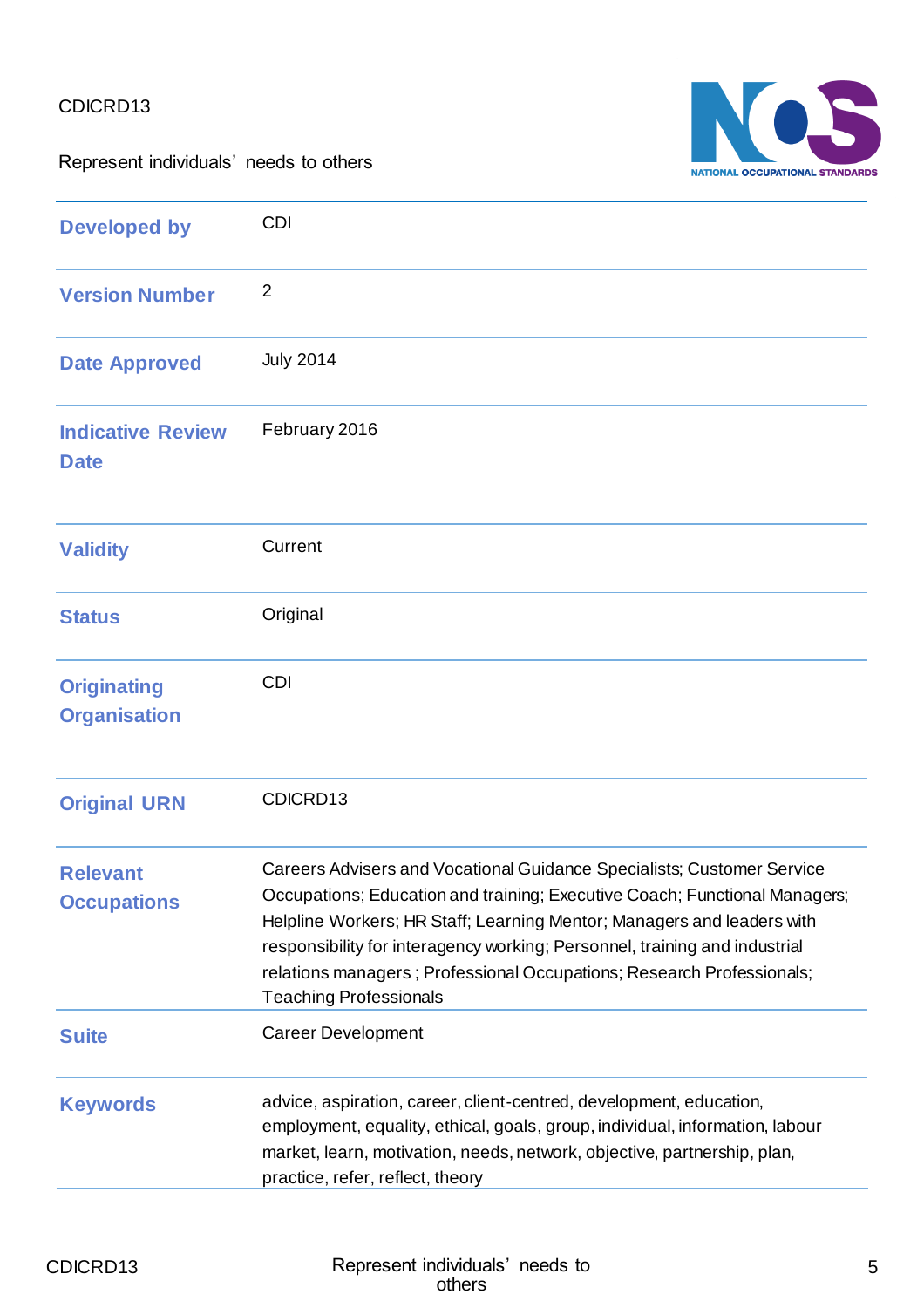CDICRD13

Represent individuals' needs to others

| | |
|---|---|
| **Developed by** | CDI |
| **Version Number** | 2 |
| **Date Approved** | July 2014 |
| **Indicative Review Date** | February 2016 |
| **Validity** | Current |
| **Status** | Original |
| **Originating Organisation** | CDI |
| **Original URN** | CDICRD13 |
| **Relevant Occupations** | Careers Advisers and Vocational Guidance Specialists; Customer Service Occupations; Education and training; Executive Coach; Functional Managers; Helpline Workers; HR Staff; Learning Mentor; Managers and leaders with responsibility for interagency working; Personnel, training and industrial relations managers ; Professional Occupations; Research Professionals; Teaching Professionals |
| **Suite** | Career Development |
| **Keywords** | advice, aspiration, career, client-centred, development, education, employment, equality, ethical, goals, group, individual, information, labour market, learn, motivation, needs, network, objective, partnership, plan, practice, refer, reflect, theory |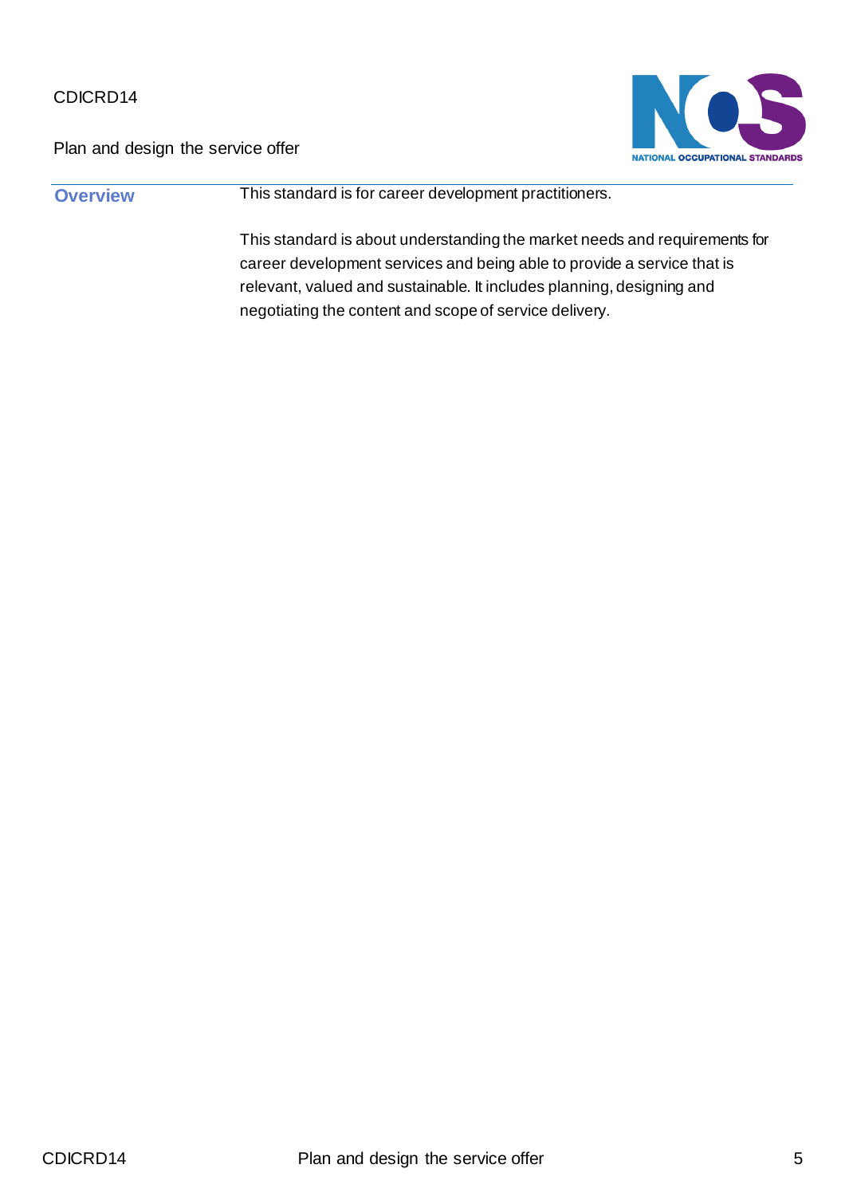CDICRD14

Plan and design the service offer

## Overview

This standard is for career development practitioners.

This standard is about understanding the market needs and requirements for career development services and being able to provide a service that is relevant, valued and sustainable. It includes planning, designing and negotiating the content and scope of service delivery.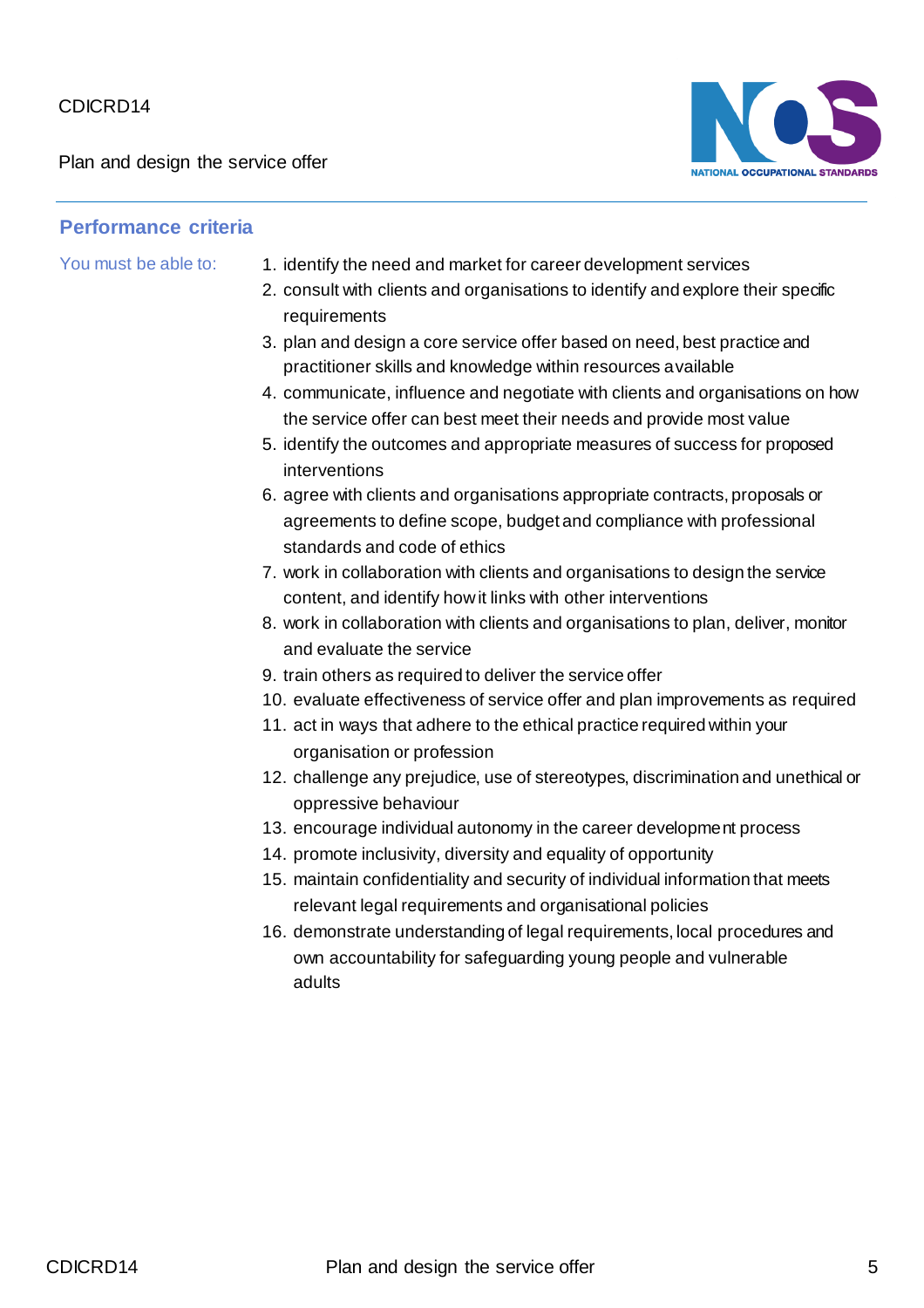## Performance criteria

You must be able to:

1. identify the need and market for career development services
2. consult with clients and organisations to identify and explore their specific requirements
3. plan and design a core service offer based on need, best practice and practitioner skills and knowledge within resources available
4. communicate, influence and negotiate with clients and organisations on how the service offer can best meet their needs and provide most value
5. identify the outcomes and appropriate measures of success for proposed interventions
6. agree with clients and organisations appropriate contracts, proposals or agreements to define scope, budget and compliance with professional standards and code of ethics
7. work in collaboration with clients and organisations to design the service content, and identify how it links with other interventions
8. work in collaboration with clients and organisations to plan, deliver, monitor and evaluate the service
9. train others as required to deliver the service offer
10. evaluate effectiveness of service offer and plan improvements as required
11. act in ways that adhere to the ethical practice required within your organisation or profession
12. challenge any prejudice, use of stereotypes, discrimination and unethical or oppressive behaviour
13. encourage individual autonomy in the career development process
14. promote inclusivity, diversity and equality of opportunity
15. maintain confidentiality and security of individual information that meets relevant legal requirements and organisational policies
16. demonstrate understanding of legal requirements, local procedures and own accountability for safeguarding young people and vulnerable adults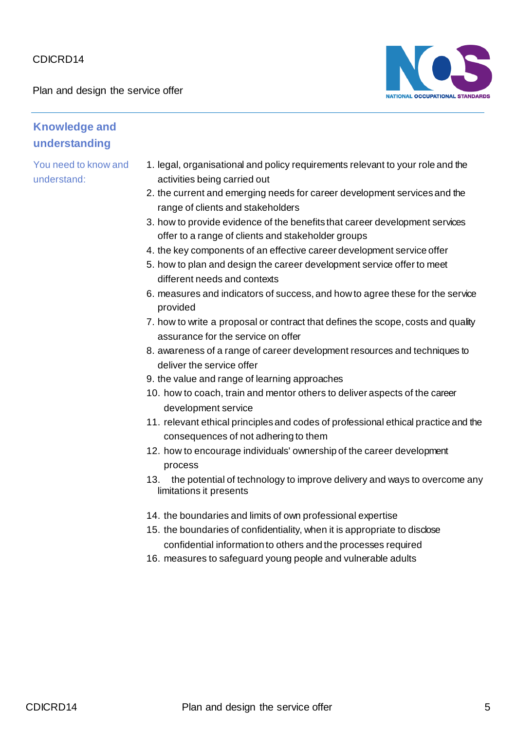## Knowledge and understanding

You need to know and understand:

1. legal, organisational and policy requirements relevant to your role and the activities being carried out
2. the current and emerging needs for career development services and the range of clients and stakeholders
3. how to provide evidence of the benefits that career development services offer to a range of clients and stakeholder groups
4. the key components of an effective career development service offer
5. how to plan and design the career development service offer to meet different needs and contexts
6. measures and indicators of success, and how to agree these for the service provided
7. how to write a proposal or contract that defines the scope, costs and quality assurance for the service on offer
8. awareness of a range of career development resources and techniques to deliver the service offer
9. the value and range of learning approaches
10. how to coach, train and mentor others to deliver aspects of the career development service
11. relevant ethical principles and codes of professional ethical practice and the consequences of not adhering to them
12. how to encourage individuals' ownership of the career development process
13. the potential of technology to improve delivery and ways to overcome any limitations it presents
14. the boundaries and limits of own professional expertise
15. the boundaries of confidentiality, when it is appropriate to disclose confidential information to others and the processes required
16. measures to safeguard young people and vulnerable adults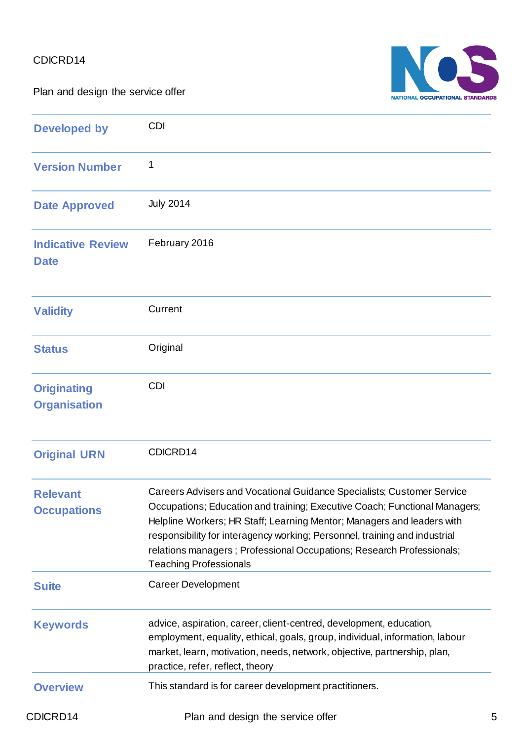CDICRD14

Plan and design the service offer

| | |
|---|---|
| **Developed by** | CDI |
| **Version Number** | 1 |
| **Date Approved** | July 2014 |
| **Indicative Review Date** | February 2016 |
| **Validity** | Current |
| **Status** | Original |
| **Originating Organisation** | CDI |
| **Original URN** | CDICRD14 |
| **Relevant Occupations** | Careers Advisers and Vocational Guidance Specialists; Customer Service Occupations; Education and training; Executive Coach; Functional Managers; Helpline Workers; HR Staff; Learning Mentor; Managers and leaders with responsibility for interagency working; Personnel, training and industrial relations managers ; Professional Occupations; Research Professionals; Teaching Professionals |
| **Suite** | Career Development |
| **Keywords** | advice, aspiration, career, client-centred, development, education, employment, equality, ethical, goals, group, individual, information, labour market, learn, motivation, needs, network, objective, partnership, plan, practice, refer, reflect, theory |
| **Overview** | This standard is for career development practitioners. |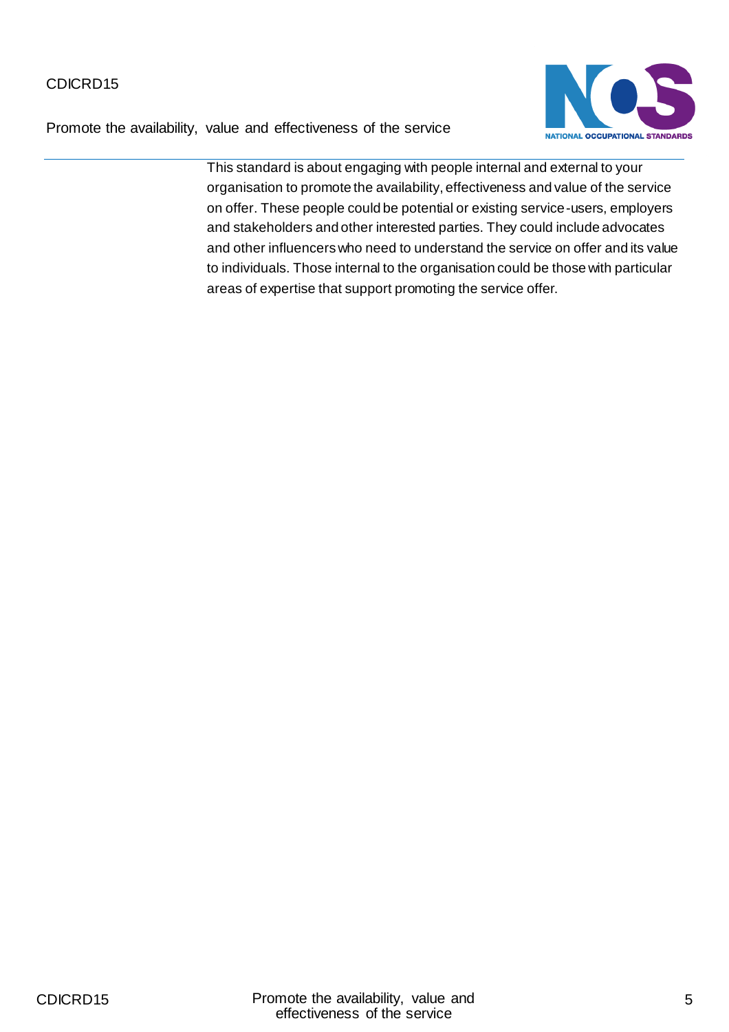This standard is about engaging with people internal and external to your organisation to promote the availability, effectiveness and value of the service on offer. These people could be potential or existing service-users, employers and stakeholders and other interested parties. They could include advocates and other influencers who need to understand the service on offer and its value to individuals. Those internal to the organisation could be those with particular areas of expertise that support promoting the service offer.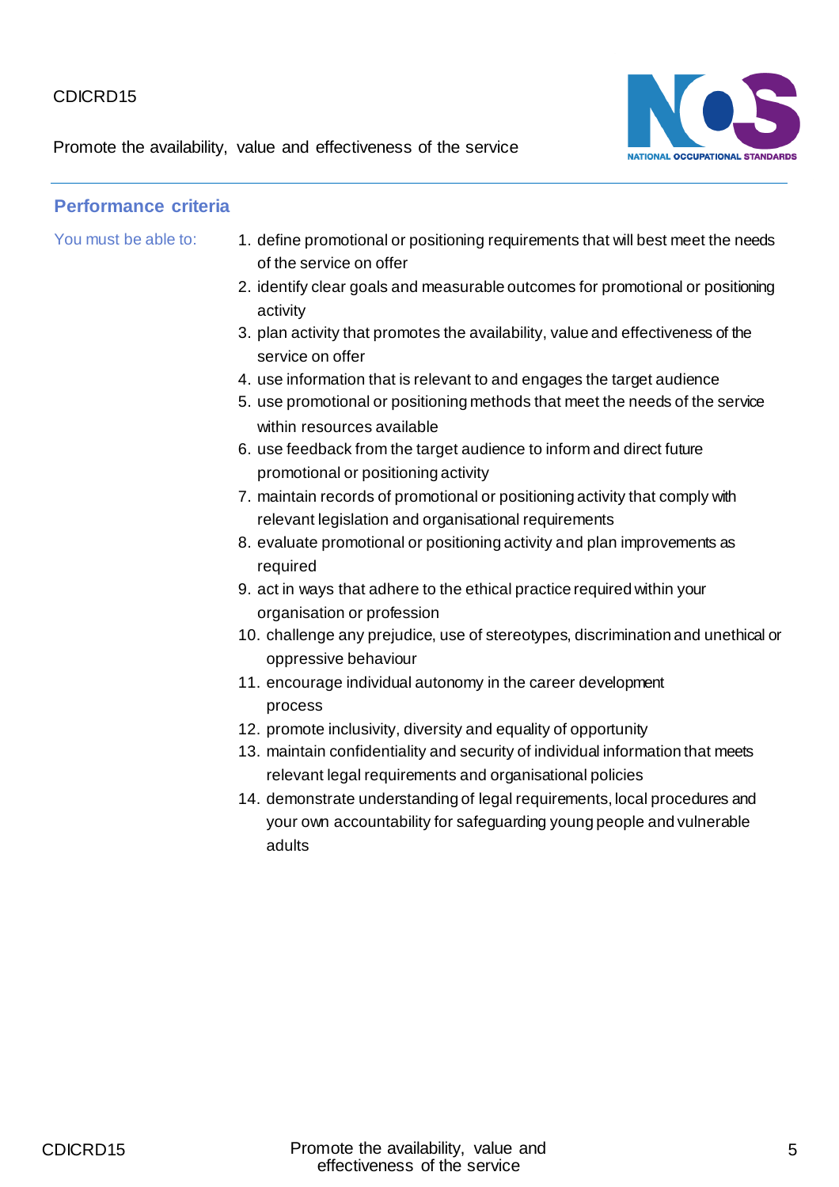## Performance criteria

You must be able to:

1. define promotional or positioning requirements that will best meet the needs of the service on offer
2. identify clear goals and measurable outcomes for promotional or positioning activity
3. plan activity that promotes the availability, value and effectiveness of the service on offer
4. use information that is relevant to and engages the target audience
5. use promotional or positioning methods that meet the needs of the service within resources available
6. use feedback from the target audience to inform and direct future promotional or positioning activity
7. maintain records of promotional or positioning activity that comply with relevant legislation and organisational requirements
8. evaluate promotional or positioning activity and plan improvements as required
9. act in ways that adhere to the ethical practice required within your organisation or profession
10. challenge any prejudice, use of stereotypes, discrimination and unethical or oppressive behaviour
11. encourage individual autonomy in the career development process
12. promote inclusivity, diversity and equality of opportunity
13. maintain confidentiality and security of individual information that meets relevant legal requirements and organisational policies
14. demonstrate understanding of legal requirements, local procedures and your own accountability for safeguarding young people and vulnerable adults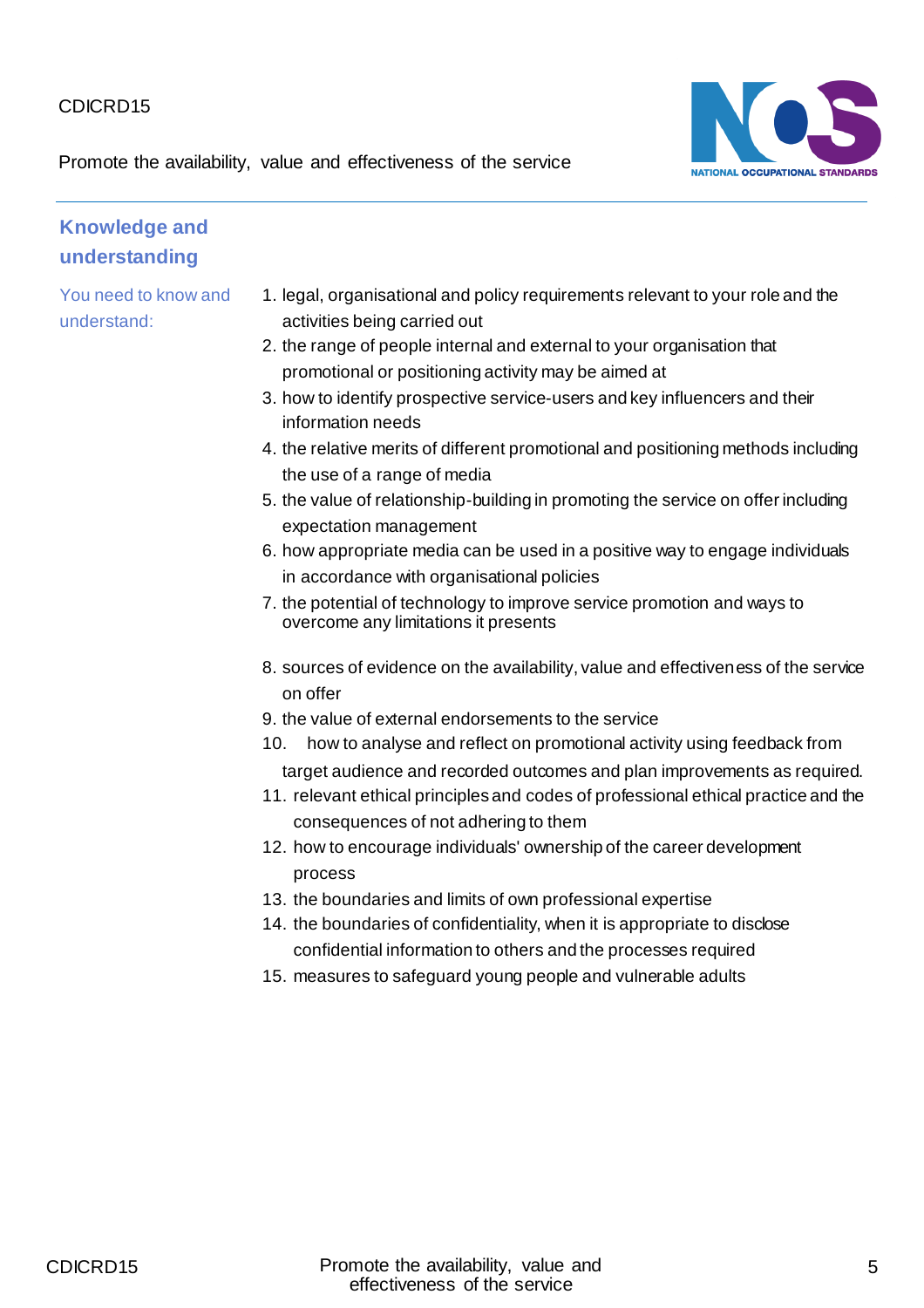## Knowledge and understanding

You need to know and understand:

1. legal, organisational and policy requirements relevant to your role and the activities being carried out
2. the range of people internal and external to your organisation that promotional or positioning activity may be aimed at
3. how to identify prospective service-users and key influencers and their information needs
4. the relative merits of different promotional and positioning methods including the use of a range of media
5. the value of relationship-building in promoting the service on offer including expectation management
6. how appropriate media can be used in a positive way to engage individuals in accordance with organisational policies
7. the potential of technology to improve service promotion and ways to overcome any limitations it presents
8. sources of evidence on the availability, value and effectiveness of the service on offer
9. the value of external endorsements to the service
10. how to analyse and reflect on promotional activity using feedback from target audience and recorded outcomes and plan improvements as required.
11. relevant ethical principles and codes of professional ethical practice and the consequences of not adhering to them
12. how to encourage individuals' ownership of the career development process
13. the boundaries and limits of own professional expertise
14. the boundaries of confidentiality, when it is appropriate to disclose confidential information to others and the processes required
15. measures to safeguard young people and vulnerable adults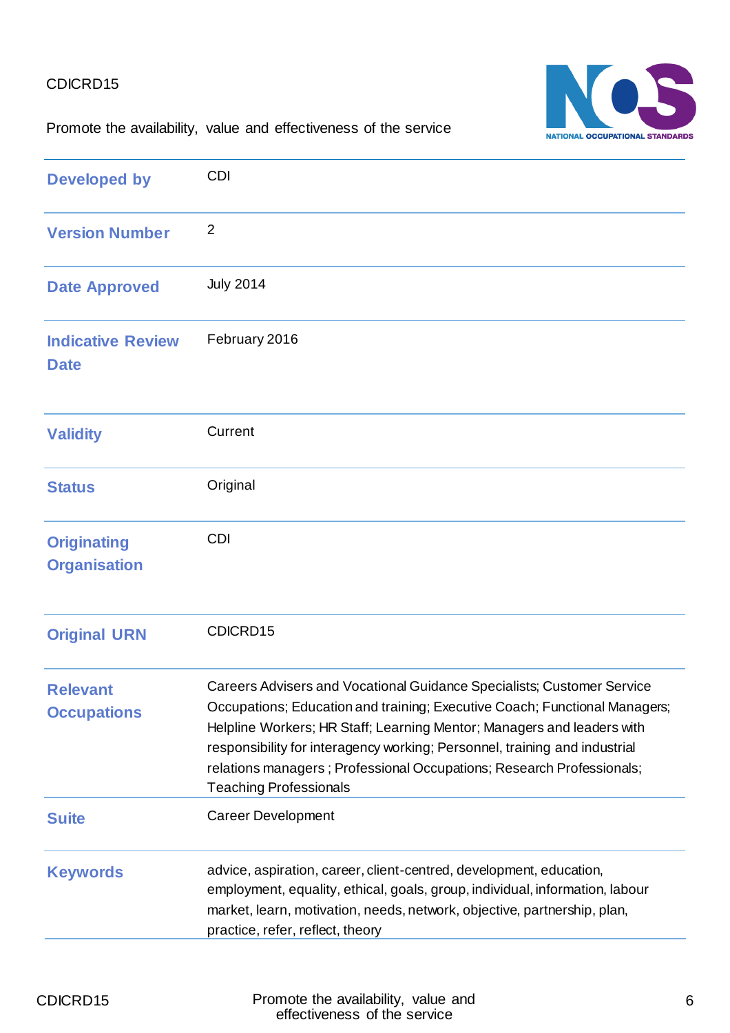CDICRD15

Promote the availability, value and effectiveness of the service

| | |
|---|---|
| **Developed by** | CDI |
| **Version Number** | 2 |
| **Date Approved** | July 2014 |
| **Indicative Review Date** | February 2016 |
| **Validity** | Current |
| **Status** | Original |
| **Originating Organisation** | CDI |
| **Original URN** | CDICRD15 |
| **Relevant Occupations** | Careers Advisers and Vocational Guidance Specialists; Customer Service Occupations; Education and training; Executive Coach; Functional Managers; Helpline Workers; HR Staff; Learning Mentor; Managers and leaders with responsibility for interagency working; Personnel, training and industrial relations managers ; Professional Occupations; Research Professionals; Teaching Professionals |
| **Suite** | Career Development |
| **Keywords** | advice, aspiration, career, client-centred, development, education, employment, equality, ethical, goals, group, individual, information, labour market, learn, motivation, needs, network, objective, partnership, plan, practice, refer, reflect, theory |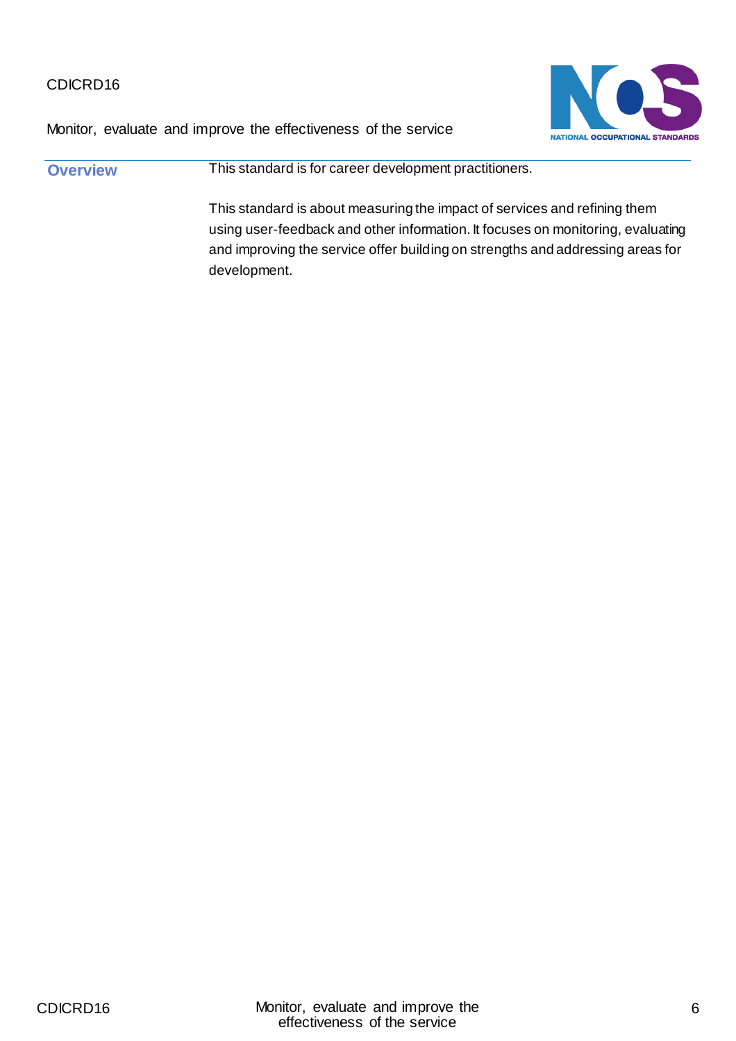CDICRD16

Monitor, evaluate and improve the effectiveness of the service

## Overview

This standard is for career development practitioners.

This standard is about measuring the impact of services and refining them using user-feedback and other information. It focuses on monitoring, evaluating and improving the service offer building on strengths and addressing areas for development.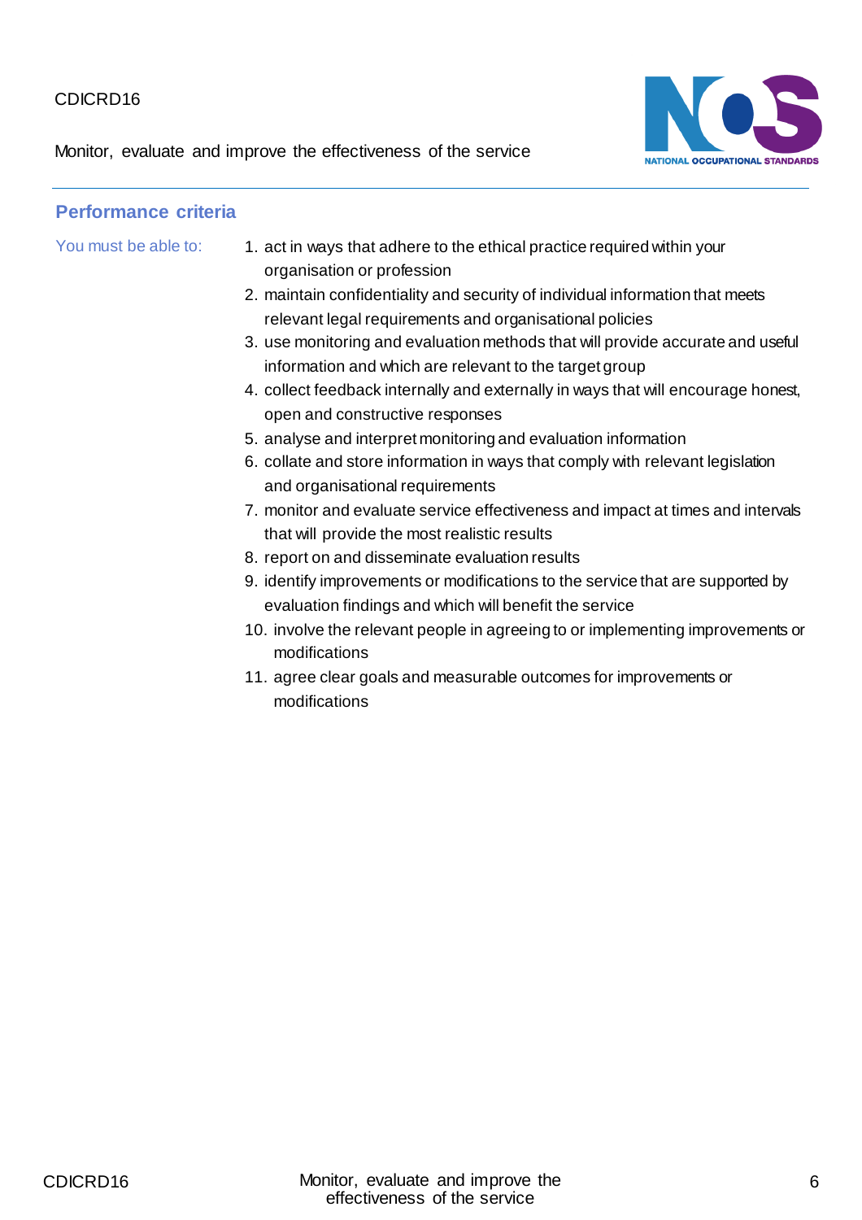## Performance criteria

You must be able to:

1. act in ways that adhere to the ethical practice required within your organisation or profession
2. maintain confidentiality and security of individual information that meets relevant legal requirements and organisational policies
3. use monitoring and evaluation methods that will provide accurate and useful information and which are relevant to the target group
4. collect feedback internally and externally in ways that will encourage honest, open and constructive responses
5. analyse and interpret monitoring and evaluation information
6. collate and store information in ways that comply with relevant legislation and organisational requirements
7. monitor and evaluate service effectiveness and impact at times and intervals that will provide the most realistic results
8. report on and disseminate evaluation results
9. identify improvements or modifications to the service that are supported by evaluation findings and which will benefit the service
10. involve the relevant people in agreeing to or implementing improvements or modifications
11. agree clear goals and measurable outcomes for improvements or modifications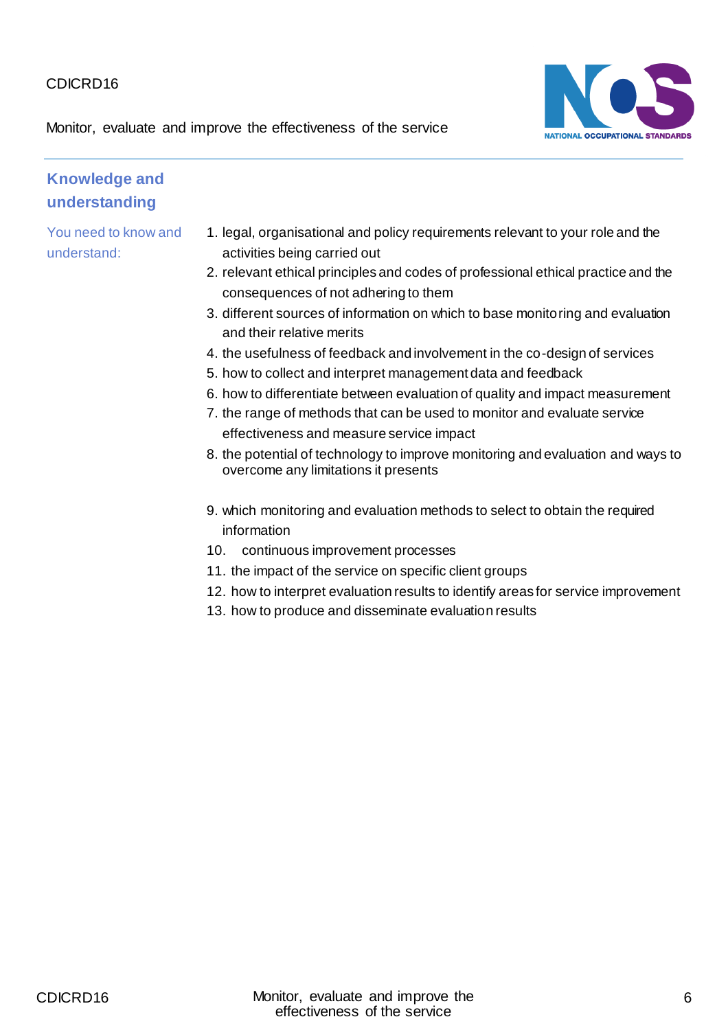## Knowledge and understanding

You need to know and understand:

1. legal, organisational and policy requirements relevant to your role and the activities being carried out
2. relevant ethical principles and codes of professional ethical practice and the consequences of not adhering to them
3. different sources of information on which to base monitoring and evaluation and their relative merits
4. the usefulness of feedback and involvement in the co-design of services
5. how to collect and interpret management data and feedback
6. how to differentiate between evaluation of quality and impact measurement
7. the range of methods that can be used to monitor and evaluate service effectiveness and measure service impact
8. the potential of technology to improve monitoring and evaluation and ways to overcome any limitations it presents
9. which monitoring and evaluation methods to select to obtain the required information
10. continuous improvement processes
11. the impact of the service on specific client groups
12. how to interpret evaluation results to identify areas for service improvement
13. how to produce and disseminate evaluation results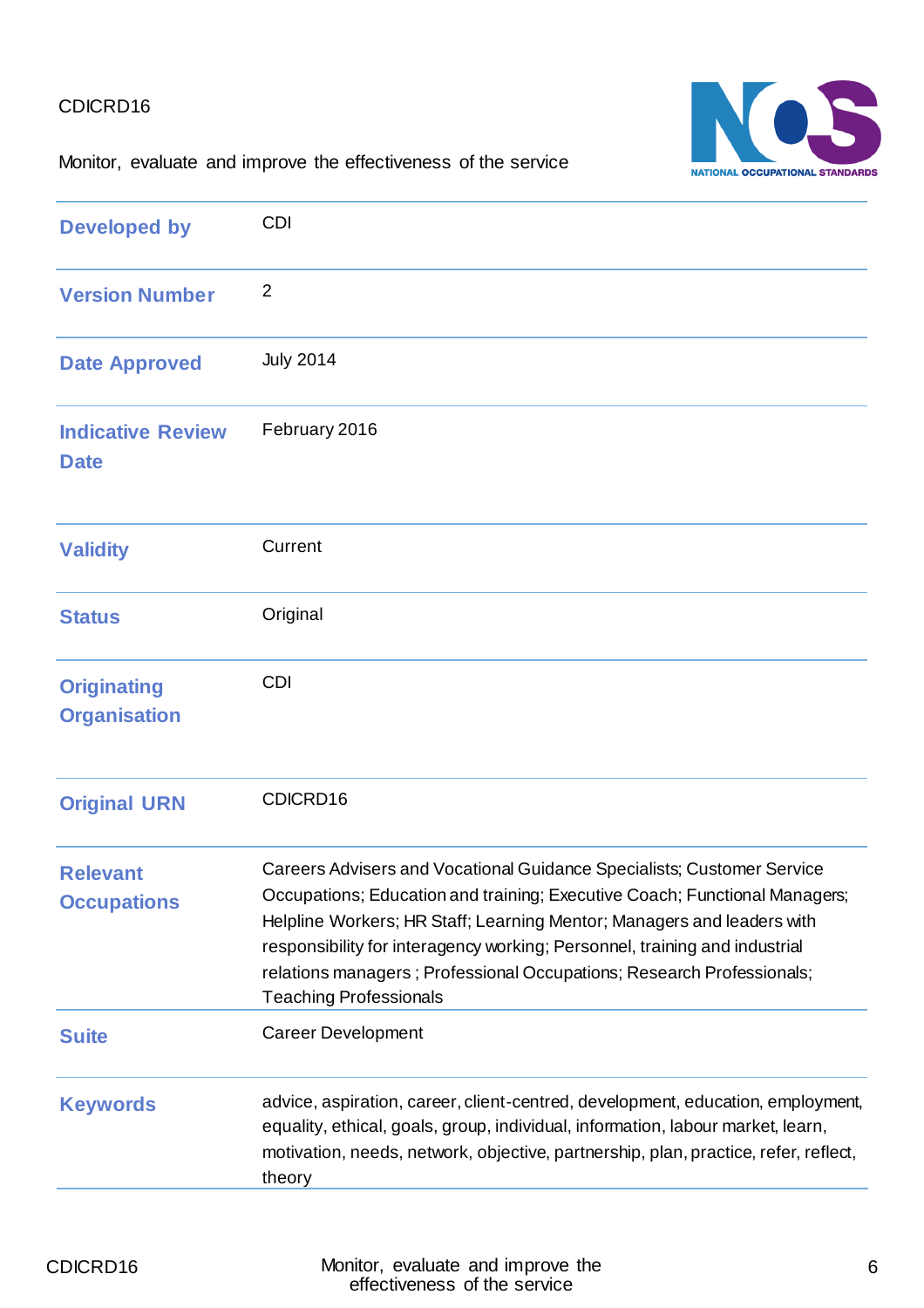| | |
|---|---|
| **Developed by** | CDI |
| **Version Number** | 2 |
| **Date Approved** | July 2014 |
| **Indicative Review Date** | February 2016 |
| **Validity** | Current |
| **Status** | Original |
| **Originating Organisation** | CDI |
| **Original URN** | CDICRD16 |
| **Relevant Occupations** | Careers Advisers and Vocational Guidance Specialists; Customer Service Occupations; Education and training; Executive Coach; Functional Managers; Helpline Workers; HR Staff; Learning Mentor; Managers and leaders with responsibility for interagency working; Personnel, training and industrial relations managers ; Professional Occupations; Research Professionals; Teaching Professionals |
| **Suite** | Career Development |
| **Keywords** | advice, aspiration, career, client-centred, development, education, employment, equality, ethical, goals, group, individual, information, labour market, learn, motivation, needs, network, objective, partnership, plan, practice, refer, reflect, theory |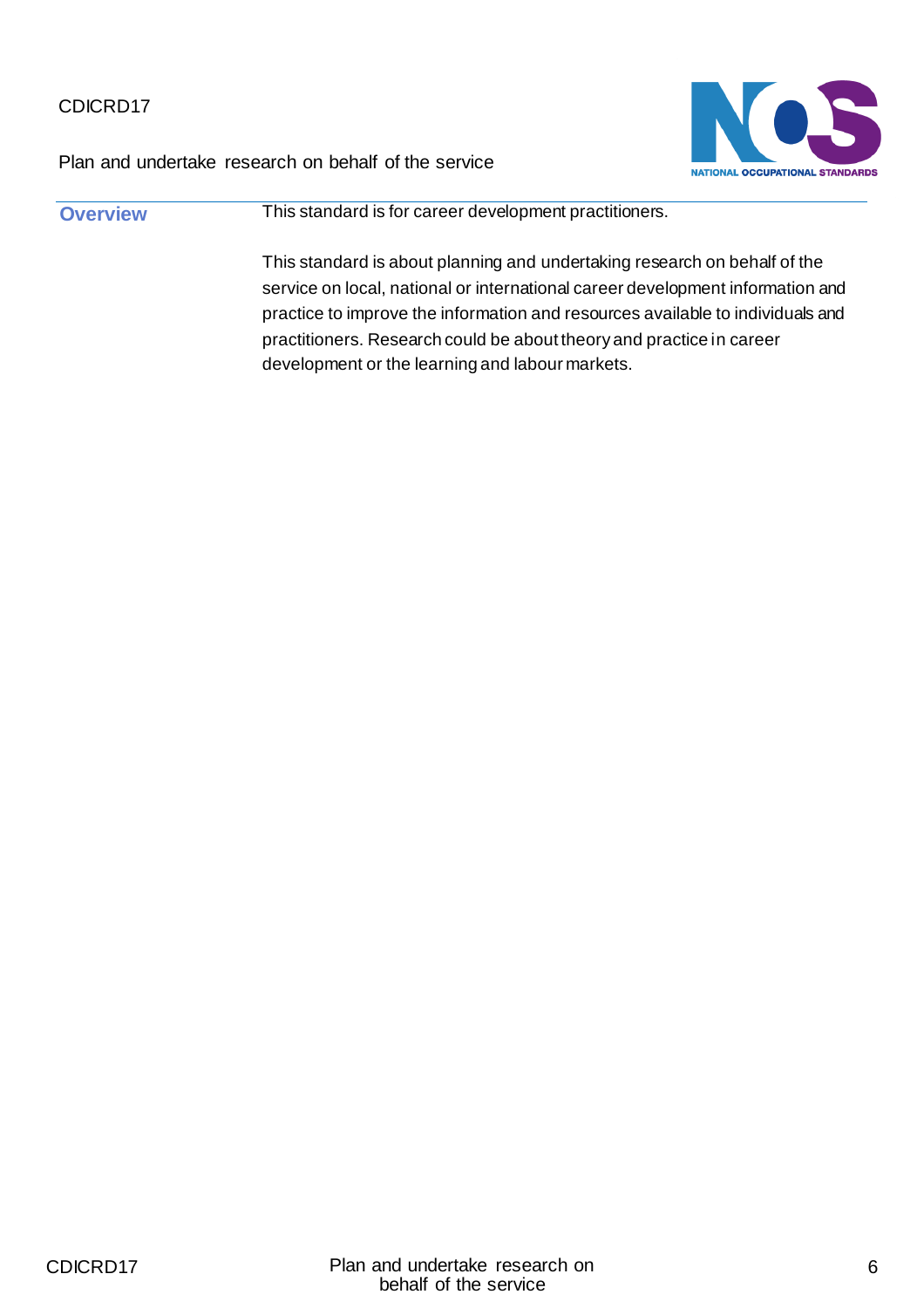CDICRD17

Plan and undertake research on behalf of the service

| | |
|---|---|
| **Overview** | This standard is for career development practitioners.<br><br>This standard is about planning and undertaking research on behalf of the service on local, national or international career development information and practice to improve the information and resources available to individuals and practitioners. Research could be about theory and practice in career development or the learning and labour markets. |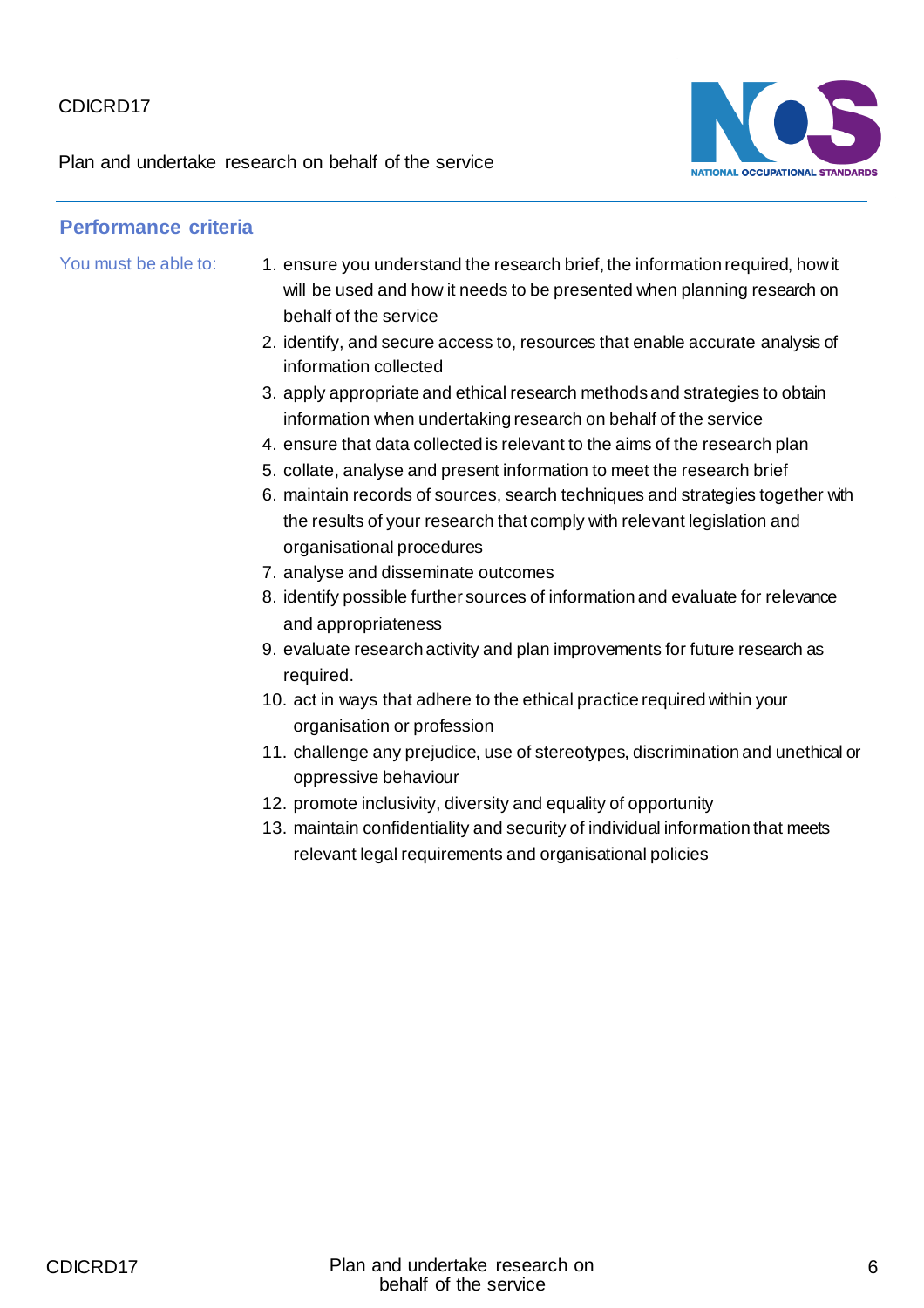## Performance criteria

*You must be able to:*

1. ensure you understand the research brief, the information required, how it will be used and how it needs to be presented when planning research on behalf of the service
2. identify, and secure access to, resources that enable accurate analysis of information collected
3. apply appropriate and ethical research methods and strategies to obtain information when undertaking research on behalf of the service
4. ensure that data collected is relevant to the aims of the research plan
5. collate, analyse and present information to meet the research brief
6. maintain records of sources, search techniques and strategies together with the results of your research that comply with relevant legislation and organisational procedures
7. analyse and disseminate outcomes
8. identify possible further sources of information and evaluate for relevance and appropriateness
9. evaluate research activity and plan improvements for future research as required.
10. act in ways that adhere to the ethical practice required within your organisation or profession
11. challenge any prejudice, use of stereotypes, discrimination and unethical or oppressive behaviour
12. promote inclusivity, diversity and equality of opportunity
13. maintain confidentiality and security of individual information that meets relevant legal requirements and organisational policies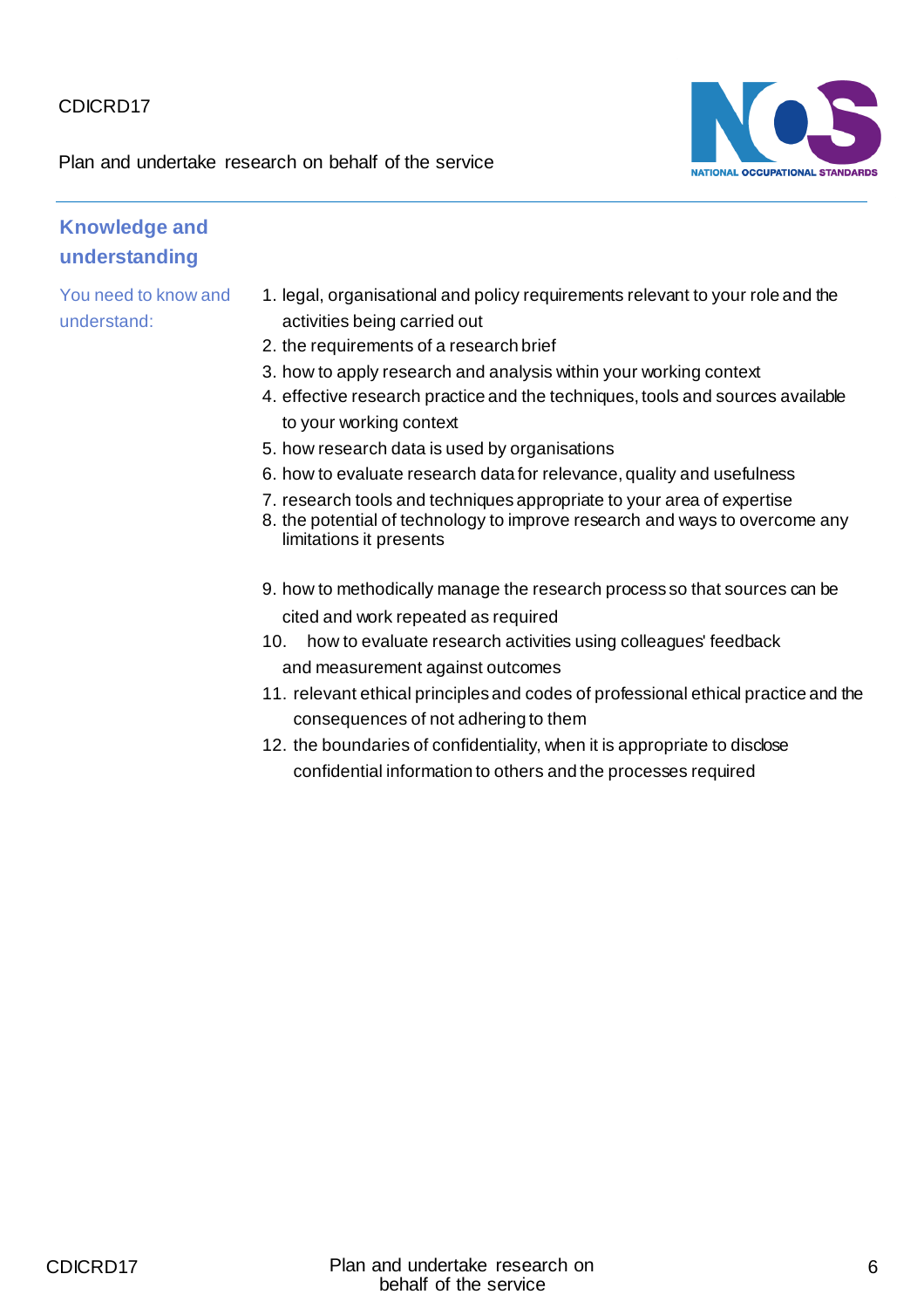## Knowledge and understanding

You need to know and understand:

1. legal, organisational and policy requirements relevant to your role and the activities being carried out
2. the requirements of a research brief
3. how to apply research and analysis within your working context
4. effective research practice and the techniques, tools and sources available to your working context
5. how research data is used by organisations
6. how to evaluate research data for relevance, quality and usefulness
7. research tools and techniques appropriate to your area of expertise
8. the potential of technology to improve research and ways to overcome any limitations it presents
9. how to methodically manage the research process so that sources can be cited and work repeated as required
10. how to evaluate research activities using colleagues' feedback and measurement against outcomes
11. relevant ethical principles and codes of professional ethical practice and the consequences of not adhering to them
12. the boundaries of confidentiality, when it is appropriate to disclose confidential information to others and the processes required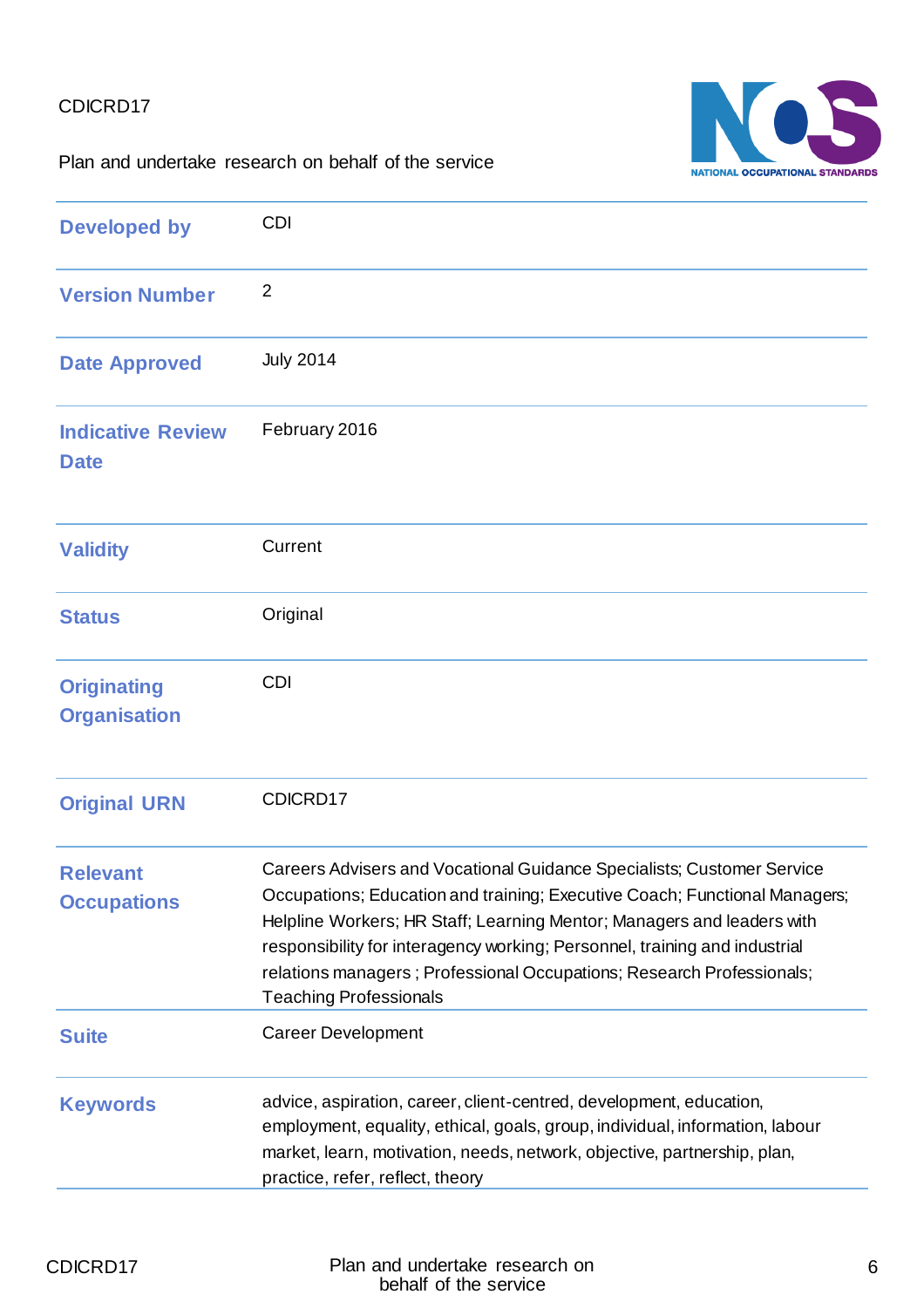CDICRD17

Plan and undertake research on behalf of the service

| | |
|---|---|
| **Developed by** | CDI |
| **Version Number** | 2 |
| **Date Approved** | July 2014 |
| **Indicative Review Date** | February 2016 |
| **Validity** | Current |
| **Status** | Original |
| **Originating Organisation** | CDI |
| **Original URN** | CDICRD17 |
| **Relevant Occupations** | Careers Advisers and Vocational Guidance Specialists; Customer Service Occupations; Education and training; Executive Coach; Functional Managers; Helpline Workers; HR Staff; Learning Mentor; Managers and leaders with responsibility for interagency working; Personnel, training and industrial relations managers ; Professional Occupations; Research Professionals; Teaching Professionals |
| **Suite** | Career Development |
| **Keywords** | advice, aspiration, career, client-centred, development, education, employment, equality, ethical, goals, group, individual, information, labour market, learn, motivation, needs, network, objective, partnership, plan, practice, refer, reflect, theory |